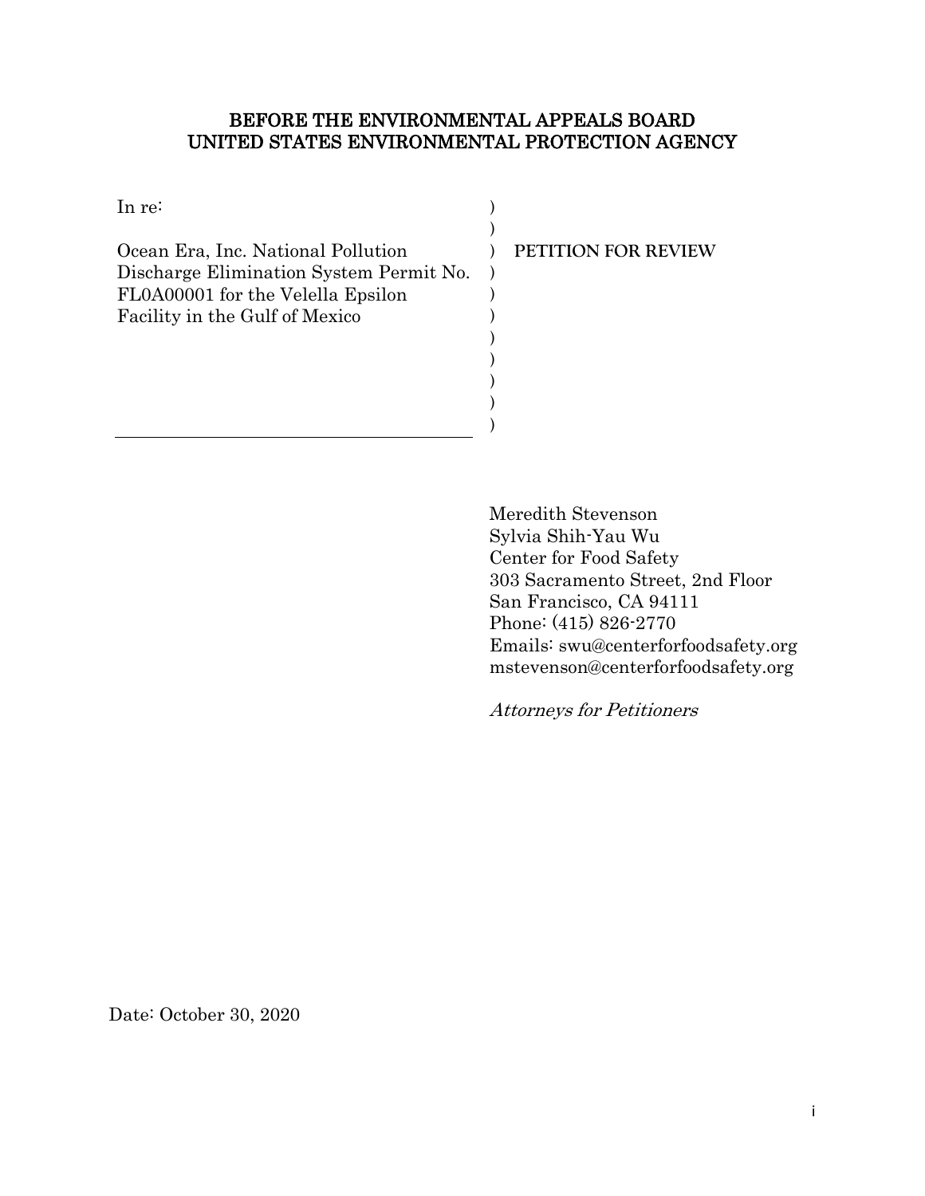# BEFORE THE ENVIRONMENTAL APPEALS BOARD
# UNITED STATES ENVIRONMENTAL PROTECTION AGENCY

| | |
|---|---|
| In re:<br><br>Ocean Era, Inc. National Pollution Discharge Elimination System Permit No. FL0A00001 for the Velella Epsilon Facility in the Gulf of Mexico | **PETITION FOR REVIEW** |

Meredith Stevenson
Sylvia Shih-Yau Wu
Center for Food Safety
303 Sacramento Street, 2nd Floor
San Francisco, CA 94111
Phone: (415) 826-2770
Emails: swu@centerforfoodsafety.org
mstevenson@centerforfoodsafety.org

*Attorneys for Petitioners*

Date: October 30, 2020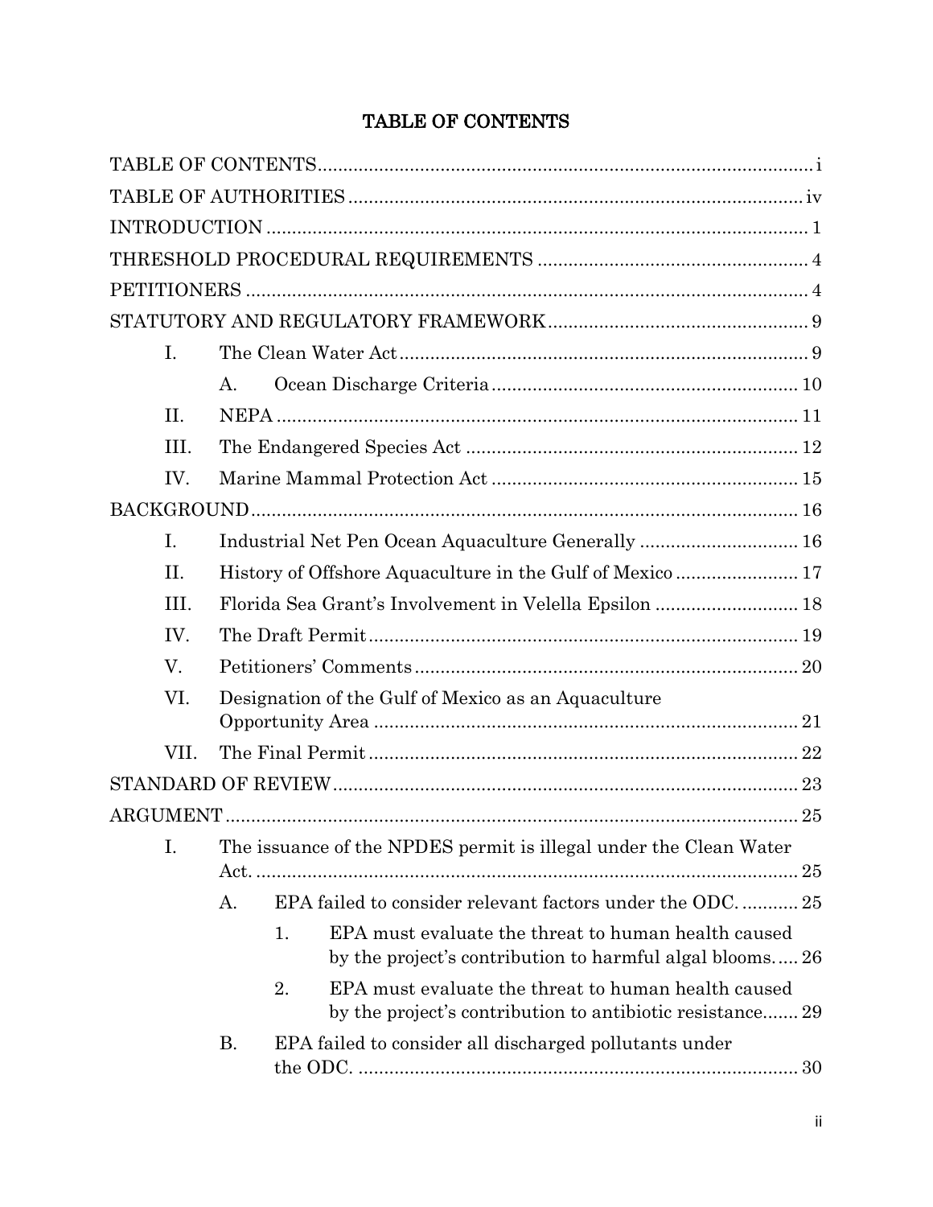# TABLE OF CONTENTS

TABLE OF CONTENTS ................................................................................................ i

TABLE OF AUTHORITIES ........................................................................................ iv

INTRODUCTION ........................................................................................................ 1

THRESHOLD PROCEDURAL REQUIREMENTS .................................................... 4

PETITIONERS ............................................................................................................ 4

STATUTORY AND REGULATORY FRAMEWORK .................................................. 9

- I. The Clean Water Act ................................................................................ 9
  - A. Ocean Discharge Criteria ........................................................... 10
- II. NEPA ...................................................................................................... 11
- III. The Endangered Species Act ................................................................ 12
- IV. Marine Mammal Protection Act ........................................................... 15

BACKGROUND ......................................................................................................... 16

- I. Industrial Net Pen Ocean Aquaculture Generally ............................... 16
- II. History of Offshore Aquaculture in the Gulf of Mexico ........................ 17
- III. Florida Sea Grant's Involvement in Velella Epsilon ............................ 18
- IV. The Draft Permit .................................................................................... 19
- V. Petitioners' Comments ........................................................................... 20
- VI. Designation of the Gulf of Mexico as an Aquaculture Opportunity Area .................................................................................. 21
- VII. The Final Permit .................................................................................... 22

STANDARD OF REVIEW .......................................................................................... 23

ARGUMENT ............................................................................................................... 25

- I. The issuance of the NPDES permit is illegal under the Clean Water Act. ........................................................................................................ 25
  - A. EPA failed to consider relevant factors under the ODC. ........... 25
    - 1. EPA must evaluate the threat to human health caused by the project's contribution to harmful algal blooms..... 26
    - 2. EPA must evaluate the threat to human health caused by the project's contribution to antibiotic resistance....... 29
  - B. EPA failed to consider all discharged pollutants under the ODC. ...................................................................................... 30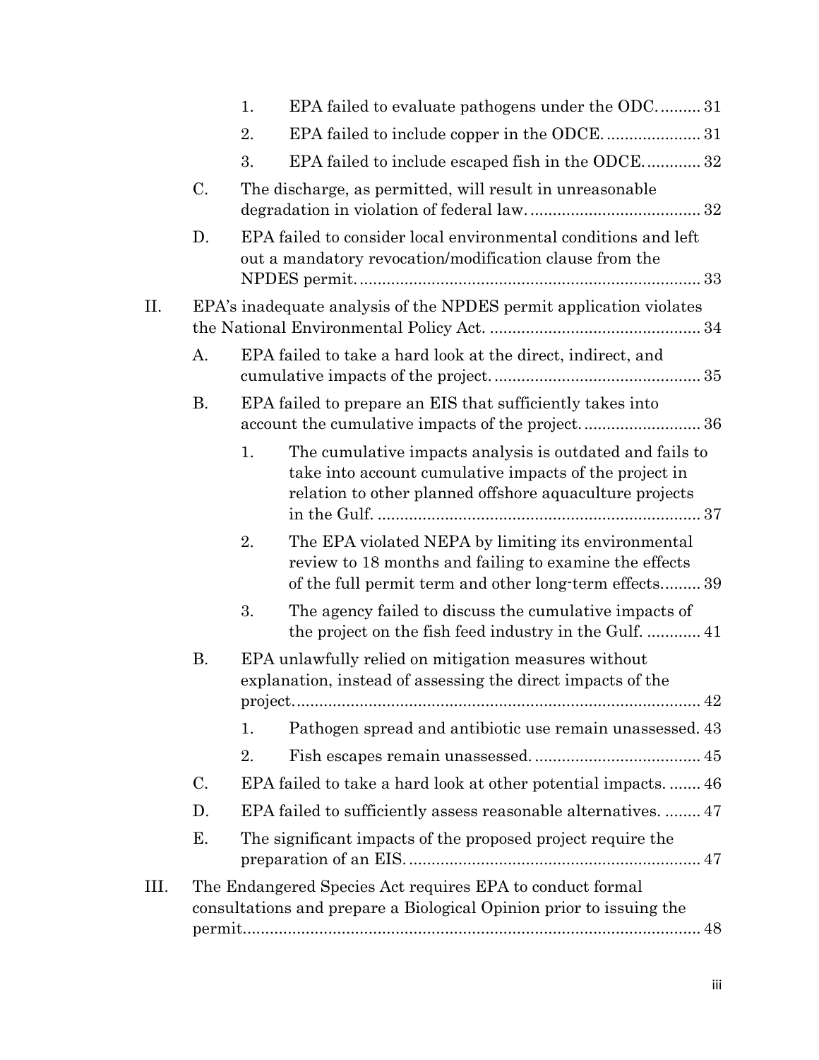1. EPA failed to evaluate pathogens under the ODC. ......... 31
2. EPA failed to include copper in the ODCE. .................... 31
3. EPA failed to include escaped fish in the ODCE. ............ 32

C. The discharge, as permitted, will result in unreasonable degradation in violation of federal law. ...................................... 32

D. EPA failed to consider local environmental conditions and left out a mandatory revocation/modification clause from the NPDES permit. ........................................................................... 33

II. EPA's inadequate analysis of the NPDES permit application violates the National Environmental Policy Act. ............................................. 34

A. EPA failed to take a hard look at the direct, indirect, and cumulative impacts of the project. ............................................. 35

B. EPA failed to prepare an EIS that sufficiently takes into account the cumulative impacts of the project. .......................... 36

1. The cumulative impacts analysis is outdated and fails to take into account cumulative impacts of the project in relation to other planned offshore aquaculture projects in the Gulf. ........................................................................ 37
2. The EPA violated NEPA by limiting its environmental review to 18 months and failing to examine the effects of the full permit term and other long-term effects......... 39
3. The agency failed to discuss the cumulative impacts of the project on the fish feed industry in the Gulf. ............ 41

B. EPA unlawfully relied on mitigation measures without explanation, instead of assessing the direct impacts of the project. ......................................................................................... 42

1. Pathogen spread and antibiotic use remain unassessed. 43
2. Fish escapes remain unassessed. .................................... 45

C. EPA failed to take a hard look at other potential impacts. ....... 46

D. EPA failed to sufficiently assess reasonable alternatives. ........ 47

E. The significant impacts of the proposed project require the preparation of an EIS. ................................................................ 47

III. The Endangered Species Act requires EPA to conduct formal consultations and prepare a Biological Opinion prior to issuing the permit. ................................................................................................... 48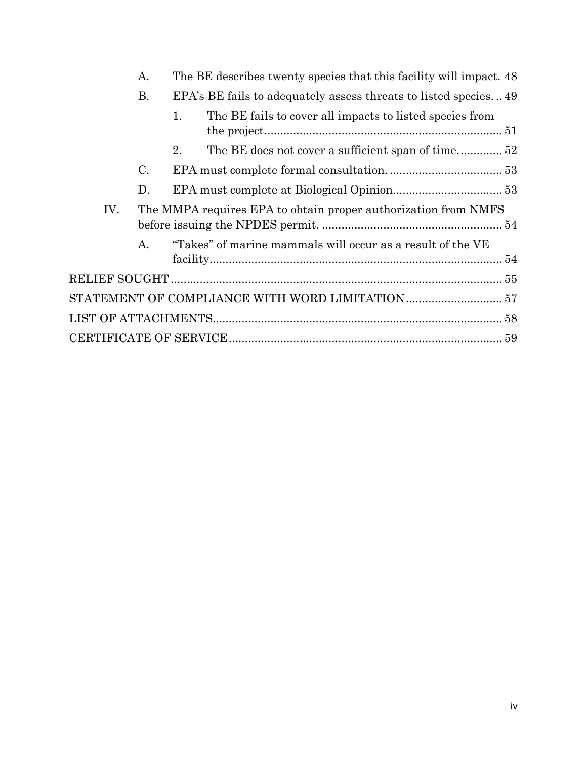- A. The BE describes twenty species that this facility will impact. 48
- B. EPA's BE fails to adequately assess threats to listed species. .. 49
  - 1. The BE fails to cover all impacts to listed species from the project. 51
  - 2. The BE does not cover a sufficient span of time. 52
- C. EPA must complete formal consultation. 53
- D. EPA must complete at Biological Opinion. 53

IV. The MMPA requires EPA to obtain proper authorization from NMFS before issuing the NPDES permit. 54

- A. "Takes" of marine mammals will occur as a result of the VE facility. 54

RELIEF SOUGHT 55

STATEMENT OF COMPLIANCE WITH WORD LIMITATION 57

LIST OF ATTACHMENTS 58

CERTIFICATE OF SERVICE 59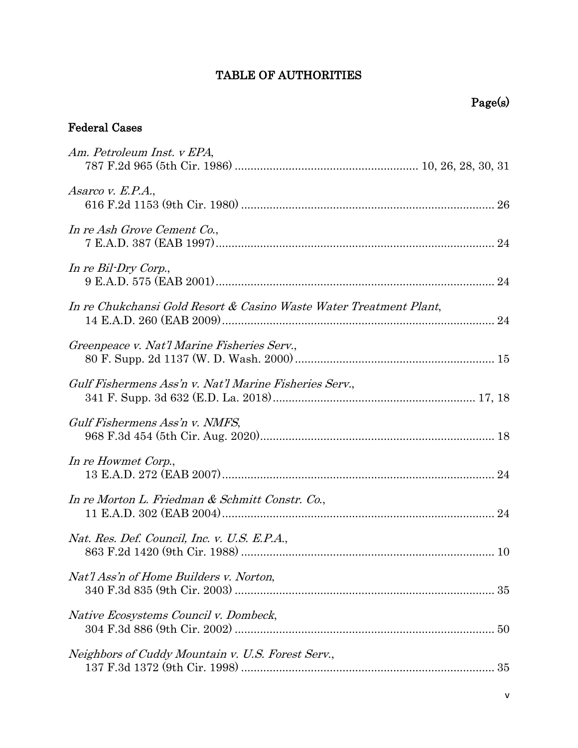# TABLE OF AUTHORITIES

Page(s)

## Federal Cases

*Am. Petroleum Inst. v EPA*,
787 F.2d 965 (5th Cir. 1986) ........................................................ 10, 26, 28, 30, 31

*Asarco v. E.P.A.*,
616 F.2d 1153 (9th Cir. 1980) ............................................................................ 26

*In re Ash Grove Cement Co.*,
7 E.A.D. 387 (EAB 1997) ..................................................................................... 24

*In re Bil-Dry Corp.*,
9 E.A.D. 575 (EAB 2001) ..................................................................................... 24

*In re Chukchansi Gold Resort & Casino Waste Water Treatment Plant*,
14 E.A.D. 260 (EAB 2009) ................................................................................... 24

*Greenpeace v. Nat'l Marine Fisheries Serv.*,
80 F. Supp. 2d 1137 (W. D. Wash. 2000) ............................................................ 15

*Gulf Fishermens Ass'n v. Nat'l Marine Fisheries Serv.*,
341 F. Supp. 3d 632 (E.D. La. 2018) ............................................................. 17, 18

*Gulf Fishermens Ass'n v. NMFS*,
968 F.3d 454 (5th Cir. Aug. 2020) ....................................................................... 18

*In re Howmet Corp.*,
13 E.A.D. 272 (EAB 2007) ................................................................................... 24

*In re Morton L. Friedman & Schmitt Constr. Co.*,
11 E.A.D. 302 (EAB 2004) ................................................................................... 24

*Nat. Res. Def. Council, Inc. v. U.S. E.P.A.*,
863 F.2d 1420 (9th Cir. 1988) ............................................................................. 10

*Nat'l Ass'n of Home Builders v. Norton*,
340 F.3d 835 (9th Cir. 2003) ............................................................................... 35

*Native Ecosystems Council v. Dombeck*,
304 F.3d 886 (9th Cir. 2002) ............................................................................... 50

*Neighbors of Cuddy Mountain v. U.S. Forest Serv.*,
137 F.3d 1372 (9th Cir. 1998) ............................................................................. 35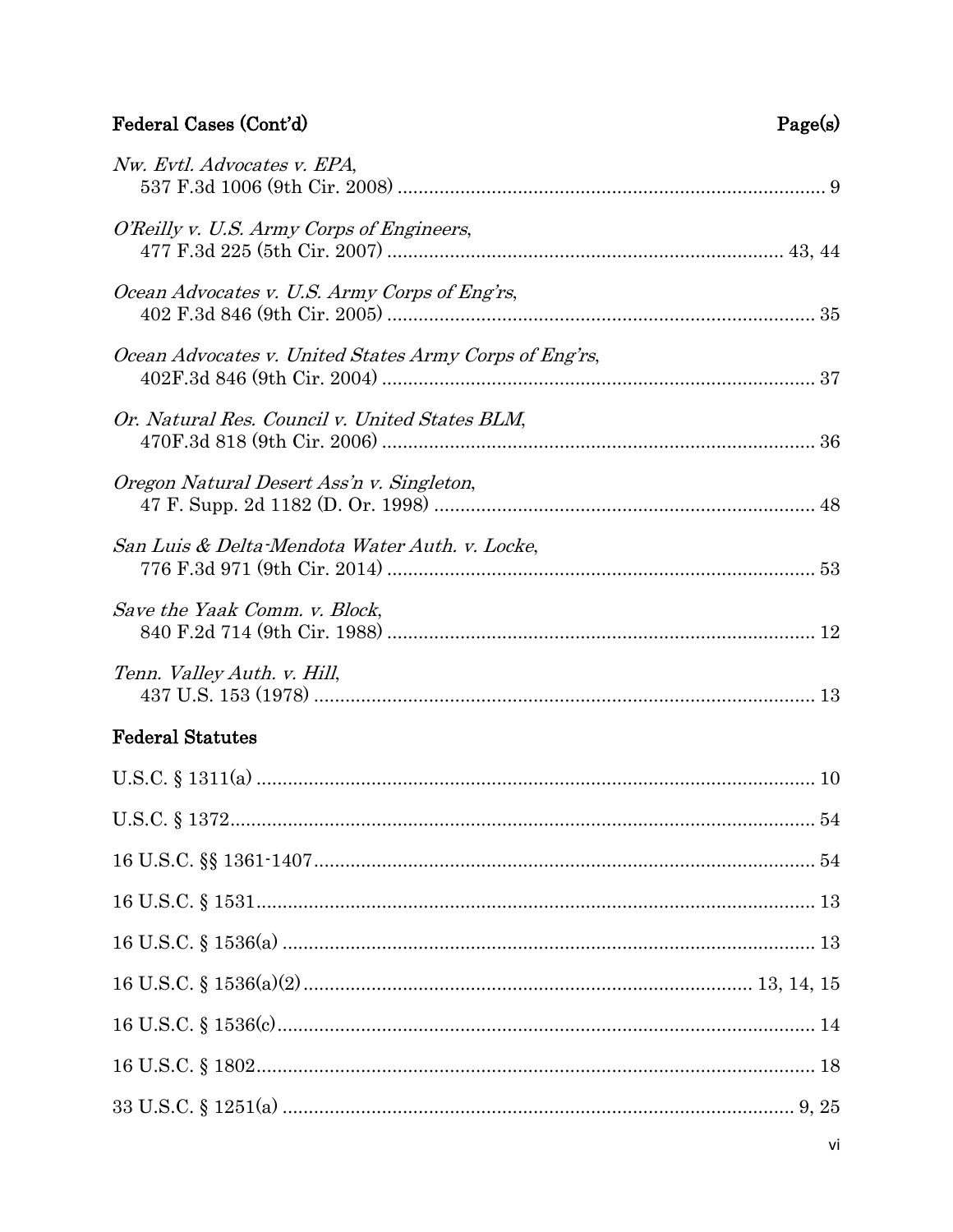**Federal Cases (Cont'd)** **Page(s)**

*Nw. Evtl. Advocates v. EPA*,
537 F.3d 1006 (9th Cir. 2008) ................................................................................. 9

*O'Reilly v. U.S. Army Corps of Engineers*,
477 F.3d 225 (5th Cir. 2007) ........................................................................... 43, 44

*Ocean Advocates v. U.S. Army Corps of Eng'rs*,
402 F.3d 846 (9th Cir. 2005) ................................................................................. 35

*Ocean Advocates v. United States Army Corps of Eng'rs*,
402F.3d 846 (9th Cir. 2004) .................................................................................. 37

*Or. Natural Res. Council v. United States BLM*,
470F.3d 818 (9th Cir. 2006) .................................................................................. 36

*Oregon Natural Desert Ass'n v. Singleton*,
47 F. Supp. 2d 1182 (D. Or. 1998) ........................................................................ 48

*San Luis & Delta-Mendota Water Auth. v. Locke*,
776 F.3d 971 (9th Cir. 2014) ................................................................................. 53

*Save the Yaak Comm. v. Block*,
840 F.2d 714 (9th Cir. 1988) ................................................................................. 12

*Tenn. Valley Auth. v. Hill*,
437 U.S. 153 (1978) ................................................................................................ 13

**Federal Statutes**

U.S.C. § 1311(a) ........................................................................................................ 10

U.S.C. § 1372............................................................................................................. 54

16 U.S.C. §§ 1361-1407............................................................................................. 54

16 U.S.C. § 1531......................................................................................................... 13

16 U.S.C. § 1536(a) ................................................................................................... 13

16 U.S.C. § 1536(a)(2)................................................................................... 13, 14, 15

16 U.S.C. § 1536(c).................................................................................................... 14

16 U.S.C. § 1802......................................................................................................... 18

33 U.S.C. § 1251(a) ................................................................................................ 9, 25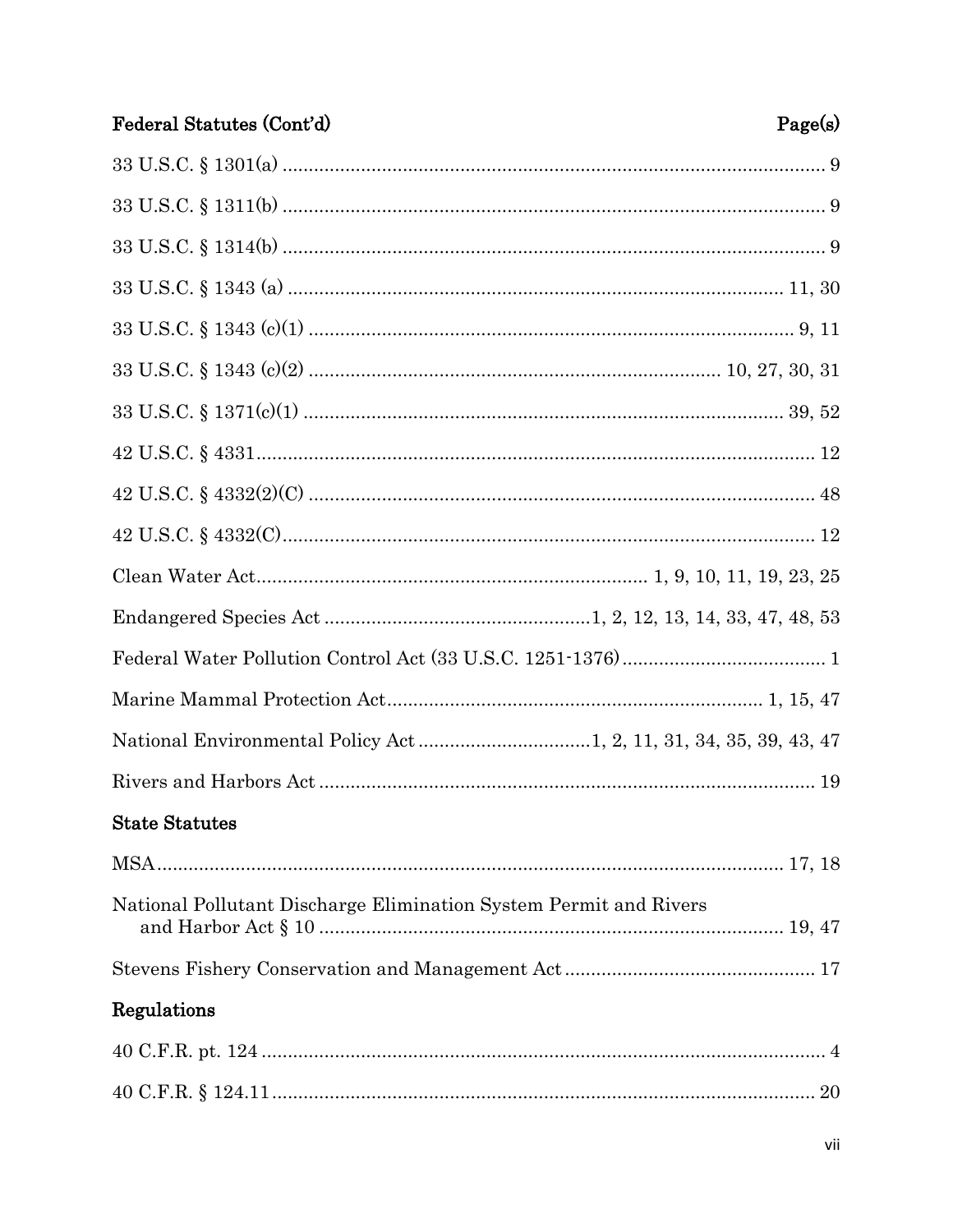**Federal Statutes (Cont'd)** **Page(s)**

33 U.S.C. § 1301(a) ........................................................................................................ 9

33 U.S.C. § 1311(b) ........................................................................................................ 9

33 U.S.C. § 1314(b) ........................................................................................................ 9

33 U.S.C. § 1343 (a) .............................................................................................. 11, 30

33 U.S.C. § 1343 (c)(1) ............................................................................................ 9, 11

33 U.S.C. § 1343 (c)(2) .............................................................................. 10, 27, 30, 31

33 U.S.C. § 1371(c)(1) ............................................................................................ 39, 52

42 U.S.C. § 4331.......................................................................................................... 12

42 U.S.C. § 4332(2)(C) ................................................................................................ 48

42 U.S.C. § 4332(C)...................................................................................................... 12

Clean Water Act........................................................................ 1, 9, 10, 11, 19, 23, 25

Endangered Species Act ..................................................1, 2, 12, 13, 14, 33, 47, 48, 53

Federal Water Pollution Control Act (33 U.S.C. 1251-1376)...................................... 1

Marine Mammal Protection Act...................................................................... 1, 15, 47

National Environmental Policy Act ................................1, 2, 11, 31, 34, 35, 39, 43, 47

Rivers and Harbors Act .............................................................................................. 19

**State Statutes**

MSA........................................................................................................................ 17, 18

National Pollutant Discharge Elimination System Permit and Rivers and Harbor Act § 10 ........................................................................................ 19, 47

Stevens Fishery Conservation and Management Act ................................................ 17

**Regulations**

40 C.F.R. pt. 124 ............................................................................................................ 4

40 C.F.R. § 124.11........................................................................................................ 20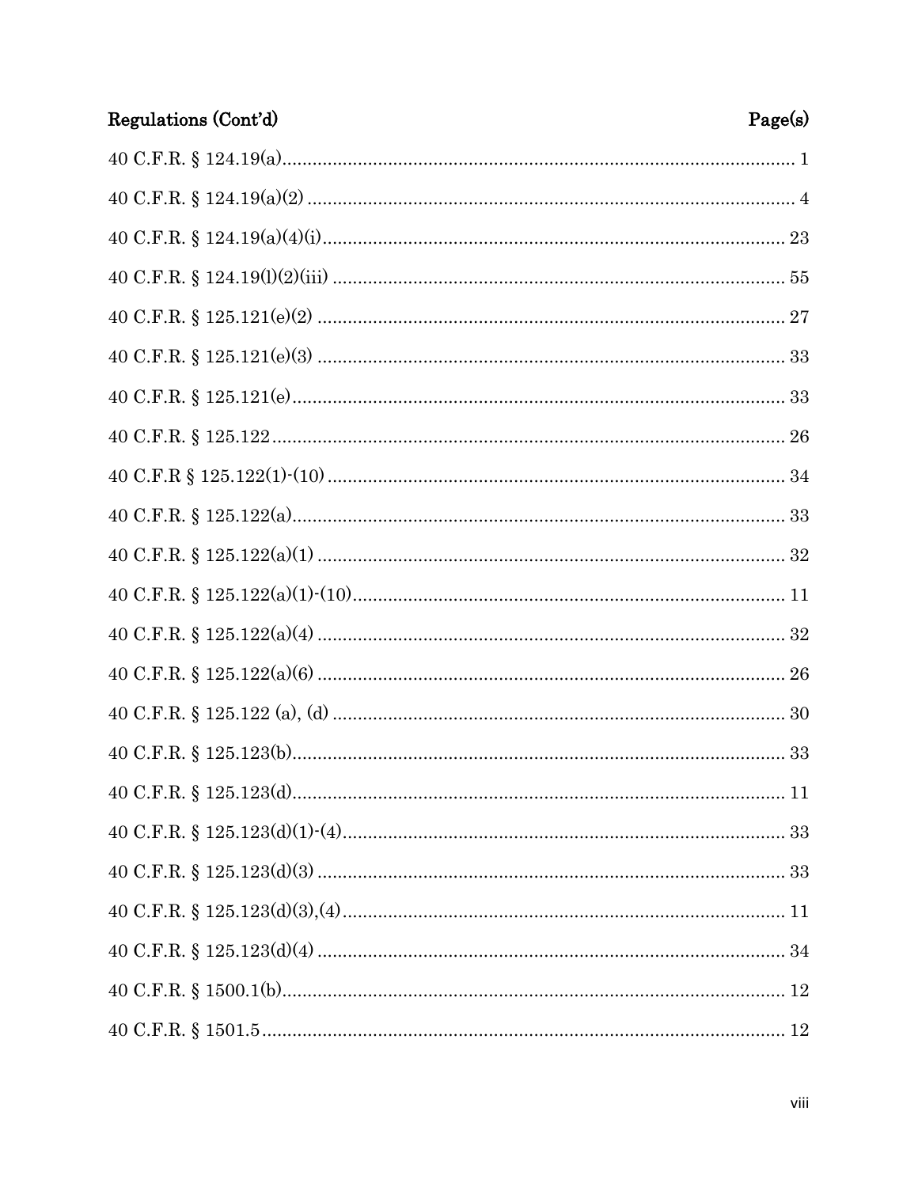| Regulations (Cont'd) | Page(s) |
|---|---|
| 40 C.F.R. § 124.19(a) | 1 |
| 40 C.F.R. § 124.19(a)(2) | 4 |
| 40 C.F.R. § 124.19(a)(4)(i) | 23 |
| 40 C.F.R. § 124.19(l)(2)(iii) | 55 |
| 40 C.F.R. § 125.121(e)(2) | 27 |
| 40 C.F.R. § 125.121(e)(3) | 33 |
| 40 C.F.R. § 125.121(e) | 33 |
| 40 C.F.R. § 125.122 | 26 |
| 40 C.F.R § 125.122(1)-(10) | 34 |
| 40 C.F.R. § 125.122(a) | 33 |
| 40 C.F.R. § 125.122(a)(1) | 32 |
| 40 C.F.R. § 125.122(a)(1)-(10) | 11 |
| 40 C.F.R. § 125.122(a)(4) | 32 |
| 40 C.F.R. § 125.122(a)(6) | 26 |
| 40 C.F.R. § 125.122 (a), (d) | 30 |
| 40 C.F.R. § 125.123(b) | 33 |
| 40 C.F.R. § 125.123(d) | 11 |
| 40 C.F.R. § 125.123(d)(1)-(4) | 33 |
| 40 C.F.R. § 125.123(d)(3) | 33 |
| 40 C.F.R. § 125.123(d)(3),(4) | 11 |
| 40 C.F.R. § 125.123(d)(4) | 34 |
| 40 C.F.R. § 1500.1(b) | 12 |
| 40 C.F.R. § 1501.5 | 12 |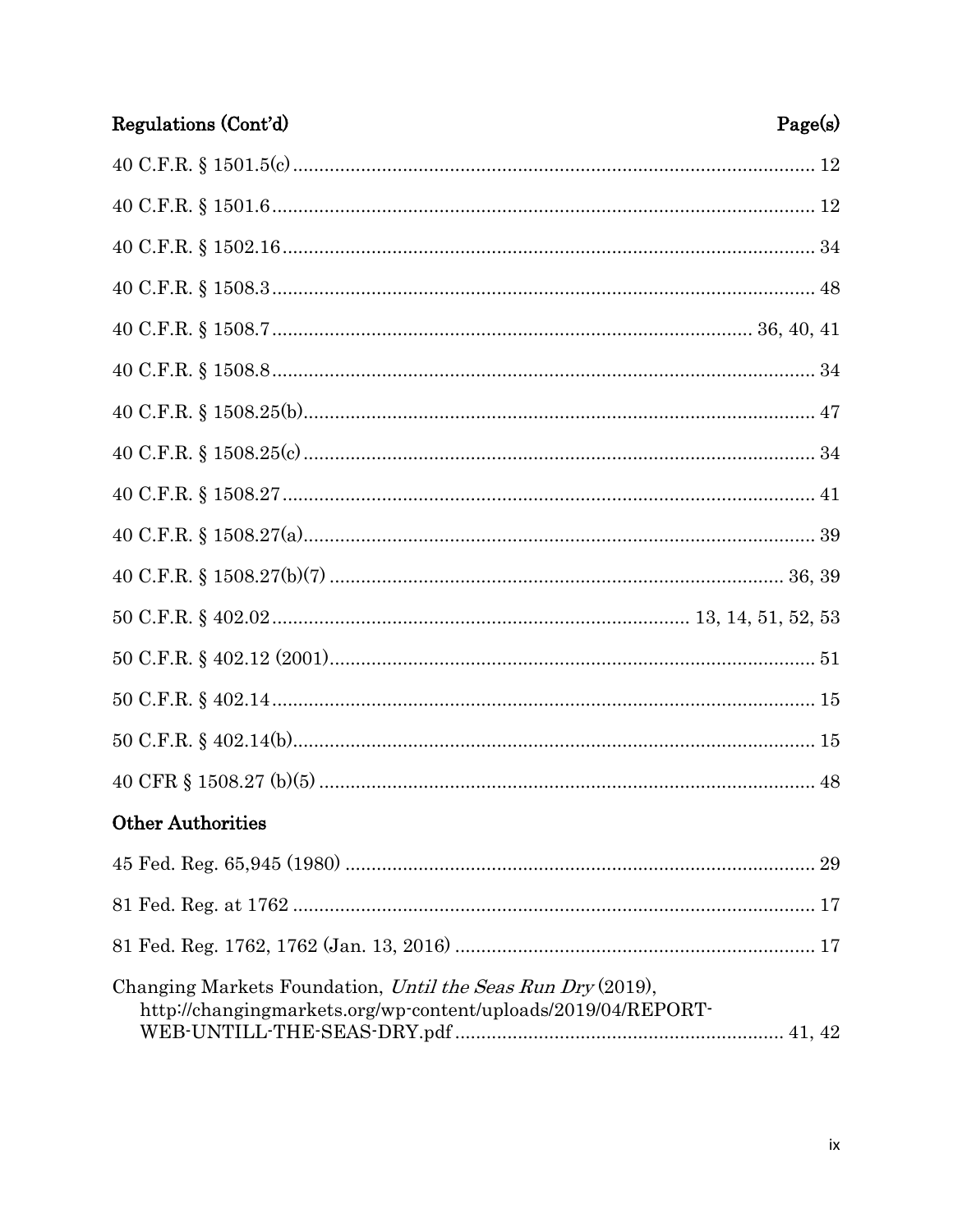| Regulations (Cont'd) | Page(s) |
| --- | --- |
| 40 C.F.R. § 1501.5(c) | 12 |
| 40 C.F.R. § 1501.6 | 12 |
| 40 C.F.R. § 1502.16 | 34 |
| 40 C.F.R. § 1508.3 | 48 |
| 40 C.F.R. § 1508.7 | 36, 40, 41 |
| 40 C.F.R. § 1508.8 | 34 |
| 40 C.F.R. § 1508.25(b) | 47 |
| 40 C.F.R. § 1508.25(c) | 34 |
| 40 C.F.R. § 1508.27 | 41 |
| 40 C.F.R. § 1508.27(a) | 39 |
| 40 C.F.R. § 1508.27(b)(7) | 36, 39 |
| 50 C.F.R. § 402.02 | 13, 14, 51, 52, 53 |
| 50 C.F.R. § 402.12 (2001) | 51 |
| 50 C.F.R. § 402.14 | 15 |
| 50 C.F.R. § 402.14(b) | 15 |
| 40 CFR § 1508.27 (b)(5) | 48 |

**Other Authorities**

| | |
| --- | --- |
| 45 Fed. Reg. 65,945 (1980) | 29 |
| 81 Fed. Reg. at 1762 | 17 |
| 81 Fed. Reg. 1762, 1762 (Jan. 13, 2016) | 17 |
| Changing Markets Foundation, *Until the Seas Run Dry* (2019), http://changingmarkets.org/wp-content/uploads/2019/04/REPORT-WEB-UNTILL-THE-SEAS-DRY.pdf | 41, 42 |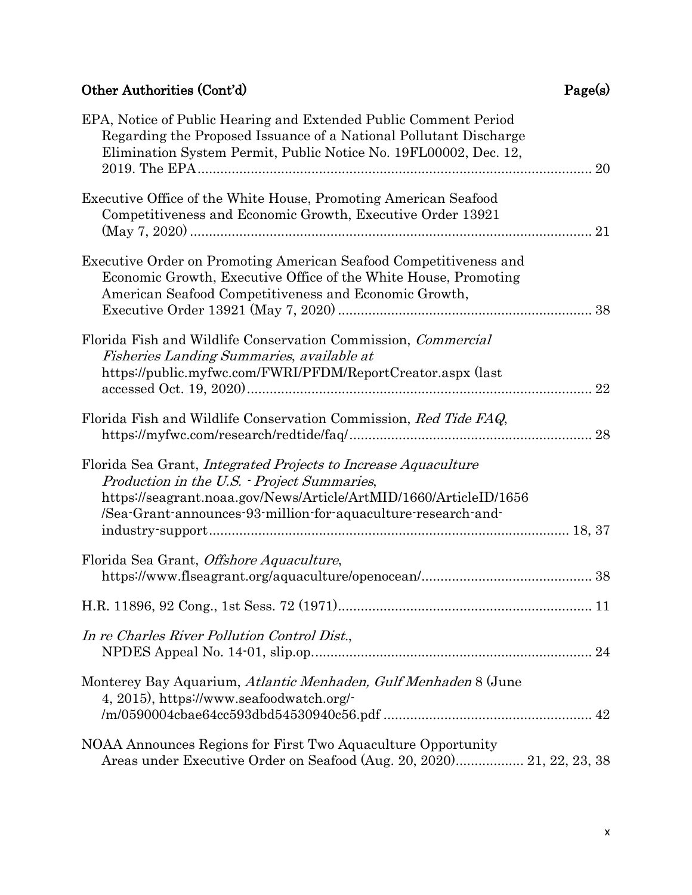## Other Authorities (Cont'd)

| | Page(s) |
|---|---|
| EPA, Notice of Public Hearing and Extended Public Comment Period Regarding the Proposed Issuance of a National Pollutant Discharge Elimination System Permit, Public Notice No. 19FL00002, Dec. 12, 2019. The EPA | 20 |
| Executive Office of the White House, Promoting American Seafood Competitiveness and Economic Growth, Executive Order 13921 (May 7, 2020) | 21 |
| Executive Order on Promoting American Seafood Competitiveness and Economic Growth, Executive Office of the White House, Promoting American Seafood Competitiveness and Economic Growth, Executive Order 13921 (May 7, 2020) | 38 |
| Florida Fish and Wildlife Conservation Commission, *Commercial Fisheries Landing Summaries*, *available at* https://public.myfwc.com/FWRI/PFDM/ReportCreator.aspx (last accessed Oct. 19, 2020) | 22 |
| Florida Fish and Wildlife Conservation Commission, *Red Tide FAQ*, https://myfwc.com/research/redtide/faq/ | 28 |
| Florida Sea Grant, *Integrated Projects to Increase Aquaculture Production in the U.S. - Project Summaries*, https://seagrant.noaa.gov/News/Article/ArtMID/1660/ArticleID/1656/Sea-Grant-announces-93-million-for-aquaculture-research-and-industry-support | 18, 37 |
| Florida Sea Grant, *Offshore Aquaculture*, https://www.flseagrant.org/aquaculture/openocean/ | 38 |
| H.R. 11896, 92 Cong., 1st Sess. 72 (1971) | 11 |
| *In re Charles River Pollution Control Dist.*, NPDES Appeal No. 14-01, slip.op. | 24 |
| Monterey Bay Aquarium, *Atlantic Menhaden, Gulf Menhaden* 8 (June 4, 2015), https://www.seafoodwatch.org/-/m/0590004cbae64cc593dbd54530940c56.pdf | 42 |
| NOAA Announces Regions for First Two Aquaculture Opportunity Areas under Executive Order on Seafood (Aug. 20, 2020) | 21, 22, 23, 38 |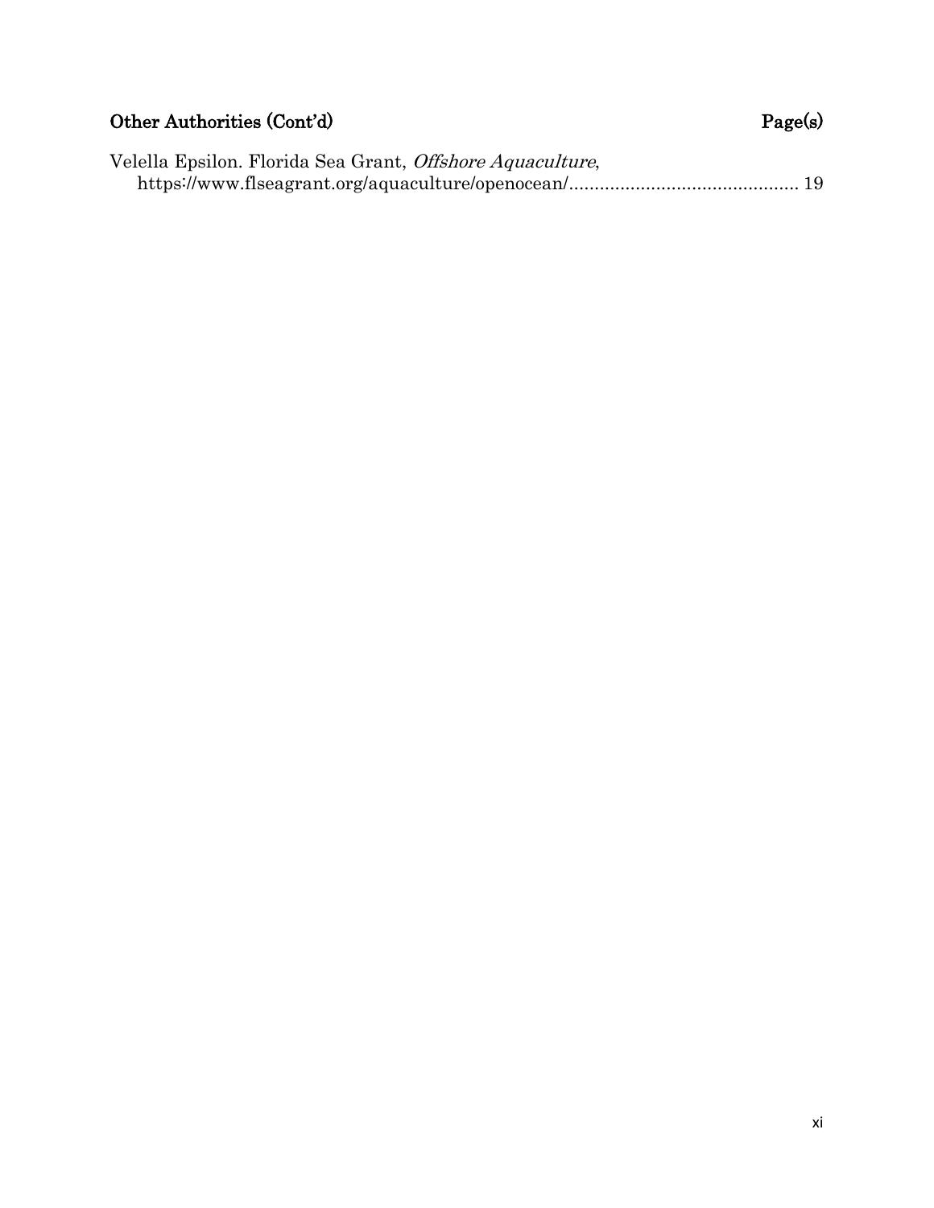**Other Authorities (Cont'd)** **Page(s)**

Velella Epsilon. Florida Sea Grant, *Offshore Aquaculture*, https://www.flseagrant.org/aquaculture/openocean/............................................ 19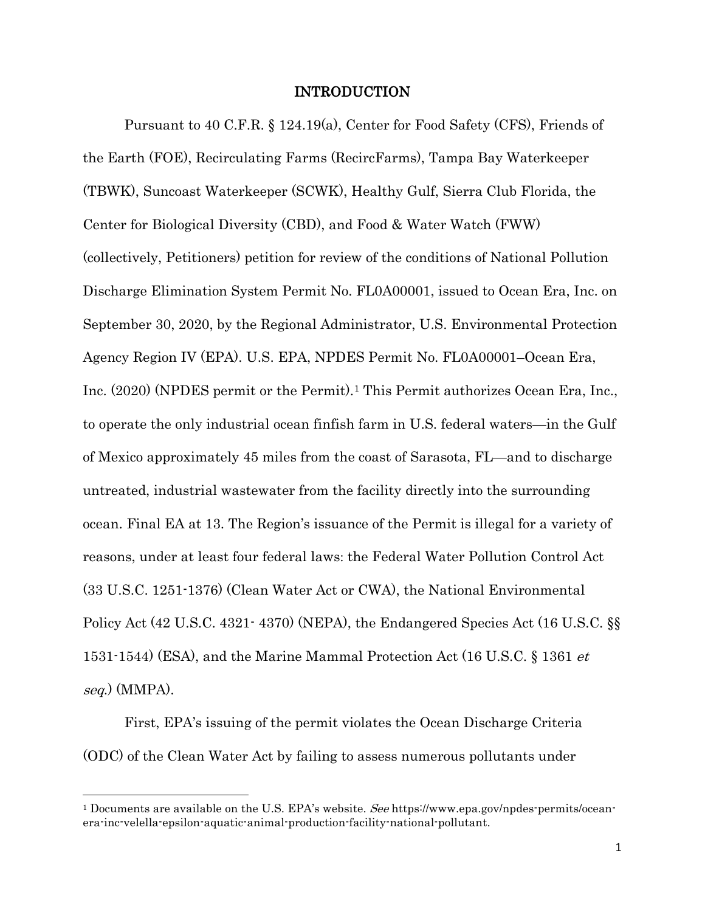## INTRODUCTION

Pursuant to 40 C.F.R. § 124.19(a), Center for Food Safety (CFS), Friends of the Earth (FOE), Recirculating Farms (RecircFarms), Tampa Bay Waterkeeper (TBWK), Suncoast Waterkeeper (SCWK), Healthy Gulf, Sierra Club Florida, the Center for Biological Diversity (CBD), and Food & Water Watch (FWW) (collectively, Petitioners) petition for review of the conditions of National Pollution Discharge Elimination System Permit No. FL0A00001, issued to Ocean Era, Inc. on September 30, 2020, by the Regional Administrator, U.S. Environmental Protection Agency Region IV (EPA). U.S. EPA, NPDES Permit No. FL0A00001–Ocean Era, Inc. (2020) (NPDES permit or the Permit).[1] This Permit authorizes Ocean Era, Inc., to operate the only industrial ocean finfish farm in U.S. federal waters—in the Gulf of Mexico approximately 45 miles from the coast of Sarasota, FL—and to discharge untreated, industrial wastewater from the facility directly into the surrounding ocean. Final EA at 13. The Region's issuance of the Permit is illegal for a variety of reasons, under at least four federal laws: the Federal Water Pollution Control Act (33 U.S.C. 1251-1376) (Clean Water Act or CWA), the National Environmental Policy Act (42 U.S.C. 4321- 4370) (NEPA), the Endangered Species Act (16 U.S.C. §§ 1531-1544) (ESA), and the Marine Mammal Protection Act (16 U.S.C. § 1361 *et seq.*) (MMPA).

First, EPA's issuing of the permit violates the Ocean Discharge Criteria (ODC) of the Clean Water Act by failing to assess numerous pollutants under

[1] Documents are available on the U.S. EPA's website. *See* https://www.epa.gov/npdes-permits/ocean-era-inc-velella-epsilon-aquatic-animal-production-facility-national-pollutant.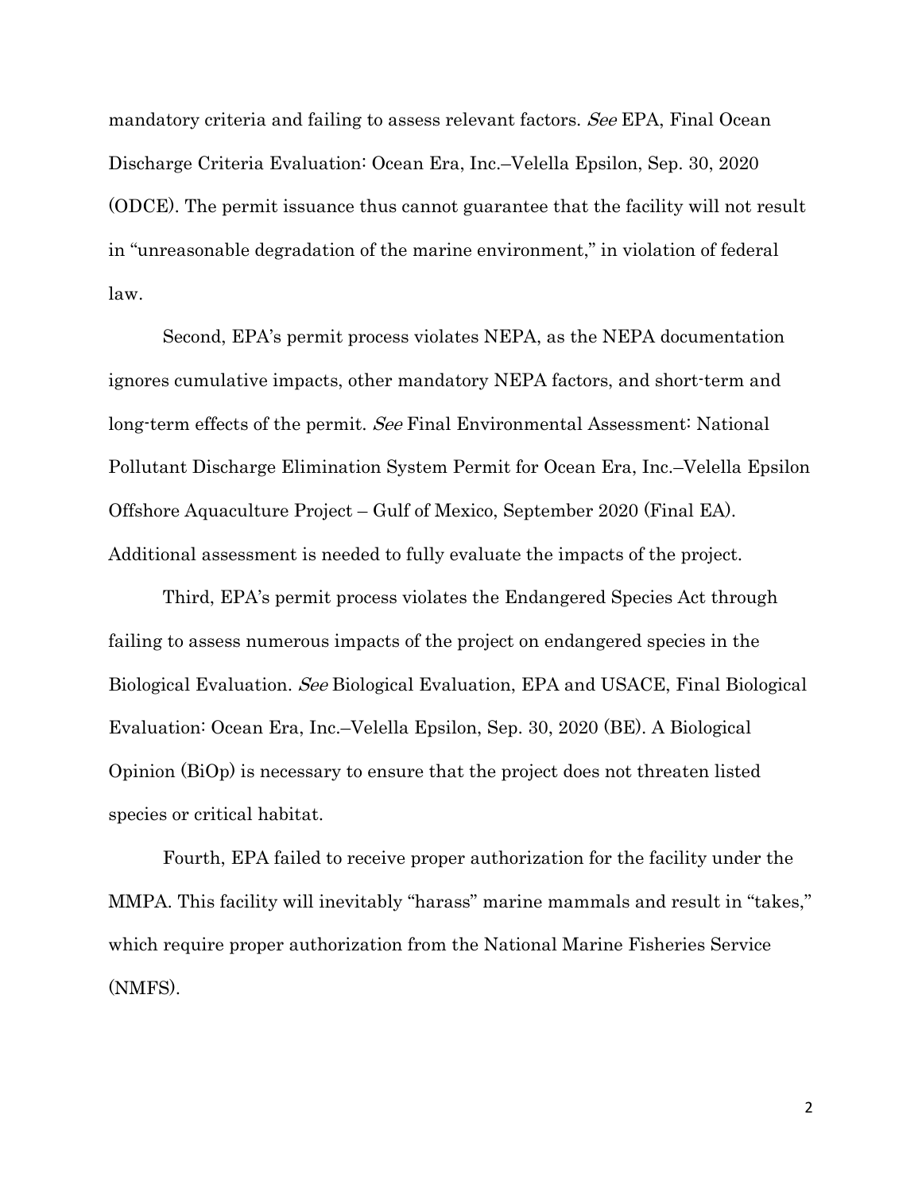mandatory criteria and failing to assess relevant factors. *See* EPA, Final Ocean Discharge Criteria Evaluation: Ocean Era, Inc.–Velella Epsilon, Sep. 30, 2020 (ODCE). The permit issuance thus cannot guarantee that the facility will not result in "unreasonable degradation of the marine environment," in violation of federal law.

Second, EPA's permit process violates NEPA, as the NEPA documentation ignores cumulative impacts, other mandatory NEPA factors, and short-term and long-term effects of the permit. *See* Final Environmental Assessment: National Pollutant Discharge Elimination System Permit for Ocean Era, Inc.–Velella Epsilon Offshore Aquaculture Project – Gulf of Mexico, September 2020 (Final EA). Additional assessment is needed to fully evaluate the impacts of the project.

Third, EPA's permit process violates the Endangered Species Act through failing to assess numerous impacts of the project on endangered species in the Biological Evaluation. *See* Biological Evaluation, EPA and USACE, Final Biological Evaluation: Ocean Era, Inc.–Velella Epsilon, Sep. 30, 2020 (BE). A Biological Opinion (BiOp) is necessary to ensure that the project does not threaten listed species or critical habitat.

Fourth, EPA failed to receive proper authorization for the facility under the MMPA. This facility will inevitably "harass" marine mammals and result in "takes," which require proper authorization from the National Marine Fisheries Service (NMFS).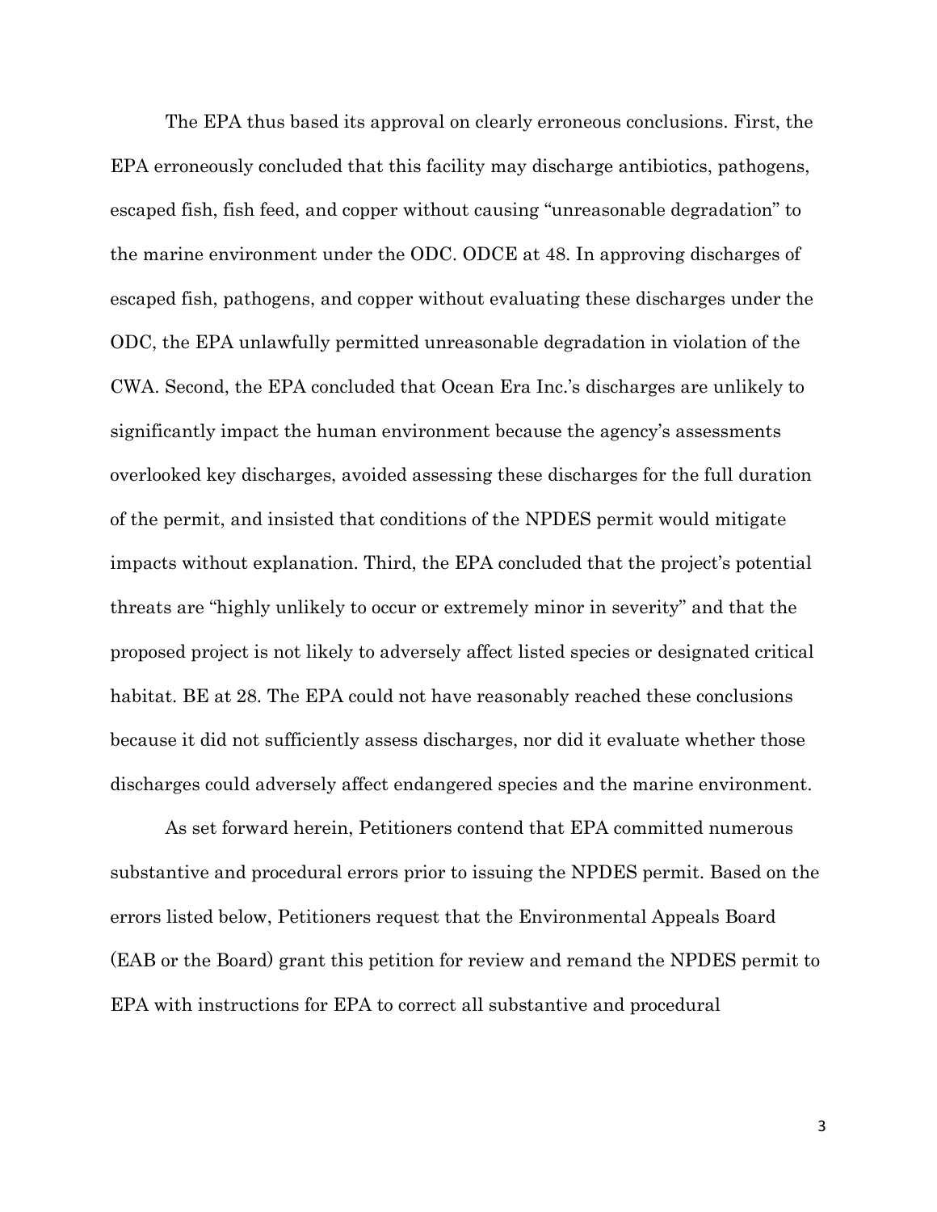The EPA thus based its approval on clearly erroneous conclusions. First, the EPA erroneously concluded that this facility may discharge antibiotics, pathogens, escaped fish, fish feed, and copper without causing "unreasonable degradation" to the marine environment under the ODC. ODCE at 48. In approving discharges of escaped fish, pathogens, and copper without evaluating these discharges under the ODC, the EPA unlawfully permitted unreasonable degradation in violation of the CWA. Second, the EPA concluded that Ocean Era Inc.'s discharges are unlikely to significantly impact the human environment because the agency's assessments overlooked key discharges, avoided assessing these discharges for the full duration of the permit, and insisted that conditions of the NPDES permit would mitigate impacts without explanation. Third, the EPA concluded that the project's potential threats are "highly unlikely to occur or extremely minor in severity" and that the proposed project is not likely to adversely affect listed species or designated critical habitat. BE at 28. The EPA could not have reasonably reached these conclusions because it did not sufficiently assess discharges, nor did it evaluate whether those discharges could adversely affect endangered species and the marine environment.

As set forward herein, Petitioners contend that EPA committed numerous substantive and procedural errors prior to issuing the NPDES permit. Based on the errors listed below, Petitioners request that the Environmental Appeals Board (EAB or the Board) grant this petition for review and remand the NPDES permit to EPA with instructions for EPA to correct all substantive and procedural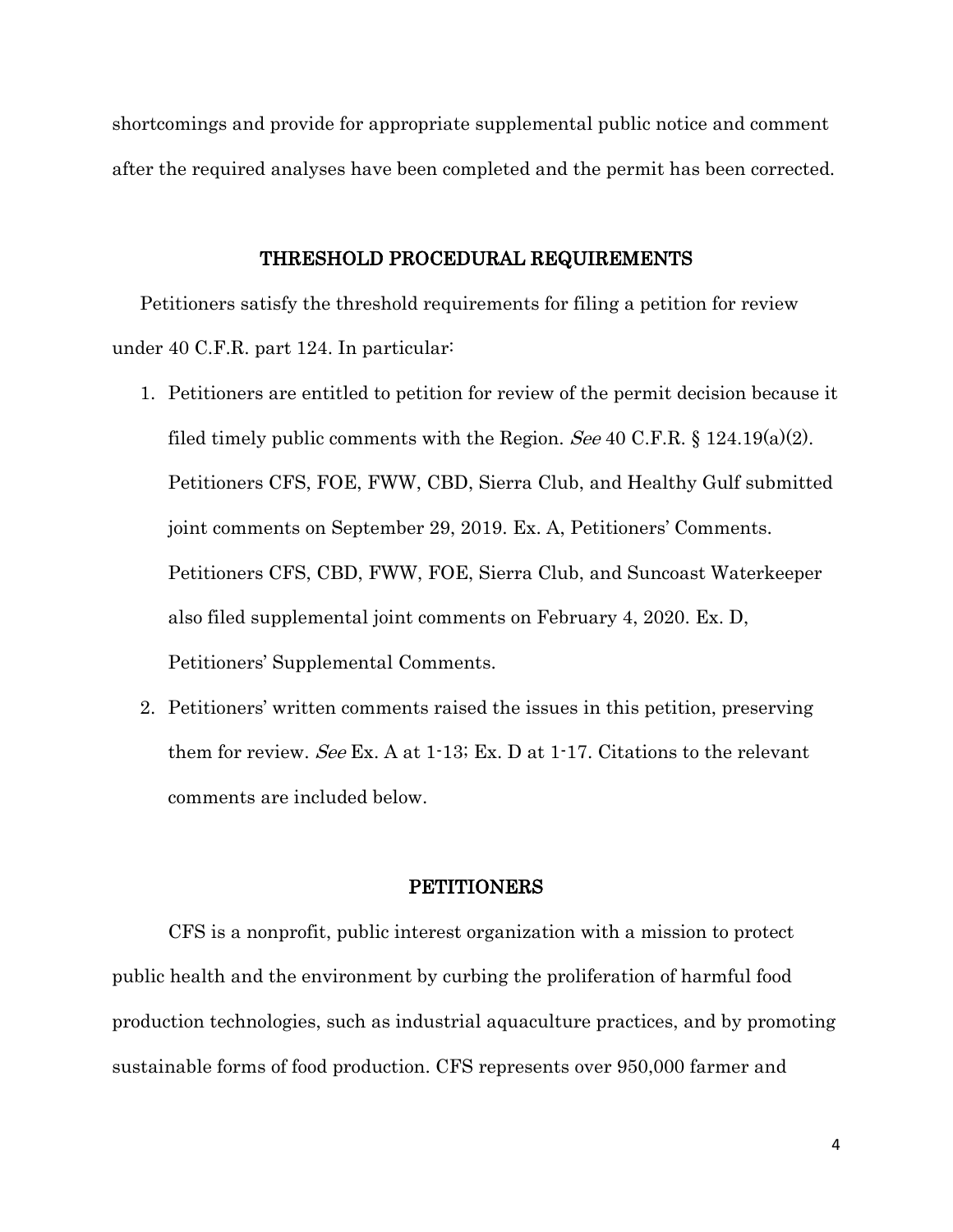shortcomings and provide for appropriate supplemental public notice and comment after the required analyses have been completed and the permit has been corrected.

## THRESHOLD PROCEDURAL REQUIREMENTS

Petitioners satisfy the threshold requirements for filing a petition for review under 40 C.F.R. part 124. In particular:

1. Petitioners are entitled to petition for review of the permit decision because it filed timely public comments with the Region. *See* 40 C.F.R. § 124.19(a)(2). Petitioners CFS, FOE, FWW, CBD, Sierra Club, and Healthy Gulf submitted joint comments on September 29, 2019. Ex. A, Petitioners' Comments. Petitioners CFS, CBD, FWW, FOE, Sierra Club, and Suncoast Waterkeeper also filed supplemental joint comments on February 4, 2020. Ex. D, Petitioners' Supplemental Comments.
2. Petitioners' written comments raised the issues in this petition, preserving them for review. *See* Ex. A at 1-13; Ex. D at 1-17. Citations to the relevant comments are included below.

## PETITIONERS

CFS is a nonprofit, public interest organization with a mission to protect public health and the environment by curbing the proliferation of harmful food production technologies, such as industrial aquaculture practices, and by promoting sustainable forms of food production. CFS represents over 950,000 farmer and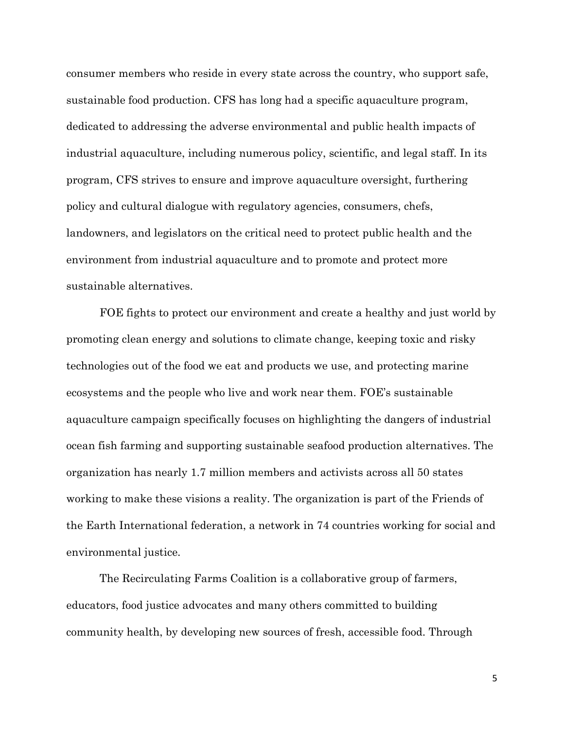consumer members who reside in every state across the country, who support safe, sustainable food production. CFS has long had a specific aquaculture program, dedicated to addressing the adverse environmental and public health impacts of industrial aquaculture, including numerous policy, scientific, and legal staff. In its program, CFS strives to ensure and improve aquaculture oversight, furthering policy and cultural dialogue with regulatory agencies, consumers, chefs, landowners, and legislators on the critical need to protect public health and the environment from industrial aquaculture and to promote and protect more sustainable alternatives.

FOE fights to protect our environment and create a healthy and just world by promoting clean energy and solutions to climate change, keeping toxic and risky technologies out of the food we eat and products we use, and protecting marine ecosystems and the people who live and work near them. FOE's sustainable aquaculture campaign specifically focuses on highlighting the dangers of industrial ocean fish farming and supporting sustainable seafood production alternatives. The organization has nearly 1.7 million members and activists across all 50 states working to make these visions a reality. The organization is part of the Friends of the Earth International federation, a network in 74 countries working for social and environmental justice.

The Recirculating Farms Coalition is a collaborative group of farmers, educators, food justice advocates and many others committed to building community health, by developing new sources of fresh, accessible food. Through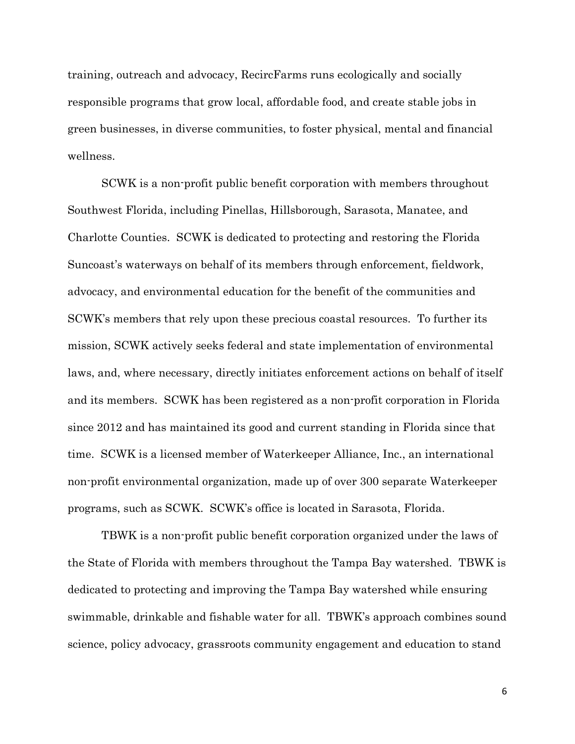training, outreach and advocacy, RecircFarms runs ecologically and socially responsible programs that grow local, affordable food, and create stable jobs in green businesses, in diverse communities, to foster physical, mental and financial wellness.

SCWK is a non-profit public benefit corporation with members throughout Southwest Florida, including Pinellas, Hillsborough, Sarasota, Manatee, and Charlotte Counties. SCWK is dedicated to protecting and restoring the Florida Suncoast's waterways on behalf of its members through enforcement, fieldwork, advocacy, and environmental education for the benefit of the communities and SCWK's members that rely upon these precious coastal resources. To further its mission, SCWK actively seeks federal and state implementation of environmental laws, and, where necessary, directly initiates enforcement actions on behalf of itself and its members. SCWK has been registered as a non-profit corporation in Florida since 2012 and has maintained its good and current standing in Florida since that time. SCWK is a licensed member of Waterkeeper Alliance, Inc., an international non-profit environmental organization, made up of over 300 separate Waterkeeper programs, such as SCWK. SCWK's office is located in Sarasota, Florida.

TBWK is a non-profit public benefit corporation organized under the laws of the State of Florida with members throughout the Tampa Bay watershed. TBWK is dedicated to protecting and improving the Tampa Bay watershed while ensuring swimmable, drinkable and fishable water for all. TBWK's approach combines sound science, policy advocacy, grassroots community engagement and education to stand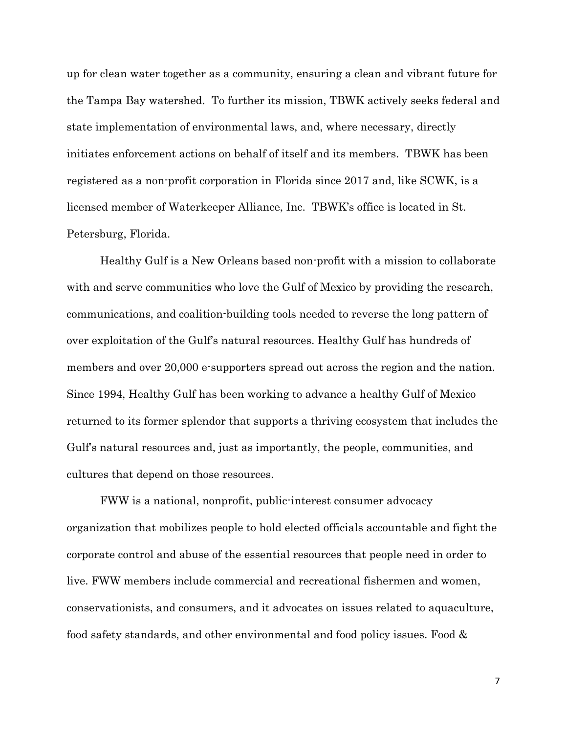up for clean water together as a community, ensuring a clean and vibrant future for the Tampa Bay watershed. To further its mission, TBWK actively seeks federal and state implementation of environmental laws, and, where necessary, directly initiates enforcement actions on behalf of itself and its members. TBWK has been registered as a non-profit corporation in Florida since 2017 and, like SCWK, is a licensed member of Waterkeeper Alliance, Inc. TBWK's office is located in St. Petersburg, Florida.

Healthy Gulf is a New Orleans based non-profit with a mission to collaborate with and serve communities who love the Gulf of Mexico by providing the research, communications, and coalition-building tools needed to reverse the long pattern of over exploitation of the Gulf's natural resources. Healthy Gulf has hundreds of members and over 20,000 e-supporters spread out across the region and the nation. Since 1994, Healthy Gulf has been working to advance a healthy Gulf of Mexico returned to its former splendor that supports a thriving ecosystem that includes the Gulf's natural resources and, just as importantly, the people, communities, and cultures that depend on those resources.

FWW is a national, nonprofit, public-interest consumer advocacy organization that mobilizes people to hold elected officials accountable and fight the corporate control and abuse of the essential resources that people need in order to live. FWW members include commercial and recreational fishermen and women, conservationists, and consumers, and it advocates on issues related to aquaculture, food safety standards, and other environmental and food policy issues. Food &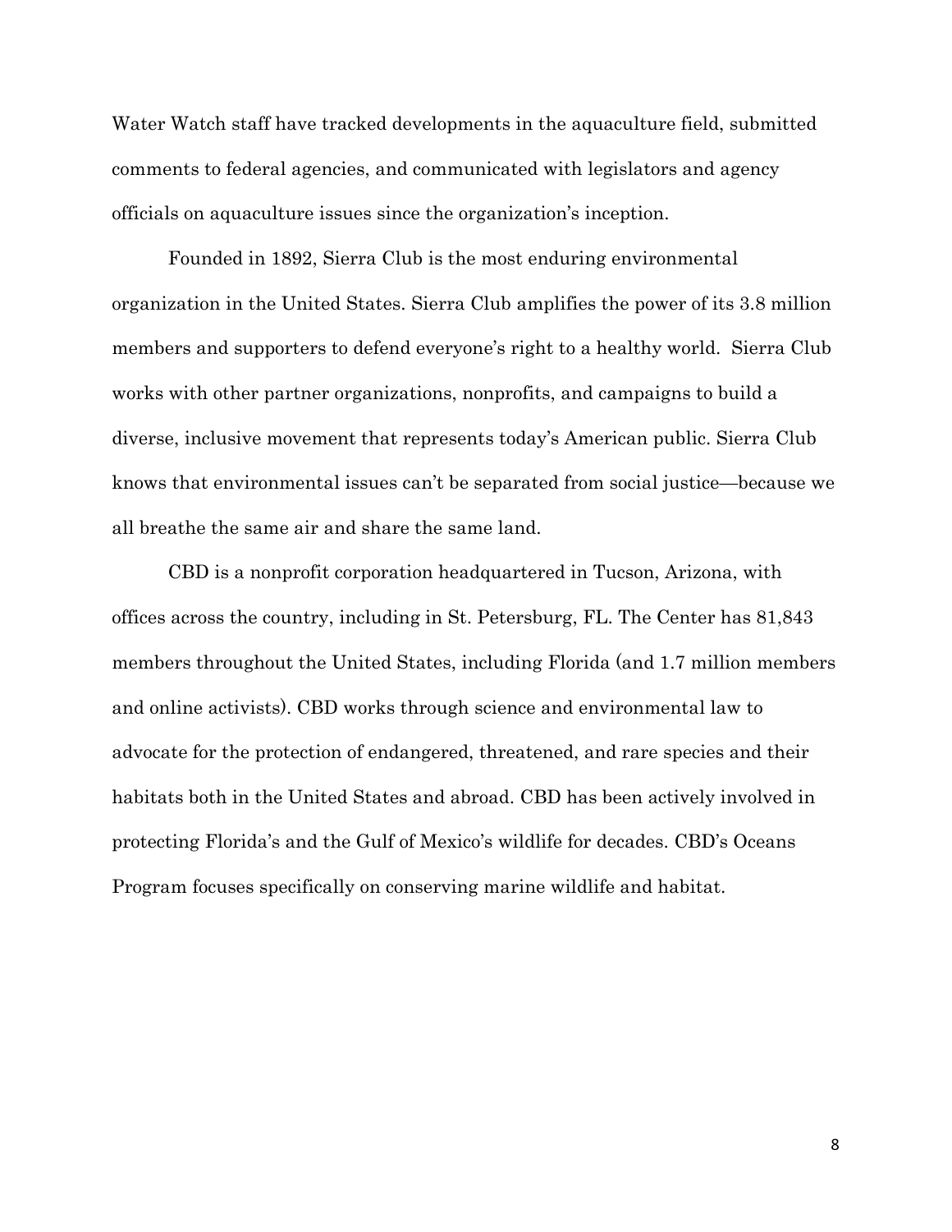Water Watch staff have tracked developments in the aquaculture field, submitted comments to federal agencies, and communicated with legislators and agency officials on aquaculture issues since the organization's inception.

Founded in 1892, Sierra Club is the most enduring environmental organization in the United States. Sierra Club amplifies the power of its 3.8 million members and supporters to defend everyone's right to a healthy world. Sierra Club works with other partner organizations, nonprofits, and campaigns to build a diverse, inclusive movement that represents today's American public. Sierra Club knows that environmental issues can't be separated from social justice—because we all breathe the same air and share the same land.

CBD is a nonprofit corporation headquartered in Tucson, Arizona, with offices across the country, including in St. Petersburg, FL. The Center has 81,843 members throughout the United States, including Florida (and 1.7 million members and online activists). CBD works through science and environmental law to advocate for the protection of endangered, threatened, and rare species and their habitats both in the United States and abroad. CBD has been actively involved in protecting Florida's and the Gulf of Mexico's wildlife for decades. CBD's Oceans Program focuses specifically on conserving marine wildlife and habitat.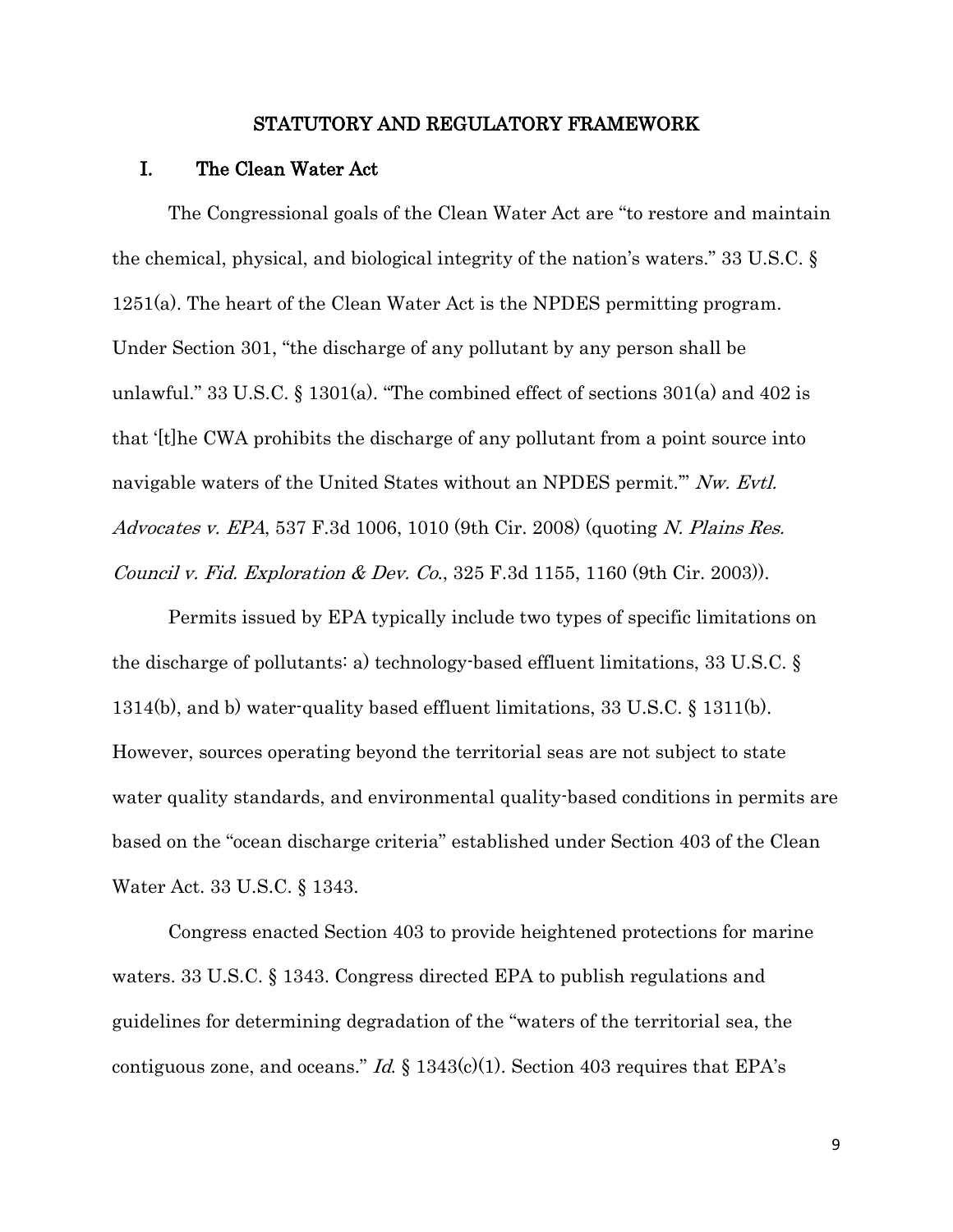## STATUTORY AND REGULATORY FRAMEWORK

### I. The Clean Water Act

The Congressional goals of the Clean Water Act are "to restore and maintain the chemical, physical, and biological integrity of the nation's waters." 33 U.S.C. § 1251(a). The heart of the Clean Water Act is the NPDES permitting program. Under Section 301, "the discharge of any pollutant by any person shall be unlawful." 33 U.S.C. § 1301(a). "The combined effect of sections 301(a) and 402 is that '[t]he CWA prohibits the discharge of any pollutant from a point source into navigable waters of the United States without an NPDES permit.'" *Nw. Evtl. Advocates v. EPA*, 537 F.3d 1006, 1010 (9th Cir. 2008) (quoting *N. Plains Res. Council v. Fid. Exploration & Dev. Co.*, 325 F.3d 1155, 1160 (9th Cir. 2003)).

Permits issued by EPA typically include two types of specific limitations on the discharge of pollutants: a) technology-based effluent limitations, 33 U.S.C. § 1314(b), and b) water-quality based effluent limitations, 33 U.S.C. § 1311(b). However, sources operating beyond the territorial seas are not subject to state water quality standards, and environmental quality-based conditions in permits are based on the "ocean discharge criteria" established under Section 403 of the Clean Water Act. 33 U.S.C. § 1343.

Congress enacted Section 403 to provide heightened protections for marine waters. 33 U.S.C. § 1343. Congress directed EPA to publish regulations and guidelines for determining degradation of the "waters of the territorial sea, the contiguous zone, and oceans." *Id.* § 1343(c)(1). Section 403 requires that EPA's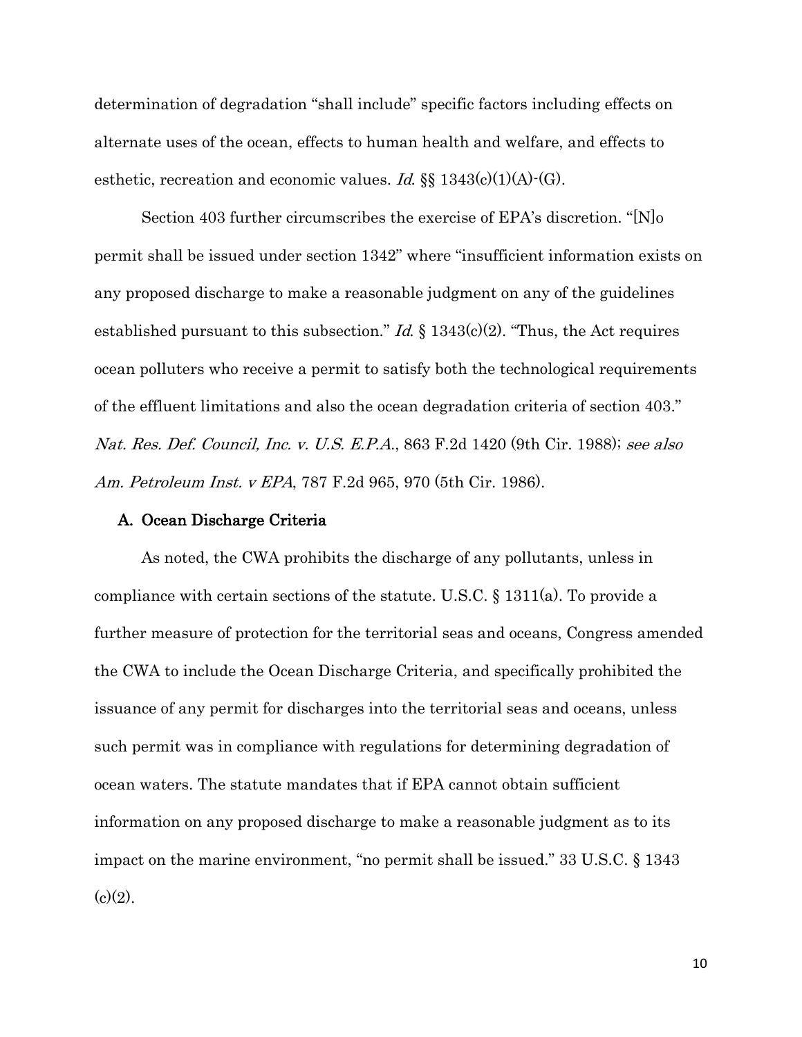determination of degradation "shall include" specific factors including effects on alternate uses of the ocean, effects to human health and welfare, and effects to esthetic, recreation and economic values. *Id.* §§ 1343(c)(1)(A)-(G).

Section 403 further circumscribes the exercise of EPA's discretion. "[N]o permit shall be issued under section 1342" where "insufficient information exists on any proposed discharge to make a reasonable judgment on any of the guidelines established pursuant to this subsection." *Id.* § 1343(c)(2). "Thus, the Act requires ocean polluters who receive a permit to satisfy both the technological requirements of the effluent limitations and also the ocean degradation criteria of section 403." *Nat. Res. Def. Council, Inc. v. U.S. E.P.A.*, 863 F.2d 1420 (9th Cir. 1988); *see also Am. Petroleum Inst. v EPA*, 787 F.2d 965, 970 (5th Cir. 1986).

### A. Ocean Discharge Criteria

As noted, the CWA prohibits the discharge of any pollutants, unless in compliance with certain sections of the statute. U.S.C. § 1311(a). To provide a further measure of protection for the territorial seas and oceans, Congress amended the CWA to include the Ocean Discharge Criteria, and specifically prohibited the issuance of any permit for discharges into the territorial seas and oceans, unless such permit was in compliance with regulations for determining degradation of ocean waters. The statute mandates that if EPA cannot obtain sufficient information on any proposed discharge to make a reasonable judgment as to its impact on the marine environment, "no permit shall be issued." 33 U.S.C. § 1343 (c)(2).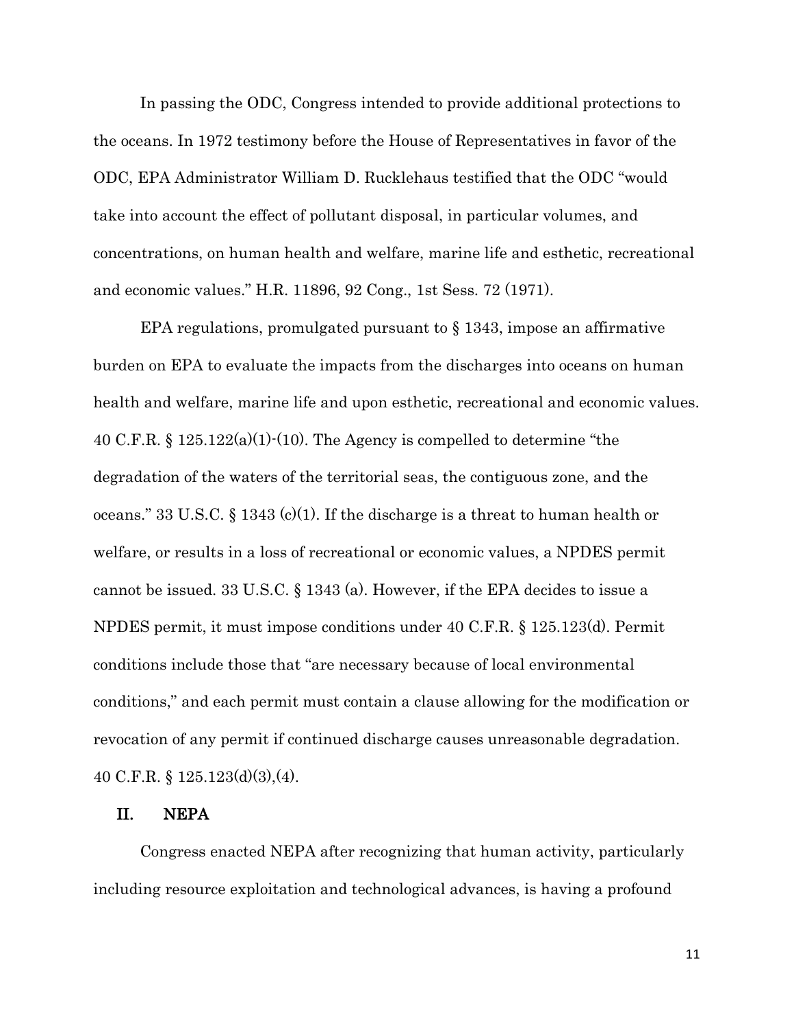In passing the ODC, Congress intended to provide additional protections to the oceans. In 1972 testimony before the House of Representatives in favor of the ODC, EPA Administrator William D. Rucklehaus testified that the ODC "would take into account the effect of pollutant disposal, in particular volumes, and concentrations, on human health and welfare, marine life and esthetic, recreational and economic values." H.R. 11896, 92 Cong., 1st Sess. 72 (1971).

EPA regulations, promulgated pursuant to § 1343, impose an affirmative burden on EPA to evaluate the impacts from the discharges into oceans on human health and welfare, marine life and upon esthetic, recreational and economic values. 40 C.F.R. § 125.122(a)(1)-(10). The Agency is compelled to determine "the degradation of the waters of the territorial seas, the contiguous zone, and the oceans." 33 U.S.C. § 1343 (c)(1). If the discharge is a threat to human health or welfare, or results in a loss of recreational or economic values, a NPDES permit cannot be issued. 33 U.S.C. § 1343 (a). However, if the EPA decides to issue a NPDES permit, it must impose conditions under 40 C.F.R. § 125.123(d). Permit conditions include those that "are necessary because of local environmental conditions," and each permit must contain a clause allowing for the modification or revocation of any permit if continued discharge causes unreasonable degradation. 40 C.F.R. § 125.123(d)(3),(4).

## II. NEPA

Congress enacted NEPA after recognizing that human activity, particularly including resource exploitation and technological advances, is having a profound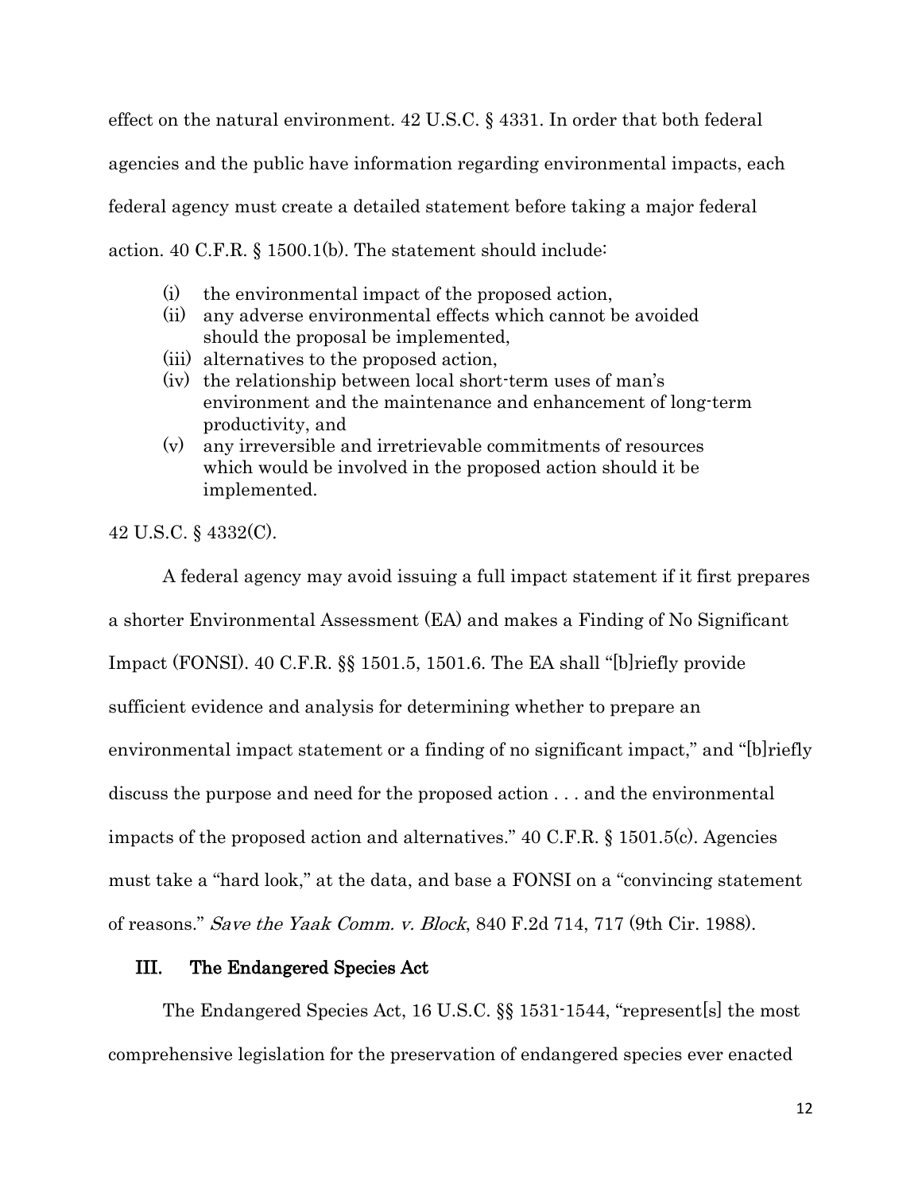effect on the natural environment. 42 U.S.C. § 4331. In order that both federal agencies and the public have information regarding environmental impacts, each federal agency must create a detailed statement before taking a major federal action. 40 C.F.R. § 1500.1(b). The statement should include:

(i) the environmental impact of the proposed action,
(ii) any adverse environmental effects which cannot be avoided should the proposal be implemented,
(iii) alternatives to the proposed action,
(iv) the relationship between local short-term uses of man's environment and the maintenance and enhancement of long-term productivity, and
(v) any irreversible and irretrievable commitments of resources which would be involved in the proposed action should it be implemented.

42 U.S.C. § 4332(C).

A federal agency may avoid issuing a full impact statement if it first prepares a shorter Environmental Assessment (EA) and makes a Finding of No Significant Impact (FONSI). 40 C.F.R. §§ 1501.5, 1501.6. The EA shall "[b]riefly provide sufficient evidence and analysis for determining whether to prepare an environmental impact statement or a finding of no significant impact," and "[b]riefly discuss the purpose and need for the proposed action . . . and the environmental impacts of the proposed action and alternatives." 40 C.F.R. § 1501.5(c). Agencies must take a "hard look," at the data, and base a FONSI on a "convincing statement of reasons." *Save the Yaak Comm. v. Block*, 840 F.2d 714, 717 (9th Cir. 1988).

## III. The Endangered Species Act

The Endangered Species Act, 16 U.S.C. §§ 1531-1544, "represent[s] the most comprehensive legislation for the preservation of endangered species ever enacted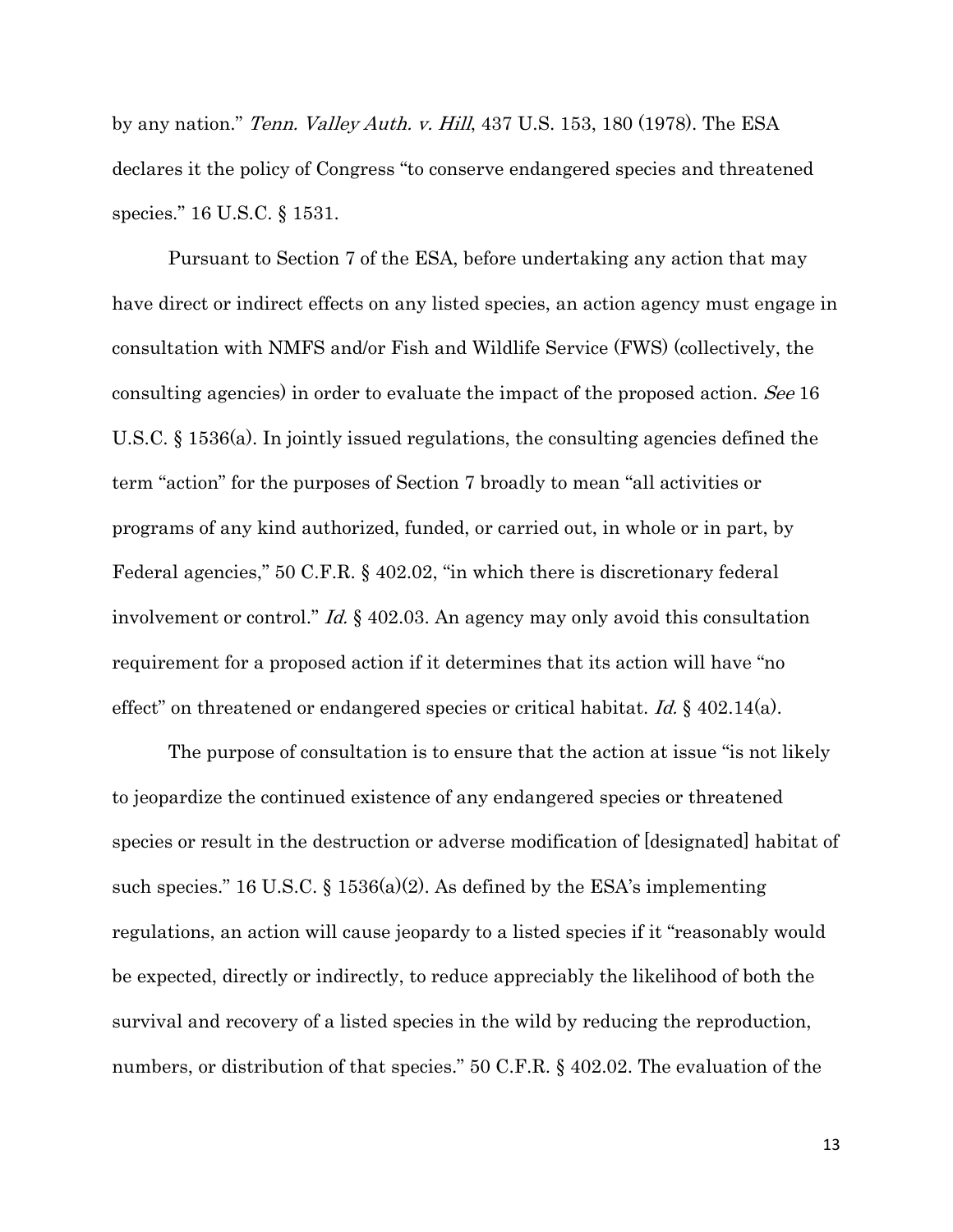by any nation." *Tenn. Valley Auth. v. Hill*, 437 U.S. 153, 180 (1978). The ESA declares it the policy of Congress "to conserve endangered species and threatened species." 16 U.S.C. § 1531.

Pursuant to Section 7 of the ESA, before undertaking any action that may have direct or indirect effects on any listed species, an action agency must engage in consultation with NMFS and/or Fish and Wildlife Service (FWS) (collectively, the consulting agencies) in order to evaluate the impact of the proposed action. *See* 16 U.S.C. § 1536(a). In jointly issued regulations, the consulting agencies defined the term "action" for the purposes of Section 7 broadly to mean "all activities or programs of any kind authorized, funded, or carried out, in whole or in part, by Federal agencies," 50 C.F.R. § 402.02, "in which there is discretionary federal involvement or control." *Id.* § 402.03. An agency may only avoid this consultation requirement for a proposed action if it determines that its action will have "no effect" on threatened or endangered species or critical habitat. *Id.* § 402.14(a).

The purpose of consultation is to ensure that the action at issue "is not likely to jeopardize the continued existence of any endangered species or threatened species or result in the destruction or adverse modification of [designated] habitat of such species." 16 U.S.C. § 1536(a)(2). As defined by the ESA's implementing regulations, an action will cause jeopardy to a listed species if it "reasonably would be expected, directly or indirectly, to reduce appreciably the likelihood of both the survival and recovery of a listed species in the wild by reducing the reproduction, numbers, or distribution of that species." 50 C.F.R. § 402.02. The evaluation of the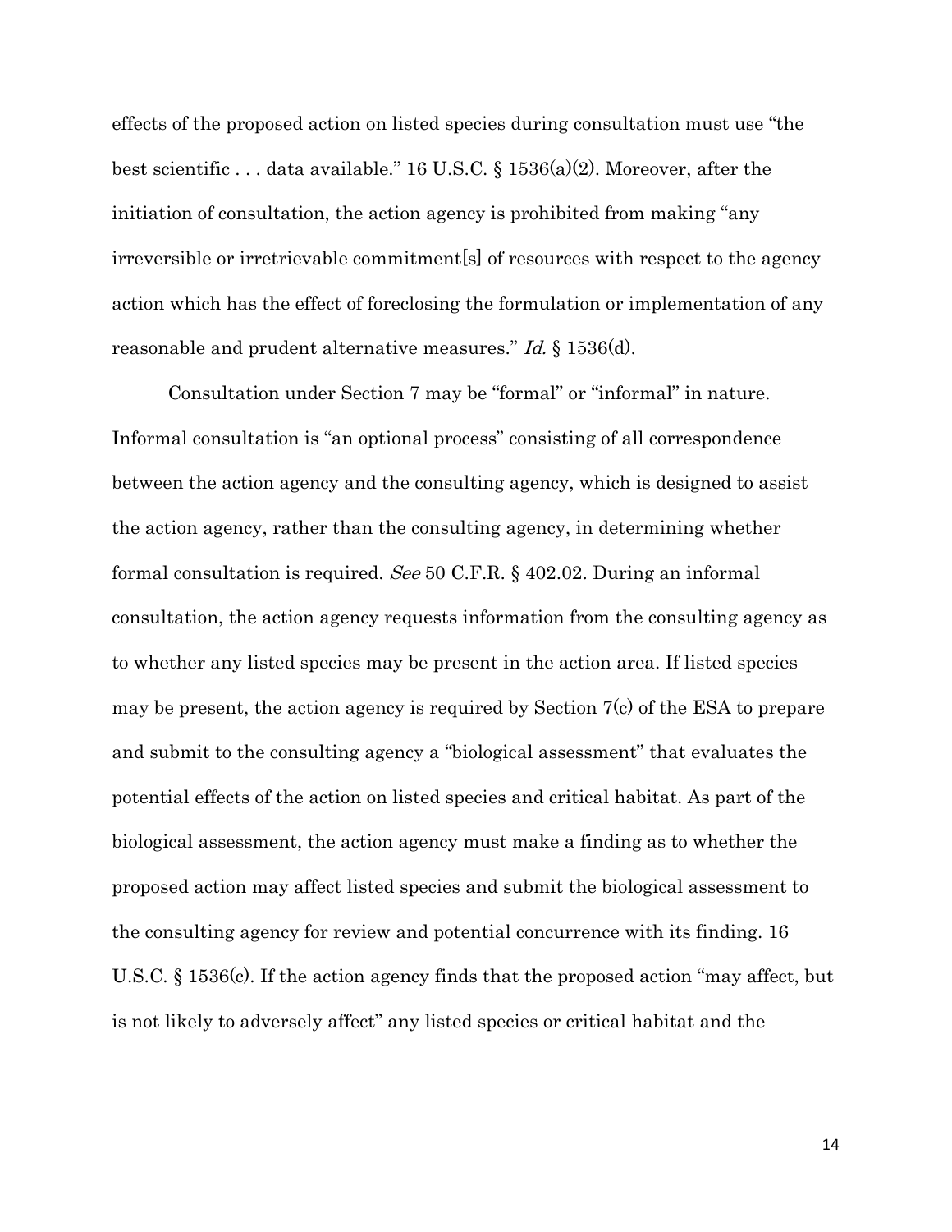effects of the proposed action on listed species during consultation must use "the best scientific . . . data available." 16 U.S.C. § 1536(a)(2). Moreover, after the initiation of consultation, the action agency is prohibited from making "any irreversible or irretrievable commitment[s] of resources with respect to the agency action which has the effect of foreclosing the formulation or implementation of any reasonable and prudent alternative measures." *Id.* § 1536(d).

Consultation under Section 7 may be "formal" or "informal" in nature. Informal consultation is "an optional process" consisting of all correspondence between the action agency and the consulting agency, which is designed to assist the action agency, rather than the consulting agency, in determining whether formal consultation is required. *See* 50 C.F.R. § 402.02. During an informal consultation, the action agency requests information from the consulting agency as to whether any listed species may be present in the action area. If listed species may be present, the action agency is required by Section 7(c) of the ESA to prepare and submit to the consulting agency a "biological assessment" that evaluates the potential effects of the action on listed species and critical habitat. As part of the biological assessment, the action agency must make a finding as to whether the proposed action may affect listed species and submit the biological assessment to the consulting agency for review and potential concurrence with its finding. 16 U.S.C. § 1536(c). If the action agency finds that the proposed action "may affect, but is not likely to adversely affect" any listed species or critical habitat and the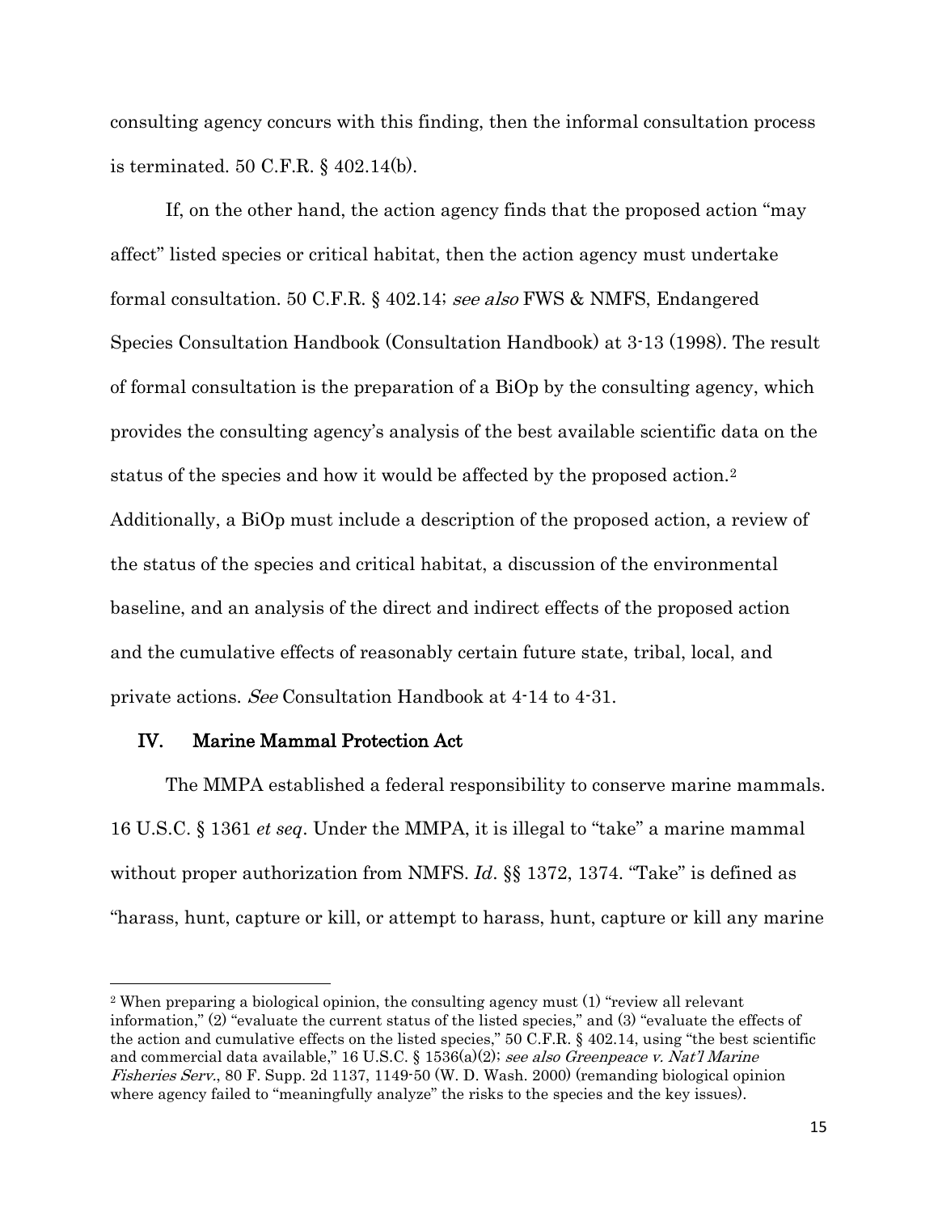consulting agency concurs with this finding, then the informal consultation process is terminated. 50 C.F.R. § 402.14(b).

If, on the other hand, the action agency finds that the proposed action "may affect" listed species or critical habitat, then the action agency must undertake formal consultation. 50 C.F.R. § 402.14; *see also* FWS & NMFS, Endangered Species Consultation Handbook (Consultation Handbook) at 3-13 (1998). The result of formal consultation is the preparation of a BiOp by the consulting agency, which provides the consulting agency's analysis of the best available scientific data on the status of the species and how it would be affected by the proposed action.[2] Additionally, a BiOp must include a description of the proposed action, a review of the status of the species and critical habitat, a discussion of the environmental baseline, and an analysis of the direct and indirect effects of the proposed action and the cumulative effects of reasonably certain future state, tribal, local, and private actions. *See* Consultation Handbook at 4-14 to 4-31.

## IV. Marine Mammal Protection Act

The MMPA established a federal responsibility to conserve marine mammals. 16 U.S.C. § 1361 *et seq*. Under the MMPA, it is illegal to "take" a marine mammal without proper authorization from NMFS. *Id*. §§ 1372, 1374. "Take" is defined as "harass, hunt, capture or kill, or attempt to harass, hunt, capture or kill any marine

---

[2] When preparing a biological opinion, the consulting agency must (1) "review all relevant information," (2) "evaluate the current status of the listed species," and (3) "evaluate the effects of the action and cumulative effects on the listed species," 50 C.F.R. § 402.14, using "the best scientific and commercial data available," 16 U.S.C. § 1536(a)(2); *see also Greenpeace v. Nat'l Marine Fisheries Serv.*, 80 F. Supp. 2d 1137, 1149-50 (W. D. Wash. 2000) (remanding biological opinion where agency failed to "meaningfully analyze" the risks to the species and the key issues).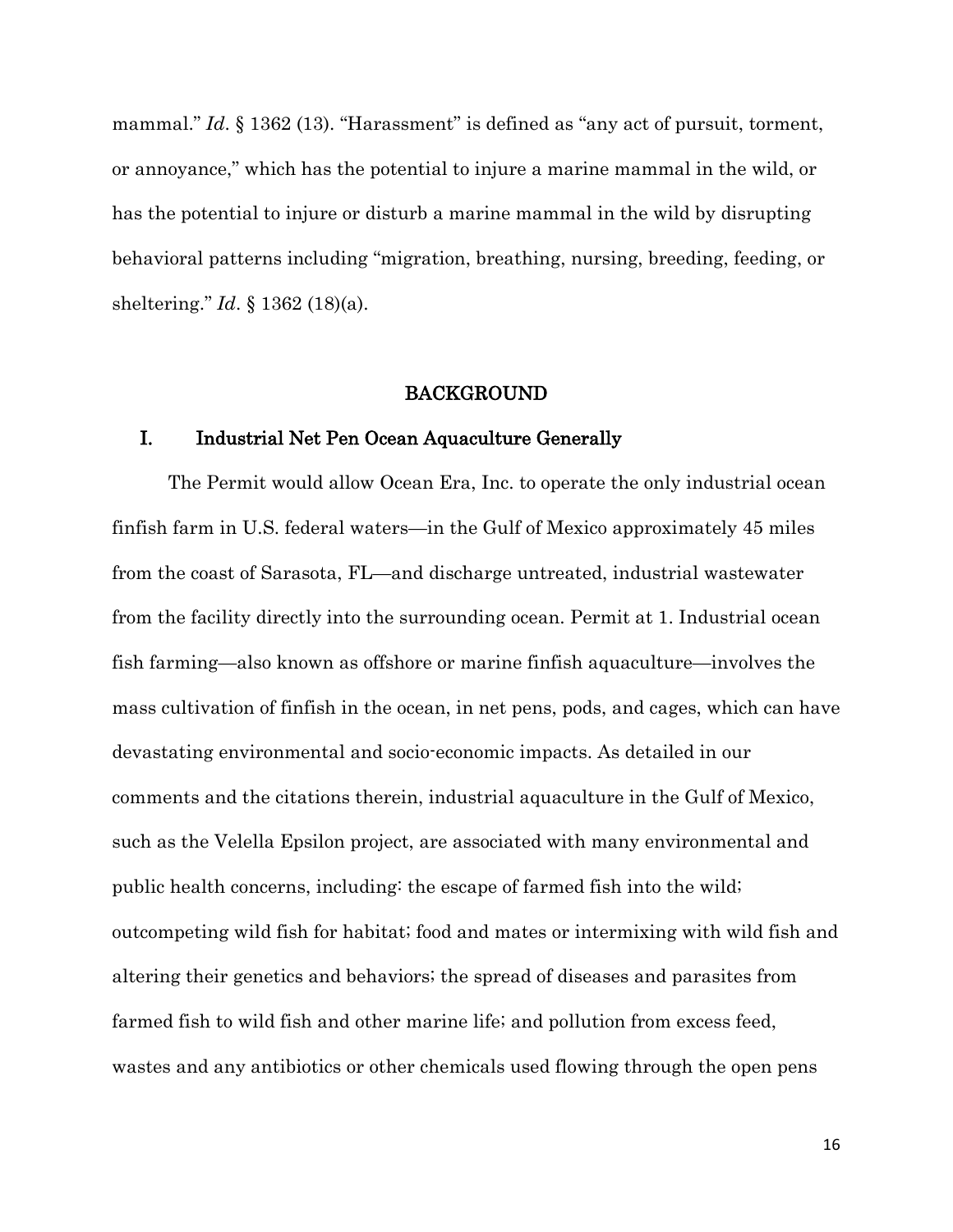mammal." *Id*. § 1362 (13). "Harassment" is defined as "any act of pursuit, torment, or annoyance," which has the potential to injure a marine mammal in the wild, or has the potential to injure or disturb a marine mammal in the wild by disrupting behavioral patterns including "migration, breathing, nursing, breeding, feeding, or sheltering." *Id*. § 1362 (18)(a).

## BACKGROUND

### I. Industrial Net Pen Ocean Aquaculture Generally

The Permit would allow Ocean Era, Inc. to operate the only industrial ocean finfish farm in U.S. federal waters—in the Gulf of Mexico approximately 45 miles from the coast of Sarasota, FL—and discharge untreated, industrial wastewater from the facility directly into the surrounding ocean. Permit at 1. Industrial ocean fish farming—also known as offshore or marine finfish aquaculture—involves the mass cultivation of finfish in the ocean, in net pens, pods, and cages, which can have devastating environmental and socio-economic impacts. As detailed in our comments and the citations therein, industrial aquaculture in the Gulf of Mexico, such as the Velella Epsilon project, are associated with many environmental and public health concerns, including: the escape of farmed fish into the wild; outcompeting wild fish for habitat; food and mates or intermixing with wild fish and altering their genetics and behaviors; the spread of diseases and parasites from farmed fish to wild fish and other marine life; and pollution from excess feed, wastes and any antibiotics or other chemicals used flowing through the open pens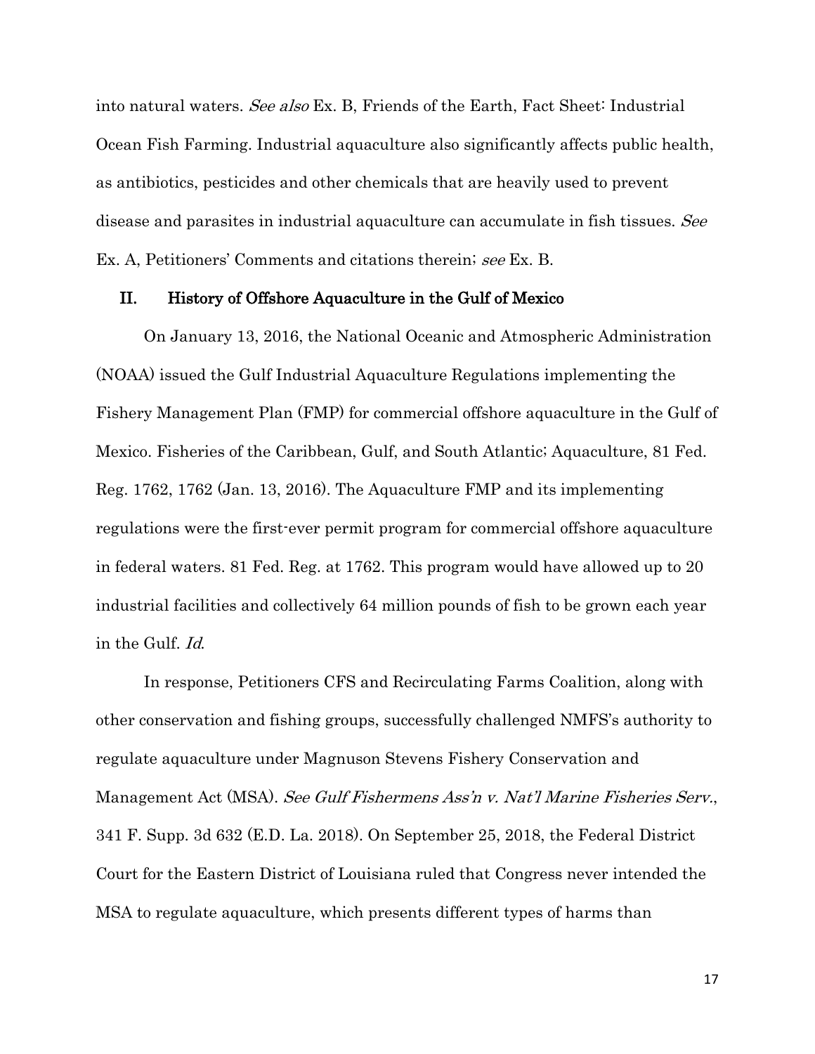into natural waters. *See also* Ex. B, Friends of the Earth, Fact Sheet: Industrial Ocean Fish Farming. Industrial aquaculture also significantly affects public health, as antibiotics, pesticides and other chemicals that are heavily used to prevent disease and parasites in industrial aquaculture can accumulate in fish tissues. *See* Ex. A, Petitioners' Comments and citations therein; *see* Ex. B.

## II. History of Offshore Aquaculture in the Gulf of Mexico

On January 13, 2016, the National Oceanic and Atmospheric Administration (NOAA) issued the Gulf Industrial Aquaculture Regulations implementing the Fishery Management Plan (FMP) for commercial offshore aquaculture in the Gulf of Mexico. Fisheries of the Caribbean, Gulf, and South Atlantic; Aquaculture, 81 Fed. Reg. 1762, 1762 (Jan. 13, 2016). The Aquaculture FMP and its implementing regulations were the first-ever permit program for commercial offshore aquaculture in federal waters. 81 Fed. Reg. at 1762. This program would have allowed up to 20 industrial facilities and collectively 64 million pounds of fish to be grown each year in the Gulf. *Id.*

In response, Petitioners CFS and Recirculating Farms Coalition, along with other conservation and fishing groups, successfully challenged NMFS's authority to regulate aquaculture under Magnuson Stevens Fishery Conservation and Management Act (MSA). *See Gulf Fishermens Ass'n v. Nat'l Marine Fisheries Serv.*, 341 F. Supp. 3d 632 (E.D. La. 2018). On September 25, 2018, the Federal District Court for the Eastern District of Louisiana ruled that Congress never intended the MSA to regulate aquaculture, which presents different types of harms than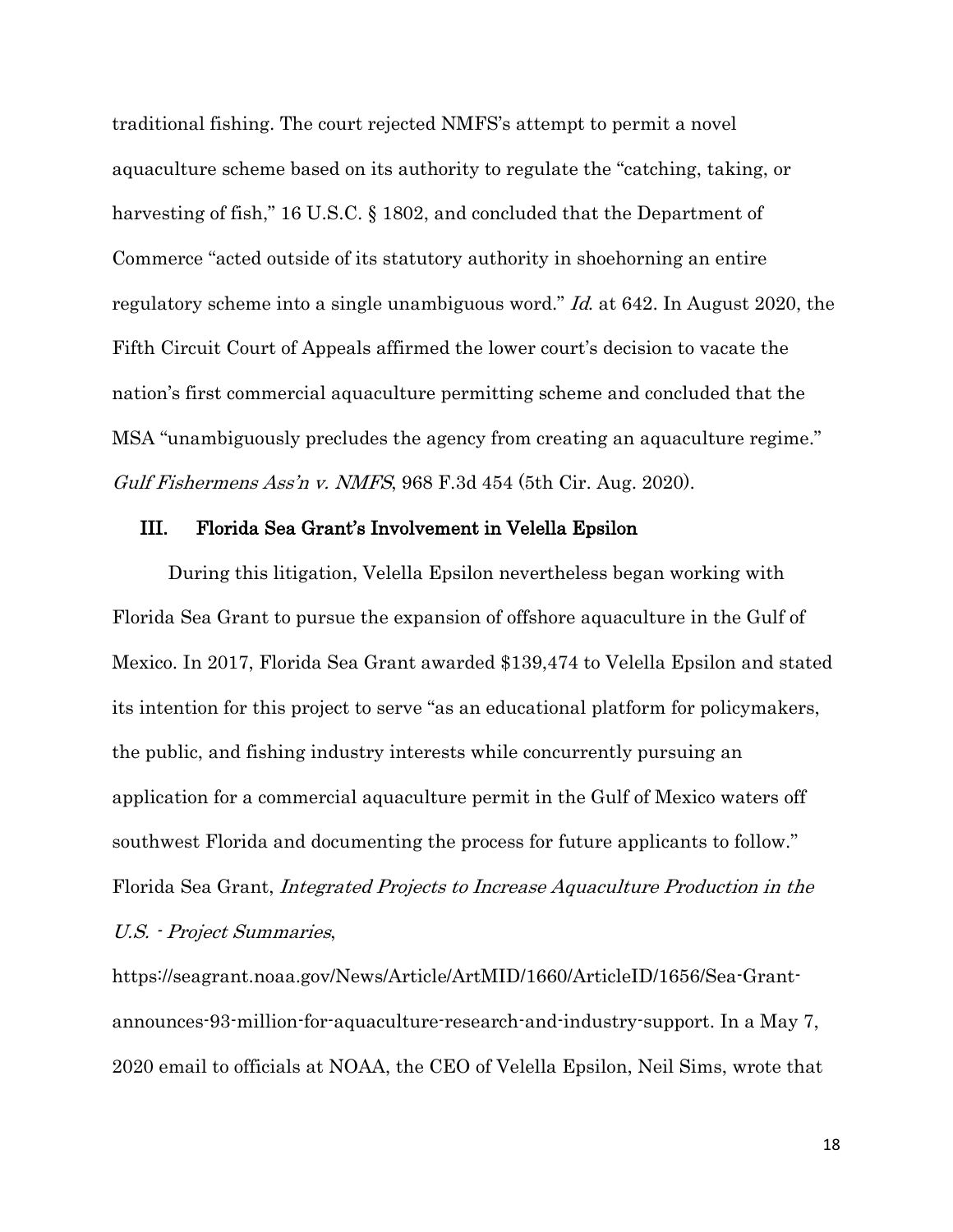traditional fishing. The court rejected NMFS's attempt to permit a novel aquaculture scheme based on its authority to regulate the "catching, taking, or harvesting of fish," 16 U.S.C. § 1802, and concluded that the Department of Commerce "acted outside of its statutory authority in shoehorning an entire regulatory scheme into a single unambiguous word." *Id.* at 642. In August 2020, the Fifth Circuit Court of Appeals affirmed the lower court's decision to vacate the nation's first commercial aquaculture permitting scheme and concluded that the MSA "unambiguously precludes the agency from creating an aquaculture regime." *Gulf Fishermens Ass'n v. NMFS*, 968 F.3d 454 (5th Cir. Aug. 2020).

## III. Florida Sea Grant's Involvement in Velella Epsilon

During this litigation, Velella Epsilon nevertheless began working with Florida Sea Grant to pursue the expansion of offshore aquaculture in the Gulf of Mexico. In 2017, Florida Sea Grant awarded $139,474 to Velella Epsilon and stated its intention for this project to serve "as an educational platform for policymakers, the public, and fishing industry interests while concurrently pursuing an application for a commercial aquaculture permit in the Gulf of Mexico waters off southwest Florida and documenting the process for future applicants to follow." Florida Sea Grant, *Integrated Projects to Increase Aquaculture Production in the U.S. - Project Summaries*, https://seagrant.noaa.gov/News/Article/ArtMID/1660/ArticleID/1656/Sea-Grant-announces-93-million-for-aquaculture-research-and-industry-support. In a May 7, 2020 email to officials at NOAA, the CEO of Velella Epsilon, Neil Sims, wrote that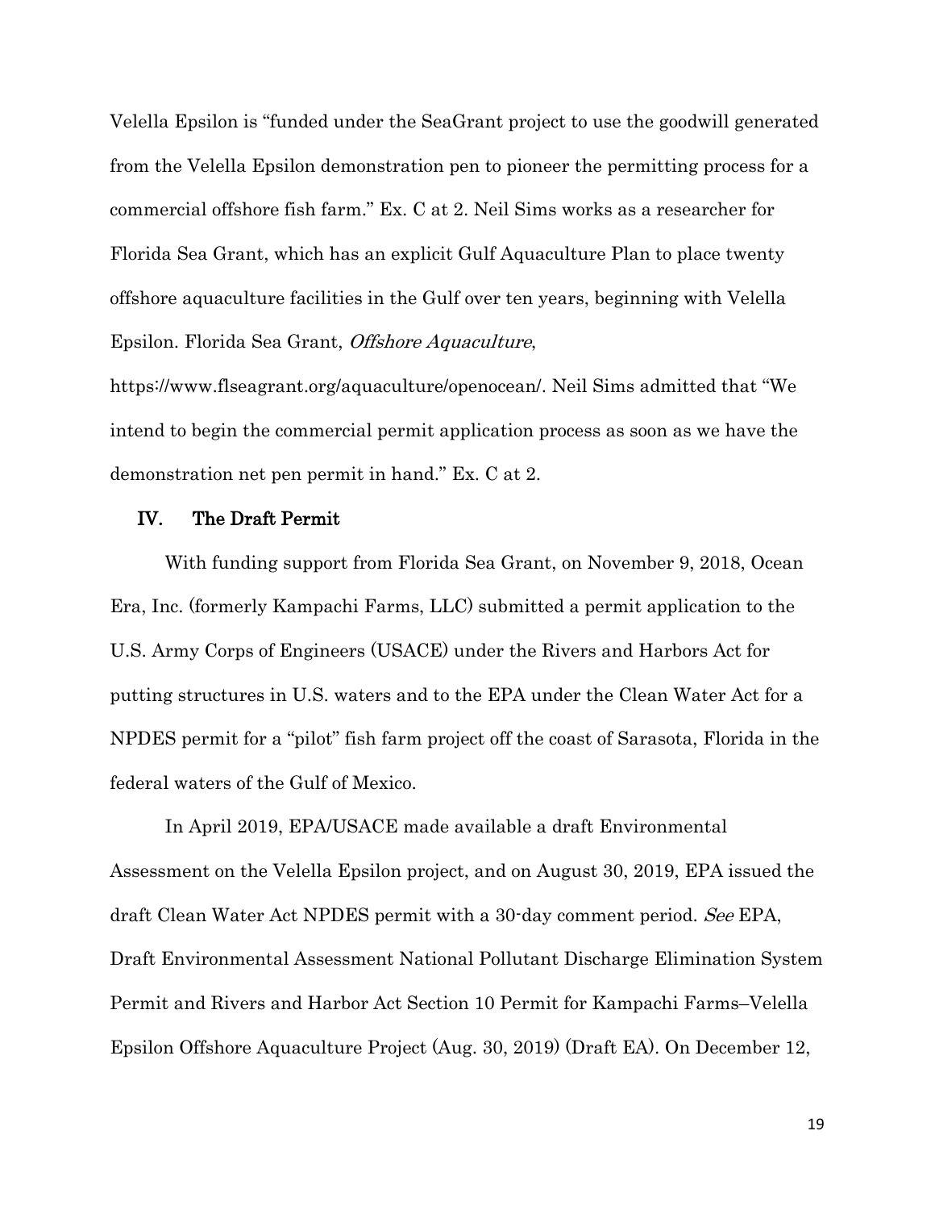Velella Epsilon is "funded under the SeaGrant project to use the goodwill generated from the Velella Epsilon demonstration pen to pioneer the permitting process for a commercial offshore fish farm." Ex. C at 2. Neil Sims works as a researcher for Florida Sea Grant, which has an explicit Gulf Aquaculture Plan to place twenty offshore aquaculture facilities in the Gulf over ten years, beginning with Velella Epsilon. Florida Sea Grant, *Offshore Aquaculture*, https://www.flseagrant.org/aquaculture/openocean/. Neil Sims admitted that "We intend to begin the commercial permit application process as soon as we have the demonstration net pen permit in hand." Ex. C at 2.

## IV. The Draft Permit

With funding support from Florida Sea Grant, on November 9, 2018, Ocean Era, Inc. (formerly Kampachi Farms, LLC) submitted a permit application to the U.S. Army Corps of Engineers (USACE) under the Rivers and Harbors Act for putting structures in U.S. waters and to the EPA under the Clean Water Act for a NPDES permit for a "pilot" fish farm project off the coast of Sarasota, Florida in the federal waters of the Gulf of Mexico.

In April 2019, EPA/USACE made available a draft Environmental Assessment on the Velella Epsilon project, and on August 30, 2019, EPA issued the draft Clean Water Act NPDES permit with a 30-day comment period. *See* EPA, Draft Environmental Assessment National Pollutant Discharge Elimination System Permit and Rivers and Harbor Act Section 10 Permit for Kampachi Farms–Velella Epsilon Offshore Aquaculture Project (Aug. 30, 2019) (Draft EA). On December 12,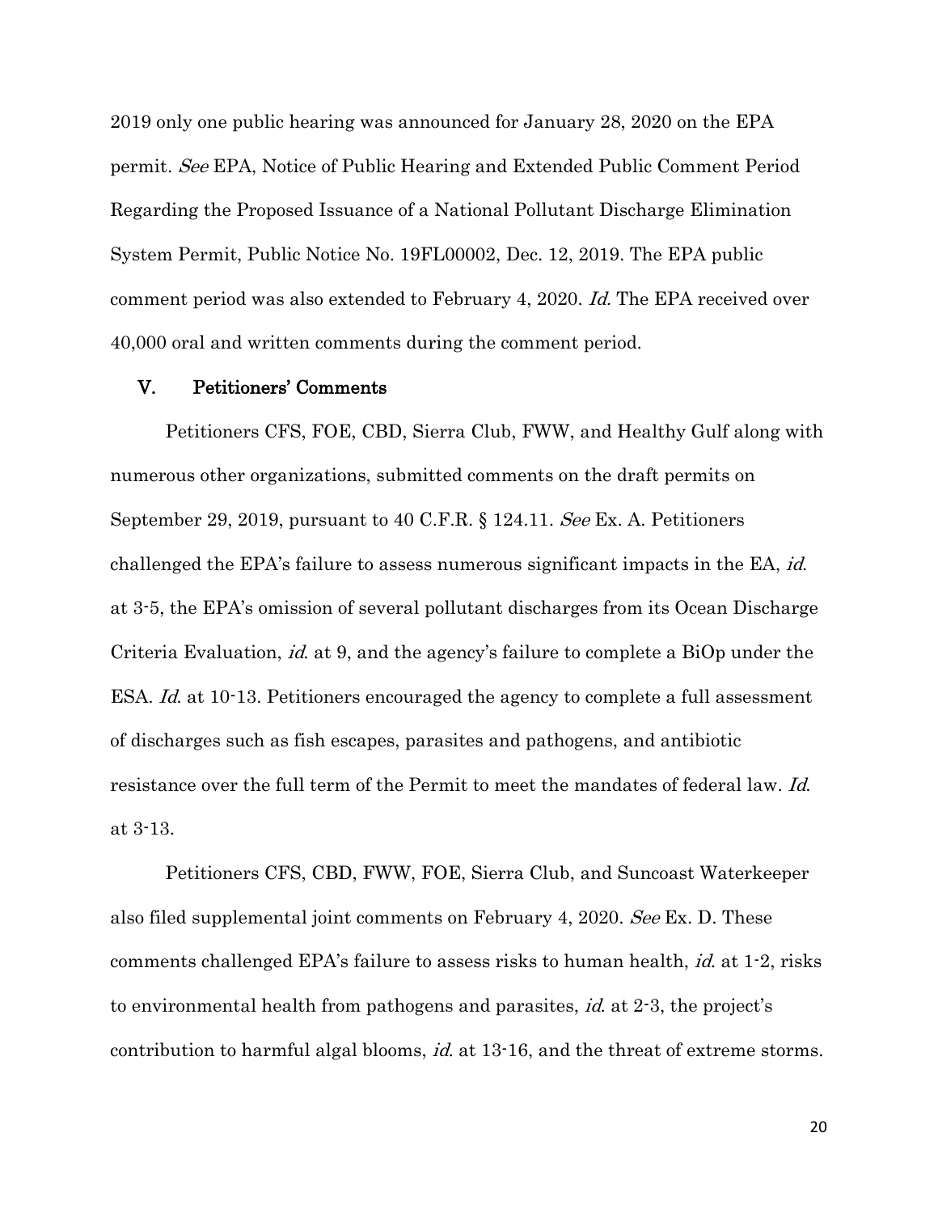2019 only one public hearing was announced for January 28, 2020 on the EPA permit. *See* EPA, Notice of Public Hearing and Extended Public Comment Period Regarding the Proposed Issuance of a National Pollutant Discharge Elimination System Permit, Public Notice No. 19FL00002, Dec. 12, 2019. The EPA public comment period was also extended to February 4, 2020. *Id.* The EPA received over 40,000 oral and written comments during the comment period.

## V. Petitioners' Comments

Petitioners CFS, FOE, CBD, Sierra Club, FWW, and Healthy Gulf along with numerous other organizations, submitted comments on the draft permits on September 29, 2019, pursuant to 40 C.F.R. § 124.11. *See* Ex. A. Petitioners challenged the EPA's failure to assess numerous significant impacts in the EA, *id.* at 3-5, the EPA's omission of several pollutant discharges from its Ocean Discharge Criteria Evaluation, *id.* at 9, and the agency's failure to complete a BiOp under the ESA. *Id.* at 10-13. Petitioners encouraged the agency to complete a full assessment of discharges such as fish escapes, parasites and pathogens, and antibiotic resistance over the full term of the Permit to meet the mandates of federal law. *Id.* at 3-13.

Petitioners CFS, CBD, FWW, FOE, Sierra Club, and Suncoast Waterkeeper also filed supplemental joint comments on February 4, 2020. *See* Ex. D. These comments challenged EPA's failure to assess risks to human health, *id.* at 1-2, risks to environmental health from pathogens and parasites, *id.* at 2-3, the project's contribution to harmful algal blooms, *id.* at 13-16, and the threat of extreme storms.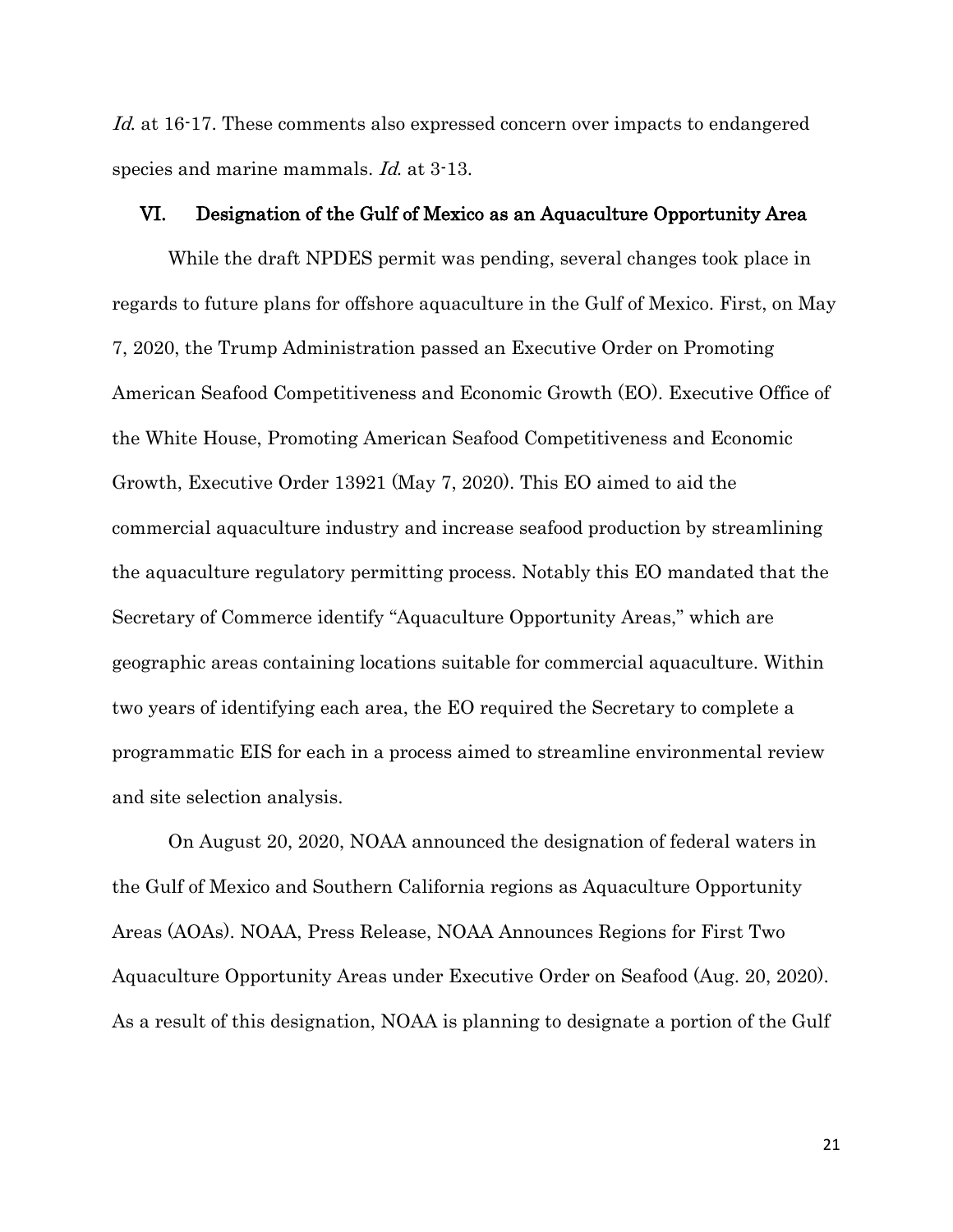*Id.* at 16-17. These comments also expressed concern over impacts to endangered species and marine mammals. *Id.* at 3-13.

## VI. Designation of the Gulf of Mexico as an Aquaculture Opportunity Area

While the draft NPDES permit was pending, several changes took place in regards to future plans for offshore aquaculture in the Gulf of Mexico. First, on May 7, 2020, the Trump Administration passed an Executive Order on Promoting American Seafood Competitiveness and Economic Growth (EO). Executive Office of the White House, Promoting American Seafood Competitiveness and Economic Growth, Executive Order 13921 (May 7, 2020). This EO aimed to aid the commercial aquaculture industry and increase seafood production by streamlining the aquaculture regulatory permitting process. Notably this EO mandated that the Secretary of Commerce identify "Aquaculture Opportunity Areas," which are geographic areas containing locations suitable for commercial aquaculture. Within two years of identifying each area, the EO required the Secretary to complete a programmatic EIS for each in a process aimed to streamline environmental review and site selection analysis.

On August 20, 2020, NOAA announced the designation of federal waters in the Gulf of Mexico and Southern California regions as Aquaculture Opportunity Areas (AOAs). NOAA, Press Release, NOAA Announces Regions for First Two Aquaculture Opportunity Areas under Executive Order on Seafood (Aug. 20, 2020). As a result of this designation, NOAA is planning to designate a portion of the Gulf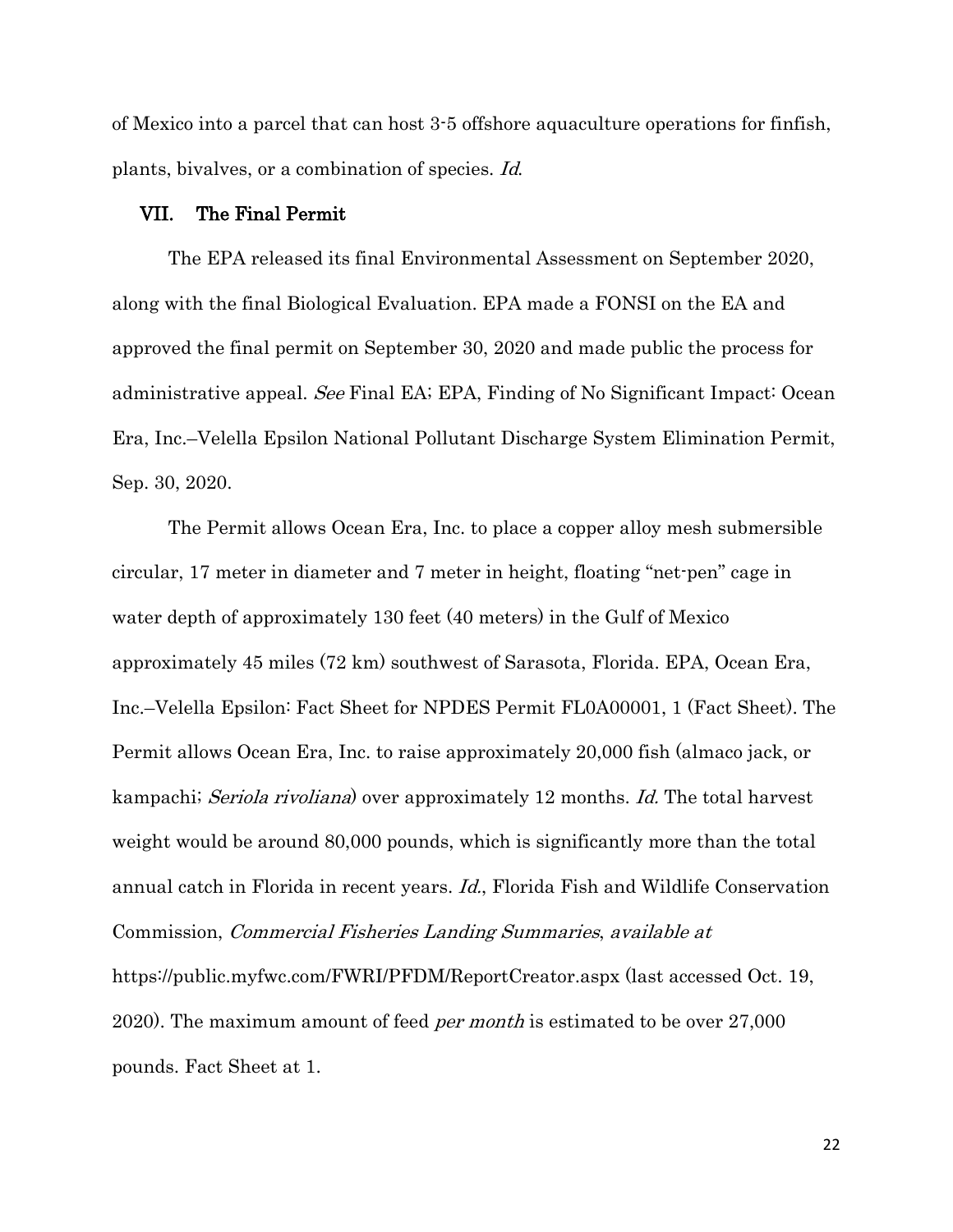of Mexico into a parcel that can host 3-5 offshore aquaculture operations for finfish, plants, bivalves, or a combination of species. *Id.*

## VII. The Final Permit

The EPA released its final Environmental Assessment on September 2020, along with the final Biological Evaluation. EPA made a FONSI on the EA and approved the final permit on September 30, 2020 and made public the process for administrative appeal. *See* Final EA; EPA, Finding of No Significant Impact: Ocean Era, Inc.–Velella Epsilon National Pollutant Discharge System Elimination Permit, Sep. 30, 2020.

The Permit allows Ocean Era, Inc. to place a copper alloy mesh submersible circular, 17 meter in diameter and 7 meter in height, floating "net-pen" cage in water depth of approximately 130 feet (40 meters) in the Gulf of Mexico approximately 45 miles (72 km) southwest of Sarasota, Florida. EPA, Ocean Era, Inc.–Velella Epsilon: Fact Sheet for NPDES Permit FL0A00001, 1 (Fact Sheet). The Permit allows Ocean Era, Inc. to raise approximately 20,000 fish (almaco jack, or kampachi; *Seriola rivoliana*) over approximately 12 months. *Id.* The total harvest weight would be around 80,000 pounds, which is significantly more than the total annual catch in Florida in recent years. *Id.*, Florida Fish and Wildlife Conservation Commission, *Commercial Fisheries Landing Summaries*, *available at* https://public.myfwc.com/FWRI/PFDM/ReportCreator.aspx (last accessed Oct. 19, 2020). The maximum amount of feed *per month* is estimated to be over 27,000 pounds. Fact Sheet at 1.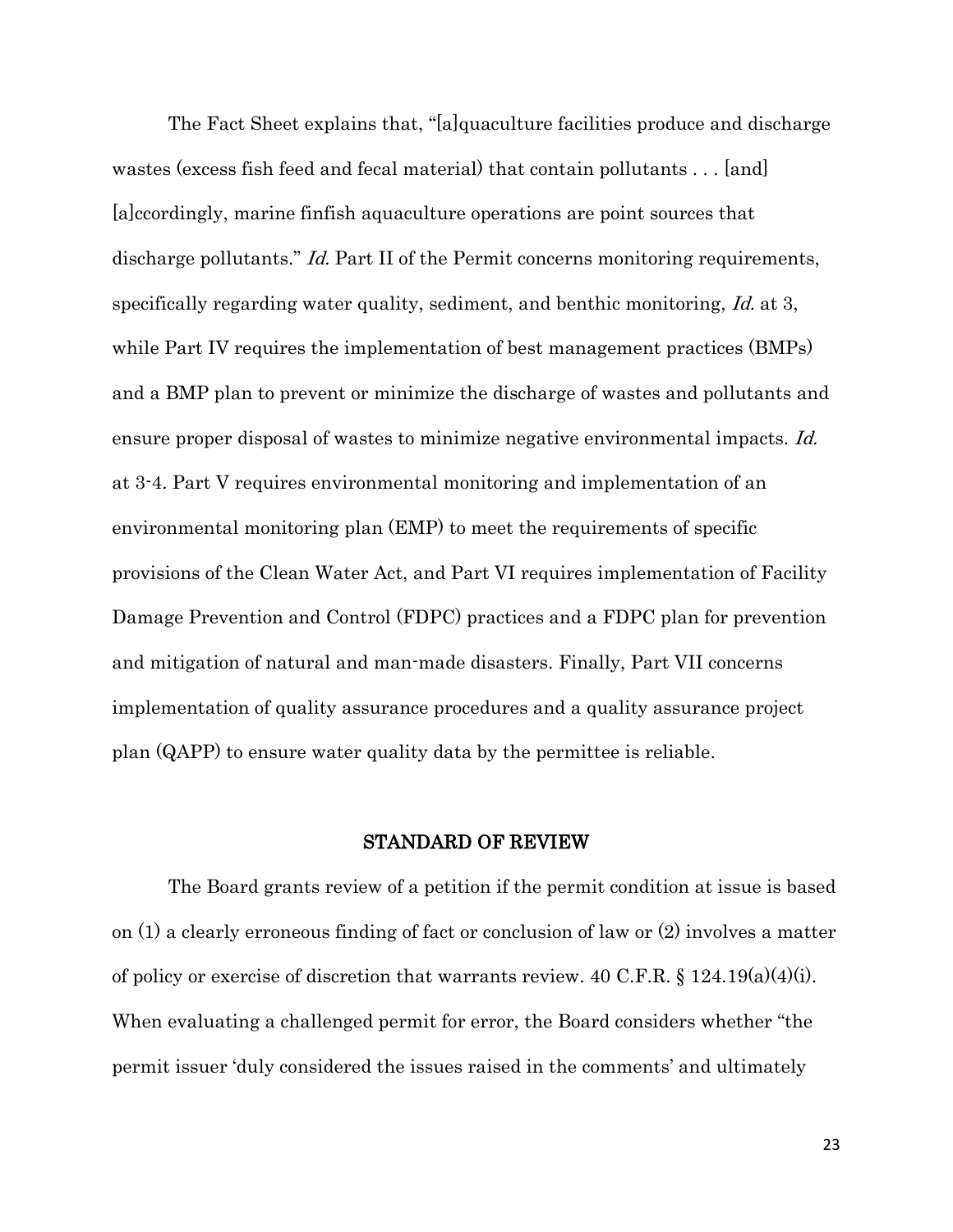The Fact Sheet explains that, "[a]quaculture facilities produce and discharge wastes (excess fish feed and fecal material) that contain pollutants . . . [and] [a]ccordingly, marine finfish aquaculture operations are point sources that discharge pollutants." *Id.* Part II of the Permit concerns monitoring requirements, specifically regarding water quality, sediment, and benthic monitoring, *Id.* at 3, while Part IV requires the implementation of best management practices (BMPs) and a BMP plan to prevent or minimize the discharge of wastes and pollutants and ensure proper disposal of wastes to minimize negative environmental impacts. *Id.* at 3-4. Part V requires environmental monitoring and implementation of an environmental monitoring plan (EMP) to meet the requirements of specific provisions of the Clean Water Act, and Part VI requires implementation of Facility Damage Prevention and Control (FDPC) practices and a FDPC plan for prevention and mitigation of natural and man-made disasters. Finally, Part VII concerns implementation of quality assurance procedures and a quality assurance project plan (QAPP) to ensure water quality data by the permittee is reliable.

## STANDARD OF REVIEW

The Board grants review of a petition if the permit condition at issue is based on (1) a clearly erroneous finding of fact or conclusion of law or (2) involves a matter of policy or exercise of discretion that warrants review. 40 C.F.R. § 124.19(a)(4)(i). When evaluating a challenged permit for error, the Board considers whether "the permit issuer 'duly considered the issues raised in the comments' and ultimately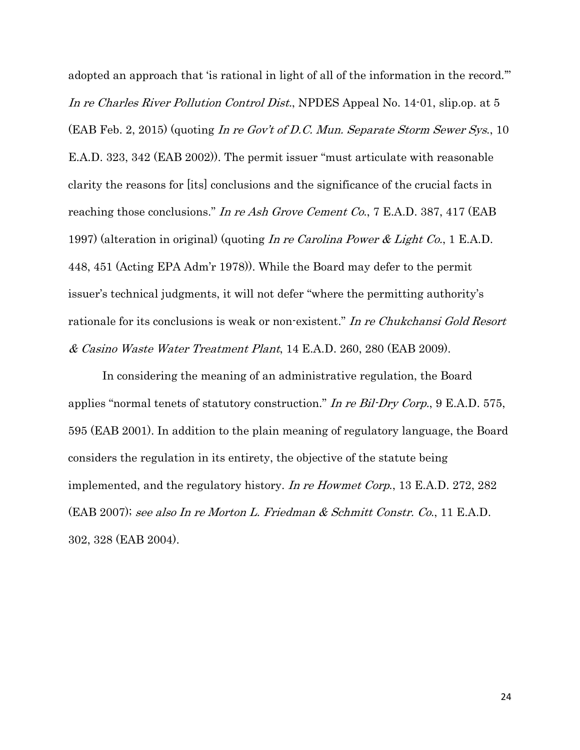adopted an approach that 'is rational in light of all of the information in the record.'" *In re Charles River Pollution Control Dist.*, NPDES Appeal No. 14-01, slip.op. at 5 (EAB Feb. 2, 2015) (quoting *In re Gov't of D.C. Mun. Separate Storm Sewer Sys.*, 10 E.A.D. 323, 342 (EAB 2002)). The permit issuer "must articulate with reasonable clarity the reasons for [its] conclusions and the significance of the crucial facts in reaching those conclusions." *In re Ash Grove Cement Co.*, 7 E.A.D. 387, 417 (EAB 1997) (alteration in original) (quoting *In re Carolina Power & Light Co.*, 1 E.A.D. 448, 451 (Acting EPA Adm'r 1978)). While the Board may defer to the permit issuer's technical judgments, it will not defer "where the permitting authority's rationale for its conclusions is weak or non-existent." *In re Chukchansi Gold Resort & Casino Waste Water Treatment Plant*, 14 E.A.D. 260, 280 (EAB 2009).

In considering the meaning of an administrative regulation, the Board applies "normal tenets of statutory construction." *In re Bil-Dry Corp.*, 9 E.A.D. 575, 595 (EAB 2001). In addition to the plain meaning of regulatory language, the Board considers the regulation in its entirety, the objective of the statute being implemented, and the regulatory history. *In re Howmet Corp.*, 13 E.A.D. 272, 282 (EAB 2007); *see also In re Morton L. Friedman & Schmitt Constr. Co.*, 11 E.A.D. 302, 328 (EAB 2004).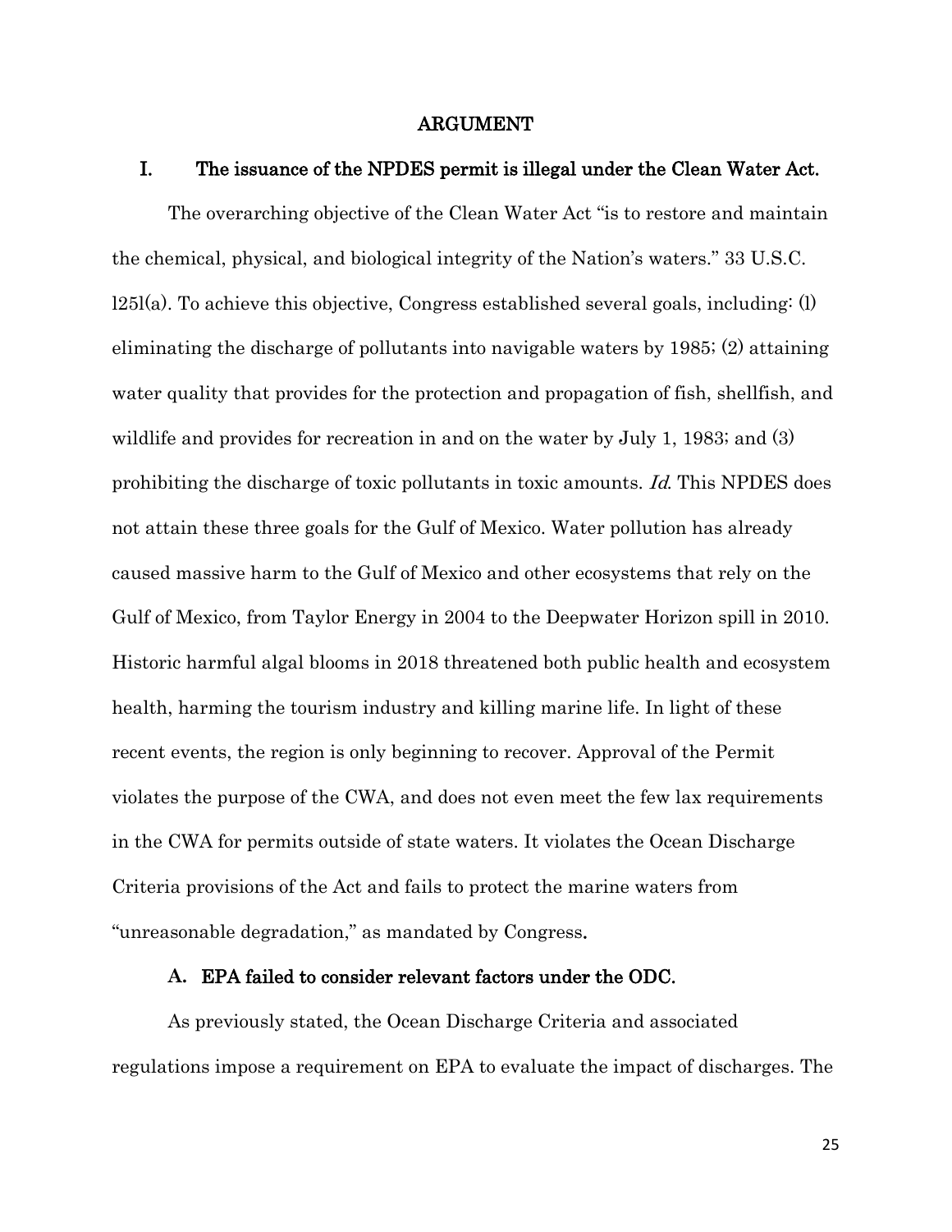## ARGUMENT

### I. The issuance of the NPDES permit is illegal under the Clean Water Act.

The overarching objective of the Clean Water Act "is to restore and maintain the chemical, physical, and biological integrity of the Nation's waters." 33 U.S.C. l25l(a). To achieve this objective, Congress established several goals, including: (l) eliminating the discharge of pollutants into navigable waters by 1985; (2) attaining water quality that provides for the protection and propagation of fish, shellfish, and wildlife and provides for recreation in and on the water by July 1, 1983; and (3) prohibiting the discharge of toxic pollutants in toxic amounts. *Id.* This NPDES does not attain these three goals for the Gulf of Mexico. Water pollution has already caused massive harm to the Gulf of Mexico and other ecosystems that rely on the Gulf of Mexico, from Taylor Energy in 2004 to the Deepwater Horizon spill in 2010. Historic harmful algal blooms in 2018 threatened both public health and ecosystem health, harming the tourism industry and killing marine life. In light of these recent events, the region is only beginning to recover. Approval of the Permit violates the purpose of the CWA, and does not even meet the few lax requirements in the CWA for permits outside of state waters. It violates the Ocean Discharge Criteria provisions of the Act and fails to protect the marine waters from "unreasonable degradation," as mandated by Congress.

#### A. EPA failed to consider relevant factors under the ODC.

As previously stated, the Ocean Discharge Criteria and associated regulations impose a requirement on EPA to evaluate the impact of discharges. The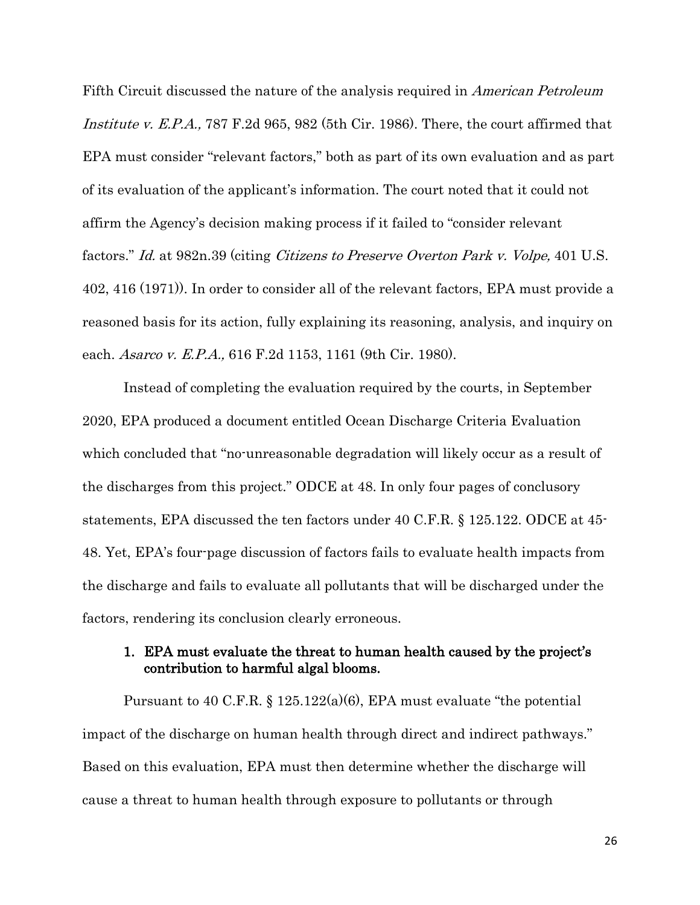Fifth Circuit discussed the nature of the analysis required in *American Petroleum Institute v. E.P.A.,* 787 F.2d 965, 982 (5th Cir. 1986). There, the court affirmed that EPA must consider "relevant factors," both as part of its own evaluation and as part of its evaluation of the applicant's information. The court noted that it could not affirm the Agency's decision making process if it failed to "consider relevant factors." *Id.* at 982n.39 (citing *Citizens to Preserve Overton Park v. Volpe,* 401 U.S. 402, 416 (1971)). In order to consider all of the relevant factors, EPA must provide a reasoned basis for its action, fully explaining its reasoning, analysis, and inquiry on each. *Asarco v. E.P.A.,* 616 F.2d 1153, 1161 (9th Cir. 1980).

Instead of completing the evaluation required by the courts, in September 2020, EPA produced a document entitled Ocean Discharge Criteria Evaluation which concluded that "no-unreasonable degradation will likely occur as a result of the discharges from this project." ODCE at 48. In only four pages of conclusory statements, EPA discussed the ten factors under 40 C.F.R. § 125.122. ODCE at 45-48. Yet, EPA's four-page discussion of factors fails to evaluate health impacts from the discharge and fails to evaluate all pollutants that will be discharged under the factors, rendering its conclusion clearly erroneous.

### 1. EPA must evaluate the threat to human health caused by the project's contribution to harmful algal blooms.

Pursuant to 40 C.F.R. § 125.122(a)(6), EPA must evaluate "the potential impact of the discharge on human health through direct and indirect pathways." Based on this evaluation, EPA must then determine whether the discharge will cause a threat to human health through exposure to pollutants or through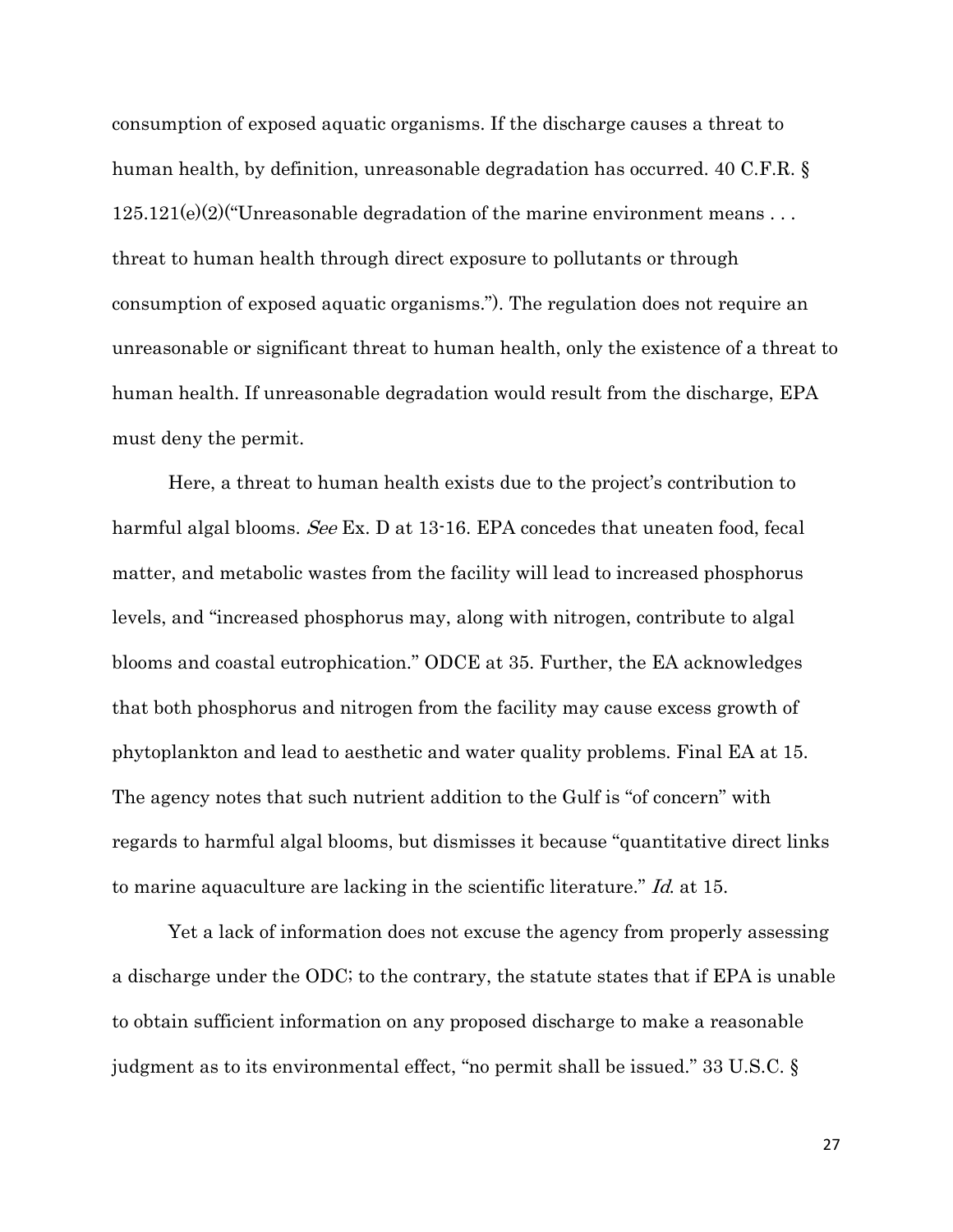consumption of exposed aquatic organisms. If the discharge causes a threat to human health, by definition, unreasonable degradation has occurred. 40 C.F.R. § 125.121(e)(2)("Unreasonable degradation of the marine environment means . . . threat to human health through direct exposure to pollutants or through consumption of exposed aquatic organisms."). The regulation does not require an unreasonable or significant threat to human health, only the existence of a threat to human health. If unreasonable degradation would result from the discharge, EPA must deny the permit.

Here, a threat to human health exists due to the project's contribution to harmful algal blooms. *See* Ex. D at 13-16. EPA concedes that uneaten food, fecal matter, and metabolic wastes from the facility will lead to increased phosphorus levels, and "increased phosphorus may, along with nitrogen, contribute to algal blooms and coastal eutrophication." ODCE at 35. Further, the EA acknowledges that both phosphorus and nitrogen from the facility may cause excess growth of phytoplankton and lead to aesthetic and water quality problems. Final EA at 15. The agency notes that such nutrient addition to the Gulf is "of concern" with regards to harmful algal blooms, but dismisses it because "quantitative direct links to marine aquaculture are lacking in the scientific literature." *Id.* at 15.

Yet a lack of information does not excuse the agency from properly assessing a discharge under the ODC; to the contrary, the statute states that if EPA is unable to obtain sufficient information on any proposed discharge to make a reasonable judgment as to its environmental effect, "no permit shall be issued." 33 U.S.C. §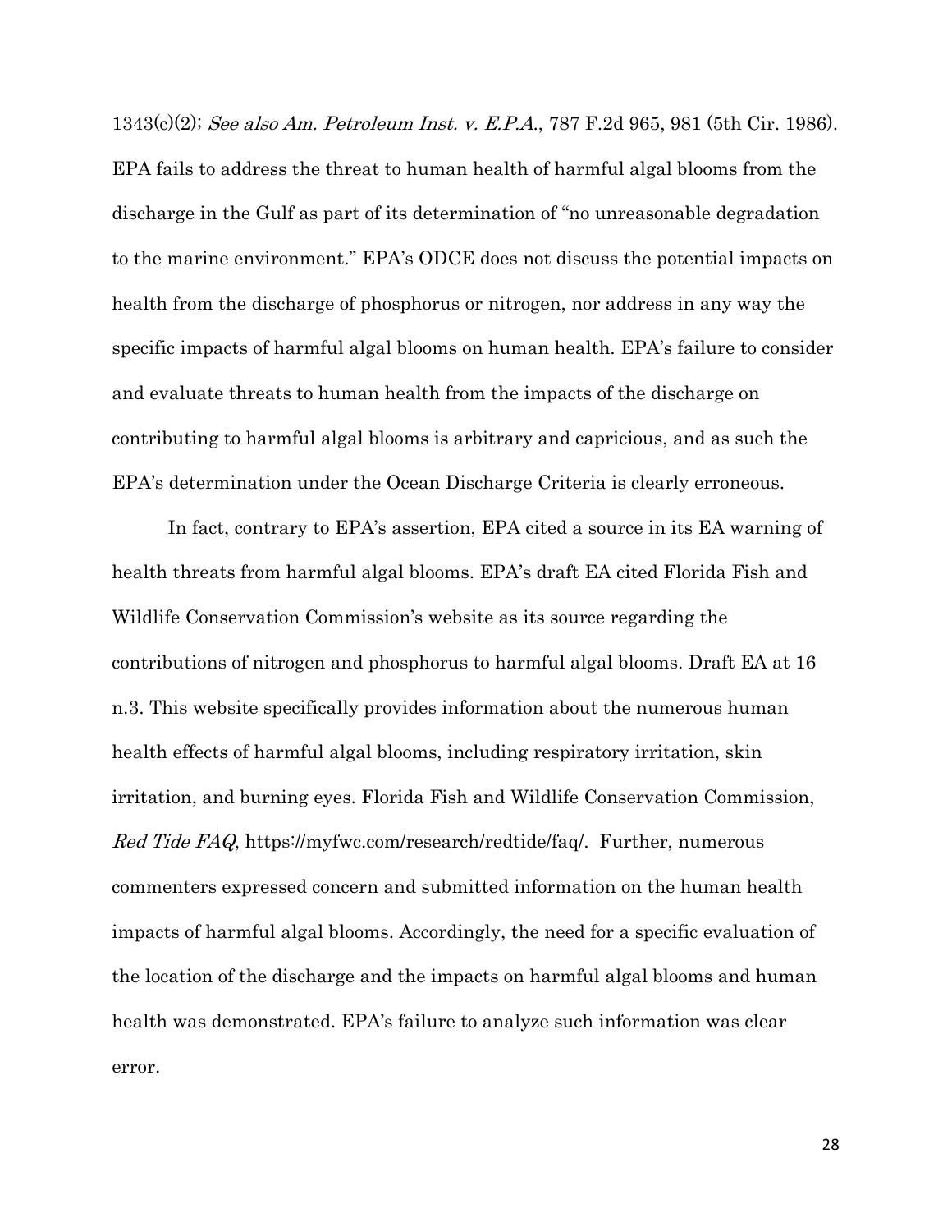1343(c)(2); *See also Am. Petroleum Inst. v. E.P.A.*, 787 F.2d 965, 981 (5th Cir. 1986). EPA fails to address the threat to human health of harmful algal blooms from the discharge in the Gulf as part of its determination of "no unreasonable degradation to the marine environment." EPA's ODCE does not discuss the potential impacts on health from the discharge of phosphorus or nitrogen, nor address in any way the specific impacts of harmful algal blooms on human health. EPA's failure to consider and evaluate threats to human health from the impacts of the discharge on contributing to harmful algal blooms is arbitrary and capricious, and as such the EPA's determination under the Ocean Discharge Criteria is clearly erroneous.

In fact, contrary to EPA's assertion, EPA cited a source in its EA warning of health threats from harmful algal blooms. EPA's draft EA cited Florida Fish and Wildlife Conservation Commission's website as its source regarding the contributions of nitrogen and phosphorus to harmful algal blooms. Draft EA at 16 n.3. This website specifically provides information about the numerous human health effects of harmful algal blooms, including respiratory irritation, skin irritation, and burning eyes. Florida Fish and Wildlife Conservation Commission, *Red Tide FAQ*, https://myfwc.com/research/redtide/faq/. Further, numerous commenters expressed concern and submitted information on the human health impacts of harmful algal blooms. Accordingly, the need for a specific evaluation of the location of the discharge and the impacts on harmful algal blooms and human health was demonstrated. EPA's failure to analyze such information was clear error.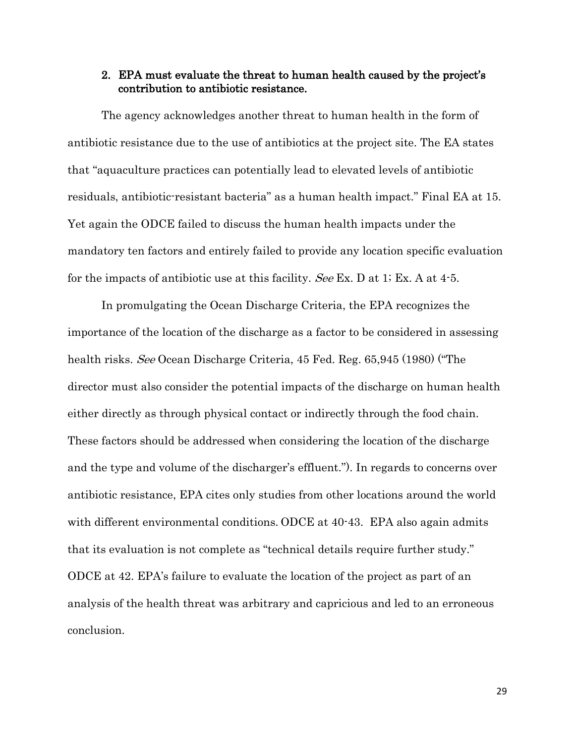### 2. EPA must evaluate the threat to human health caused by the project's contribution to antibiotic resistance.

The agency acknowledges another threat to human health in the form of antibiotic resistance due to the use of antibiotics at the project site. The EA states that "aquaculture practices can potentially lead to elevated levels of antibiotic residuals, antibiotic-resistant bacteria" as a human health impact." Final EA at 15. Yet again the ODCE failed to discuss the human health impacts under the mandatory ten factors and entirely failed to provide any location specific evaluation for the impacts of antibiotic use at this facility. *See* Ex. D at 1; Ex. A at 4-5.

In promulgating the Ocean Discharge Criteria, the EPA recognizes the importance of the location of the discharge as a factor to be considered in assessing health risks. *See* Ocean Discharge Criteria, 45 Fed. Reg. 65,945 (1980) ("The director must also consider the potential impacts of the discharge on human health either directly as through physical contact or indirectly through the food chain. These factors should be addressed when considering the location of the discharge and the type and volume of the discharger's effluent."). In regards to concerns over antibiotic resistance, EPA cites only studies from other locations around the world with different environmental conditions. ODCE at 40-43. EPA also again admits that its evaluation is not complete as "technical details require further study." ODCE at 42. EPA's failure to evaluate the location of the project as part of an analysis of the health threat was arbitrary and capricious and led to an erroneous conclusion.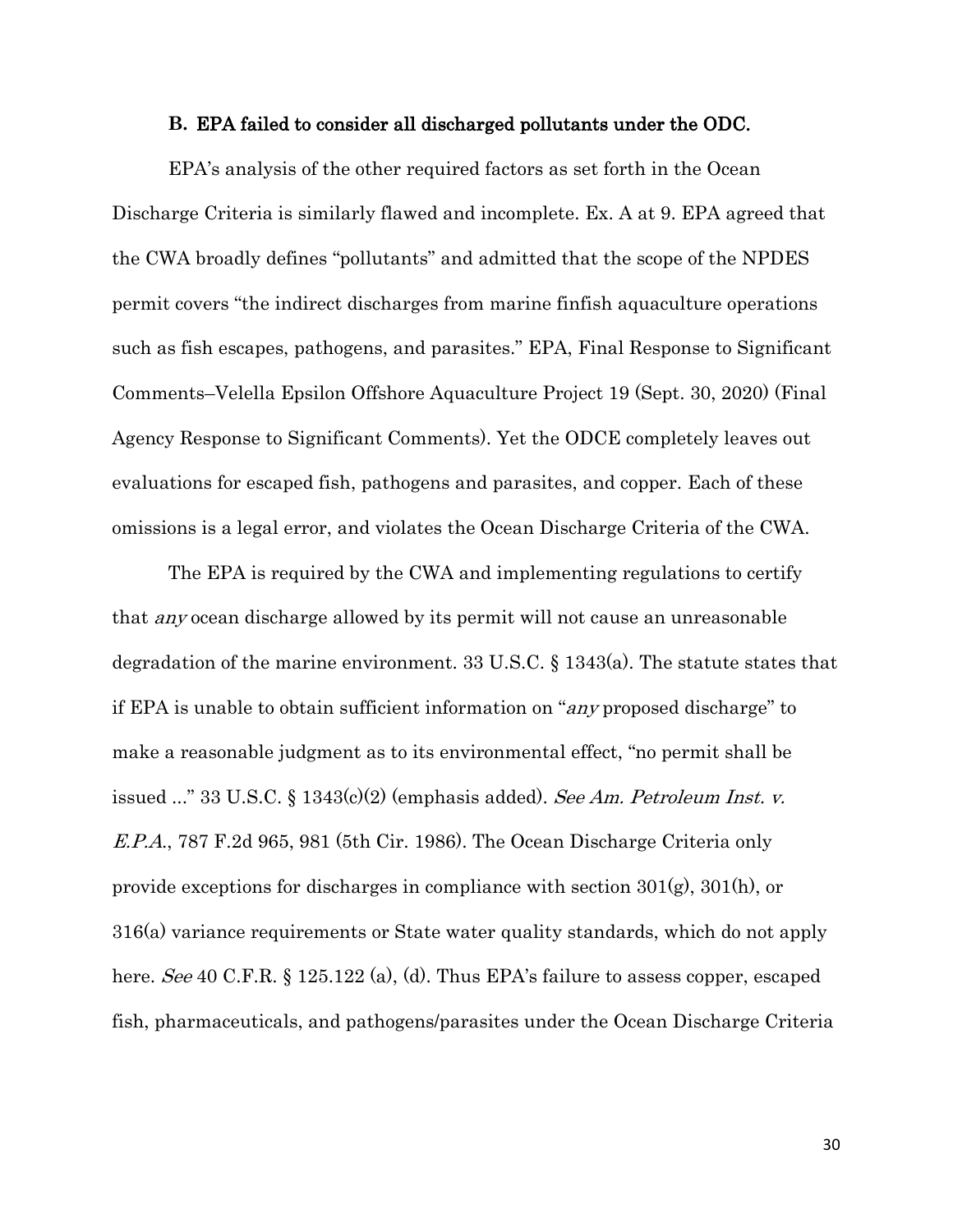### B. EPA failed to consider all discharged pollutants under the ODC.

EPA's analysis of the other required factors as set forth in the Ocean Discharge Criteria is similarly flawed and incomplete. Ex. A at 9. EPA agreed that the CWA broadly defines "pollutants" and admitted that the scope of the NPDES permit covers "the indirect discharges from marine finfish aquaculture operations such as fish escapes, pathogens, and parasites." EPA, Final Response to Significant Comments–Velella Epsilon Offshore Aquaculture Project 19 (Sept. 30, 2020) (Final Agency Response to Significant Comments). Yet the ODCE completely leaves out evaluations for escaped fish, pathogens and parasites, and copper. Each of these omissions is a legal error, and violates the Ocean Discharge Criteria of the CWA.

The EPA is required by the CWA and implementing regulations to certify that *any* ocean discharge allowed by its permit will not cause an unreasonable degradation of the marine environment. 33 U.S.C. § 1343(a). The statute states that if EPA is unable to obtain sufficient information on "*any* proposed discharge" to make a reasonable judgment as to its environmental effect, "no permit shall be issued ..." 33 U.S.C. § 1343(c)(2) (emphasis added). *See Am. Petroleum Inst. v. E.P.A.*, 787 F.2d 965, 981 (5th Cir. 1986). The Ocean Discharge Criteria only provide exceptions for discharges in compliance with section 301(g), 301(h), or 316(a) variance requirements or State water quality standards, which do not apply here. *See* 40 C.F.R. § 125.122 (a), (d). Thus EPA's failure to assess copper, escaped fish, pharmaceuticals, and pathogens/parasites under the Ocean Discharge Criteria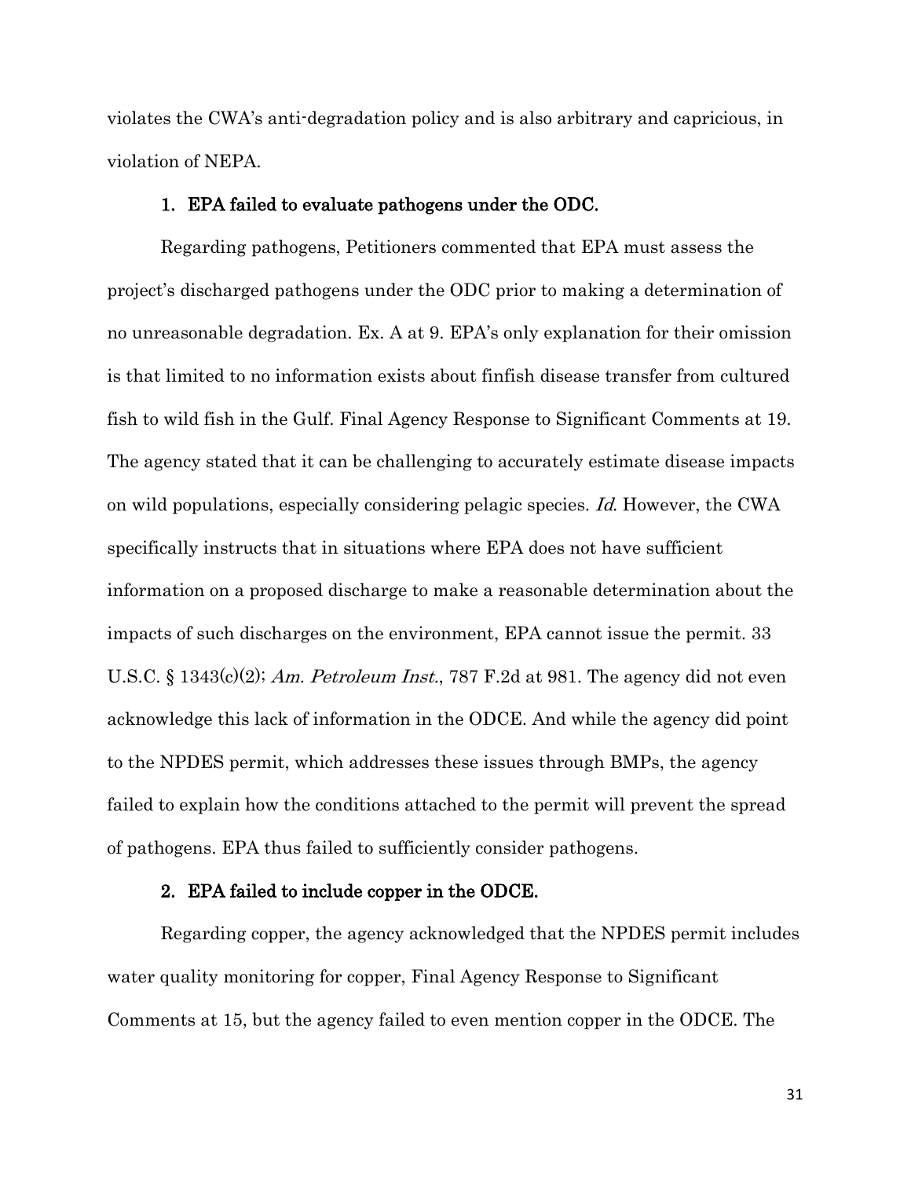violates the CWA's anti-degradation policy and is also arbitrary and capricious, in violation of NEPA.

#### 1. EPA failed to evaluate pathogens under the ODC.

Regarding pathogens, Petitioners commented that EPA must assess the project's discharged pathogens under the ODC prior to making a determination of no unreasonable degradation. Ex. A at 9. EPA's only explanation for their omission is that limited to no information exists about finfish disease transfer from cultured fish to wild fish in the Gulf. Final Agency Response to Significant Comments at 19. The agency stated that it can be challenging to accurately estimate disease impacts on wild populations, especially considering pelagic species. *Id.* However, the CWA specifically instructs that in situations where EPA does not have sufficient information on a proposed discharge to make a reasonable determination about the impacts of such discharges on the environment, EPA cannot issue the permit. 33 U.S.C. § 1343(c)(2); *Am. Petroleum Inst.*, 787 F.2d at 981. The agency did not even acknowledge this lack of information in the ODCE. And while the agency did point to the NPDES permit, which addresses these issues through BMPs, the agency failed to explain how the conditions attached to the permit will prevent the spread of pathogens. EPA thus failed to sufficiently consider pathogens.

#### 2. EPA failed to include copper in the ODCE.

Regarding copper, the agency acknowledged that the NPDES permit includes water quality monitoring for copper, Final Agency Response to Significant Comments at 15, but the agency failed to even mention copper in the ODCE. The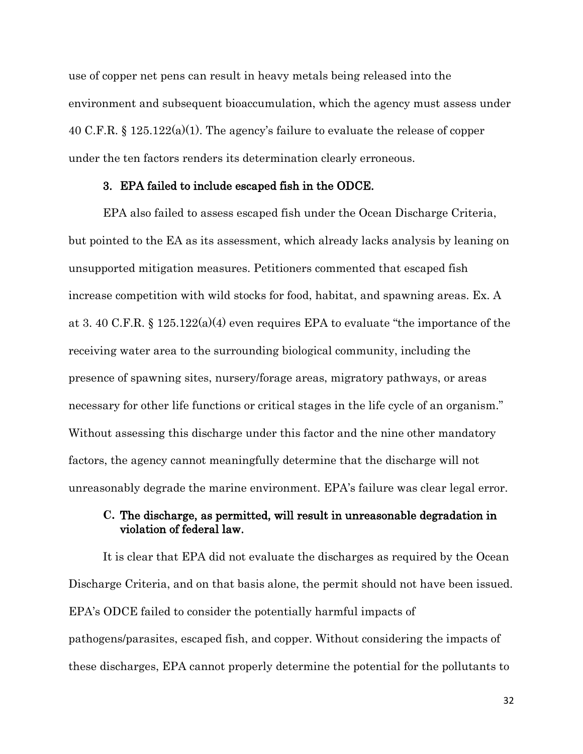use of copper net pens can result in heavy metals being released into the environment and subsequent bioaccumulation, which the agency must assess under 40 C.F.R. § 125.122(a)(1). The agency's failure to evaluate the release of copper under the ten factors renders its determination clearly erroneous.

### 3. EPA failed to include escaped fish in the ODCE.

EPA also failed to assess escaped fish under the Ocean Discharge Criteria, but pointed to the EA as its assessment, which already lacks analysis by leaning on unsupported mitigation measures. Petitioners commented that escaped fish increase competition with wild stocks for food, habitat, and spawning areas. Ex. A at 3. 40 C.F.R. § 125.122(a)(4) even requires EPA to evaluate "the importance of the receiving water area to the surrounding biological community, including the presence of spawning sites, nursery/forage areas, migratory pathways, or areas necessary for other life functions or critical stages in the life cycle of an organism." Without assessing this discharge under this factor and the nine other mandatory factors, the agency cannot meaningfully determine that the discharge will not unreasonably degrade the marine environment. EPA's failure was clear legal error.

## C. The discharge, as permitted, will result in unreasonable degradation in violation of federal law.

It is clear that EPA did not evaluate the discharges as required by the Ocean Discharge Criteria, and on that basis alone, the permit should not have been issued. EPA's ODCE failed to consider the potentially harmful impacts of pathogens/parasites, escaped fish, and copper. Without considering the impacts of these discharges, EPA cannot properly determine the potential for the pollutants to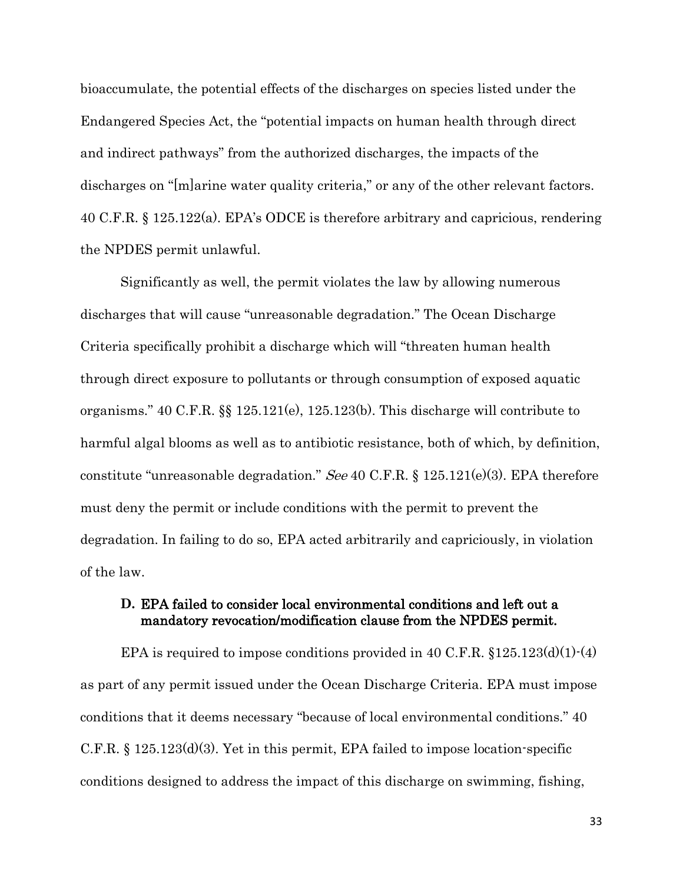bioaccumulate, the potential effects of the discharges on species listed under the Endangered Species Act, the "potential impacts on human health through direct and indirect pathways" from the authorized discharges, the impacts of the discharges on "[m]arine water quality criteria," or any of the other relevant factors. 40 C.F.R. § 125.122(a). EPA's ODCE is therefore arbitrary and capricious, rendering the NPDES permit unlawful.

Significantly as well, the permit violates the law by allowing numerous discharges that will cause "unreasonable degradation." The Ocean Discharge Criteria specifically prohibit a discharge which will "threaten human health through direct exposure to pollutants or through consumption of exposed aquatic organisms." 40 C.F.R. §§ 125.121(e), 125.123(b). This discharge will contribute to harmful algal blooms as well as to antibiotic resistance, both of which, by definition, constitute "unreasonable degradation." *See* 40 C.F.R. § 125.121(e)(3). EPA therefore must deny the permit or include conditions with the permit to prevent the degradation. In failing to do so, EPA acted arbitrarily and capriciously, in violation of the law.

### D. EPA failed to consider local environmental conditions and left out a mandatory revocation/modification clause from the NPDES permit.

EPA is required to impose conditions provided in 40 C.F.R. §125.123(d)(1)-(4) as part of any permit issued under the Ocean Discharge Criteria. EPA must impose conditions that it deems necessary "because of local environmental conditions." 40 C.F.R. § 125.123(d)(3). Yet in this permit, EPA failed to impose location-specific conditions designed to address the impact of this discharge on swimming, fishing,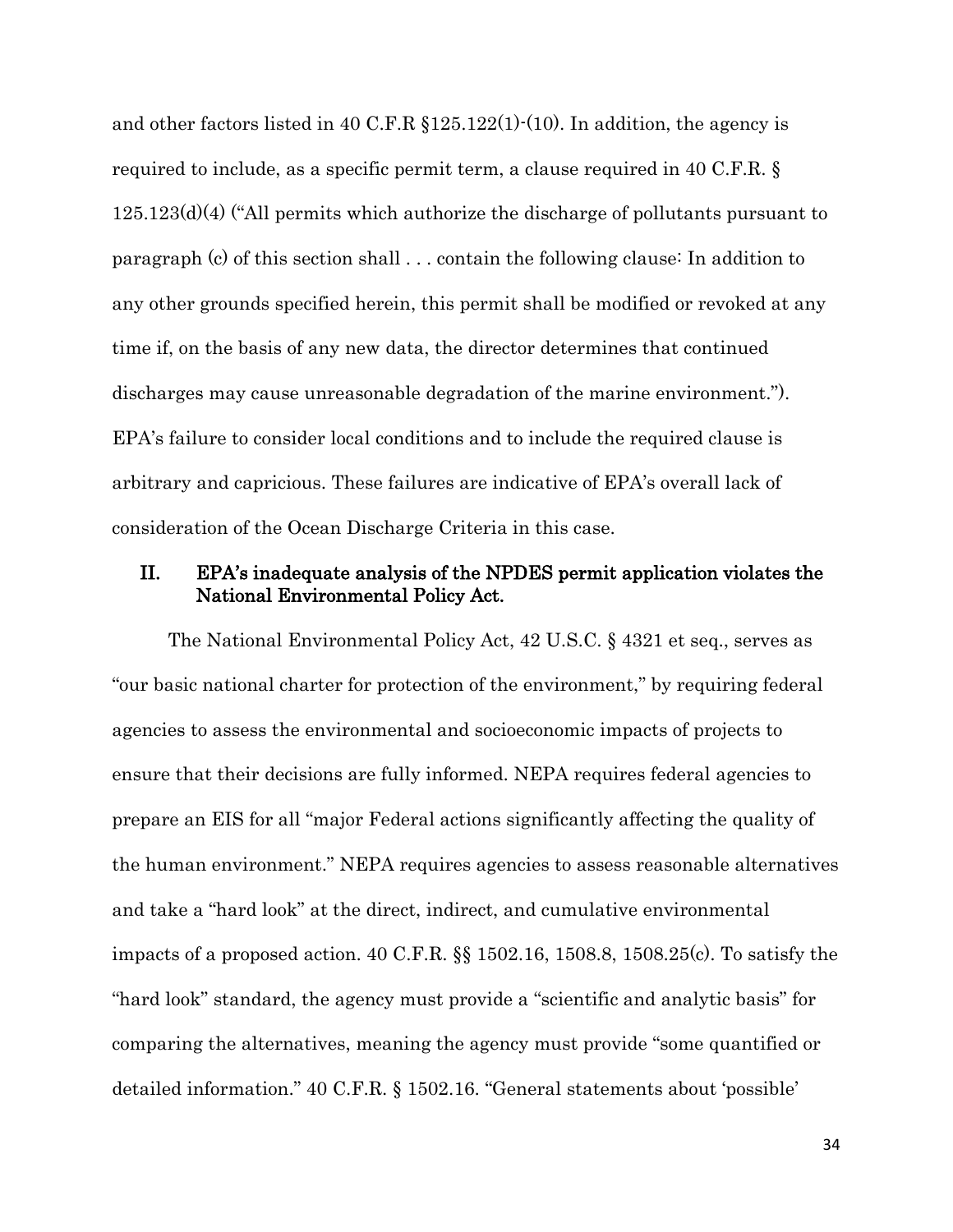and other factors listed in 40 C.F.R §125.122(1)-(10). In addition, the agency is required to include, as a specific permit term, a clause required in 40 C.F.R. § 125.123(d)(4) ("All permits which authorize the discharge of pollutants pursuant to paragraph (c) of this section shall . . . contain the following clause: In addition to any other grounds specified herein, this permit shall be modified or revoked at any time if, on the basis of any new data, the director determines that continued discharges may cause unreasonable degradation of the marine environment."). EPA's failure to consider local conditions and to include the required clause is arbitrary and capricious. These failures are indicative of EPA's overall lack of consideration of the Ocean Discharge Criteria in this case.

## II. EPA's inadequate analysis of the NPDES permit application violates the National Environmental Policy Act.

The National Environmental Policy Act, 42 U.S.C. § 4321 et seq., serves as "our basic national charter for protection of the environment," by requiring federal agencies to assess the environmental and socioeconomic impacts of projects to ensure that their decisions are fully informed. NEPA requires federal agencies to prepare an EIS for all "major Federal actions significantly affecting the quality of the human environment." NEPA requires agencies to assess reasonable alternatives and take a "hard look" at the direct, indirect, and cumulative environmental impacts of a proposed action. 40 C.F.R. §§ 1502.16, 1508.8, 1508.25(c). To satisfy the "hard look" standard, the agency must provide a "scientific and analytic basis" for comparing the alternatives, meaning the agency must provide "some quantified or detailed information." 40 C.F.R. § 1502.16. "General statements about 'possible'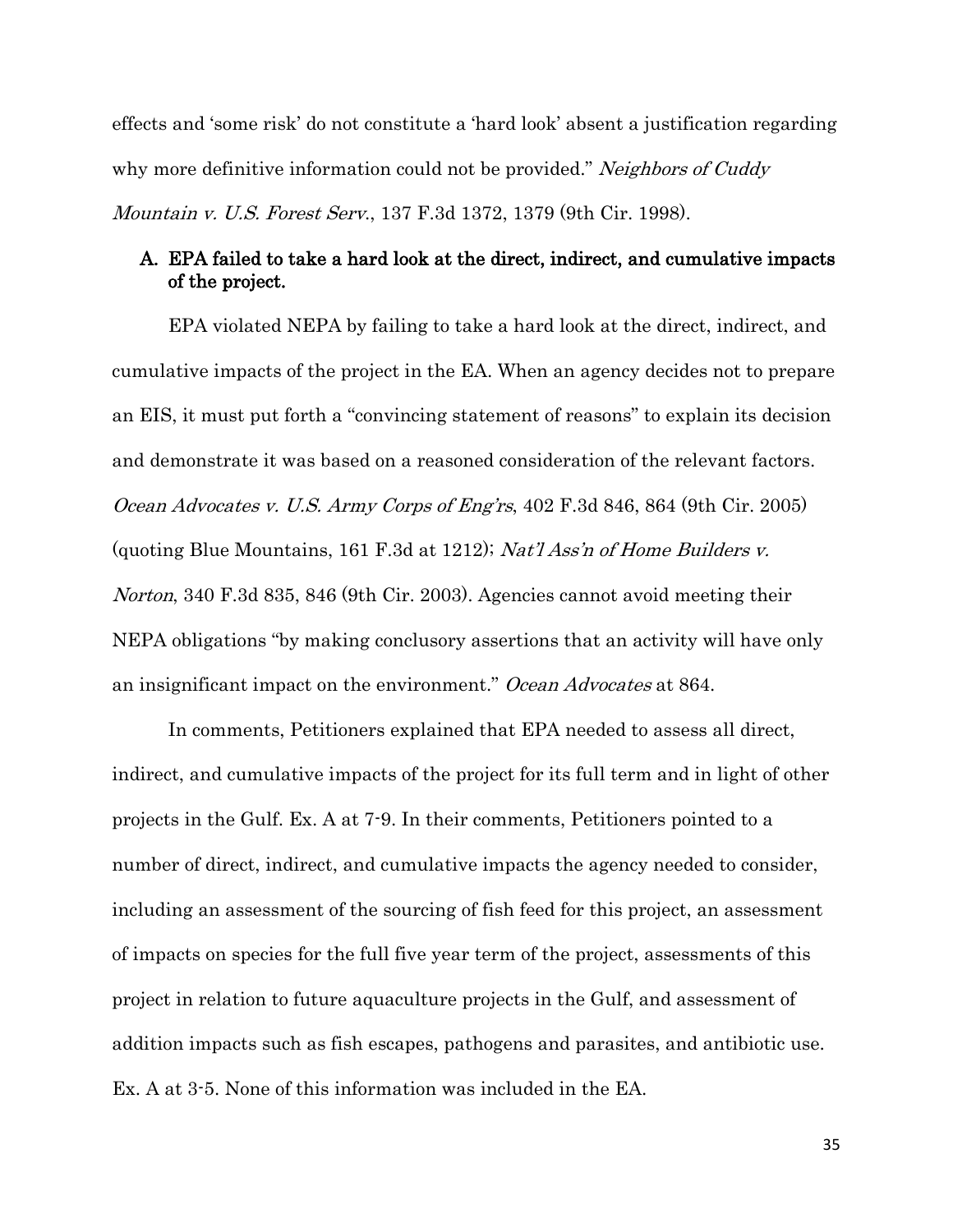effects and 'some risk' do not constitute a 'hard look' absent a justification regarding why more definitive information could not be provided." *Neighbors of Cuddy Mountain v. U.S. Forest Serv.*, 137 F.3d 1372, 1379 (9th Cir. 1998).

### A. EPA failed to take a hard look at the direct, indirect, and cumulative impacts of the project.

EPA violated NEPA by failing to take a hard look at the direct, indirect, and cumulative impacts of the project in the EA. When an agency decides not to prepare an EIS, it must put forth a "convincing statement of reasons" to explain its decision and demonstrate it was based on a reasoned consideration of the relevant factors. *Ocean Advocates v. U.S. Army Corps of Eng'rs*, 402 F.3d 846, 864 (9th Cir. 2005) (quoting Blue Mountains, 161 F.3d at 1212); *Nat'l Ass'n of Home Builders v. Norton*, 340 F.3d 835, 846 (9th Cir. 2003). Agencies cannot avoid meeting their NEPA obligations "by making conclusory assertions that an activity will have only an insignificant impact on the environment." *Ocean Advocates* at 864.

In comments, Petitioners explained that EPA needed to assess all direct, indirect, and cumulative impacts of the project for its full term and in light of other projects in the Gulf. Ex. A at 7-9. In their comments, Petitioners pointed to a number of direct, indirect, and cumulative impacts the agency needed to consider, including an assessment of the sourcing of fish feed for this project, an assessment of impacts on species for the full five year term of the project, assessments of this project in relation to future aquaculture projects in the Gulf, and assessment of addition impacts such as fish escapes, pathogens and parasites, and antibiotic use. Ex. A at 3-5. None of this information was included in the EA.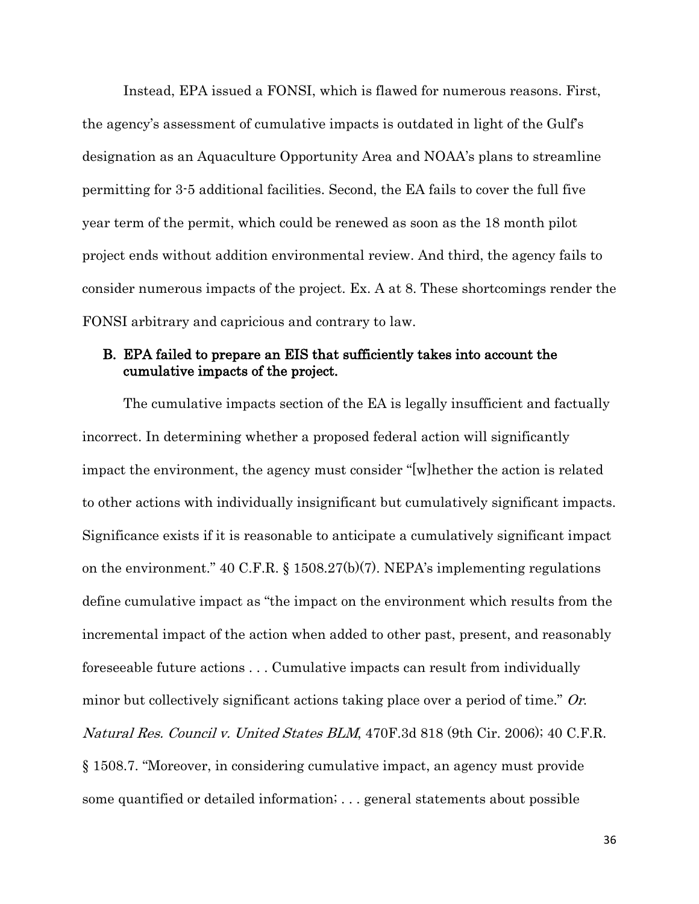Instead, EPA issued a FONSI, which is flawed for numerous reasons. First, the agency's assessment of cumulative impacts is outdated in light of the Gulf's designation as an Aquaculture Opportunity Area and NOAA's plans to streamline permitting for 3-5 additional facilities. Second, the EA fails to cover the full five year term of the permit, which could be renewed as soon as the 18 month pilot project ends without addition environmental review. And third, the agency fails to consider numerous impacts of the project. Ex. A at 8. These shortcomings render the FONSI arbitrary and capricious and contrary to law.

### B. EPA failed to prepare an EIS that sufficiently takes into account the cumulative impacts of the project.

The cumulative impacts section of the EA is legally insufficient and factually incorrect. In determining whether a proposed federal action will significantly impact the environment, the agency must consider "[w]hether the action is related to other actions with individually insignificant but cumulatively significant impacts. Significance exists if it is reasonable to anticipate a cumulatively significant impact on the environment." 40 C.F.R. § 1508.27(b)(7). NEPA's implementing regulations define cumulative impact as "the impact on the environment which results from the incremental impact of the action when added to other past, present, and reasonably foreseeable future actions . . . Cumulative impacts can result from individually minor but collectively significant actions taking place over a period of time." *Or. Natural Res. Council v. United States BLM*, 470F.3d 818 (9th Cir. 2006); 40 C.F.R. § 1508.7. "Moreover, in considering cumulative impact, an agency must provide some quantified or detailed information; . . . general statements about possible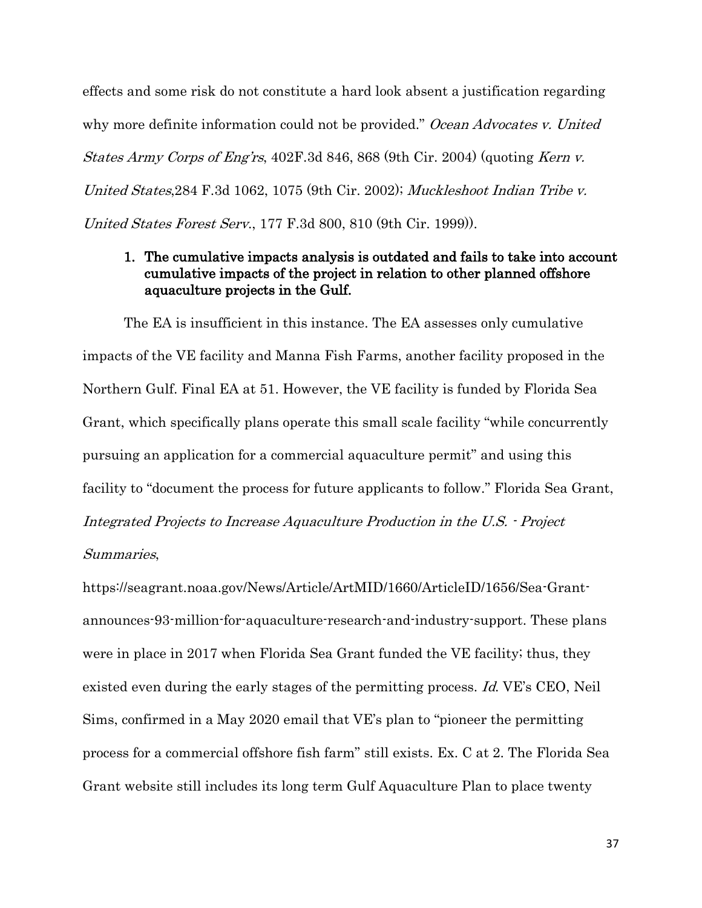effects and some risk do not constitute a hard look absent a justification regarding why more definite information could not be provided." *Ocean Advocates v. United States Army Corps of Eng'rs*, 402F.3d 846, 868 (9th Cir. 2004) (quoting *Kern v. United States*,284 F.3d 1062, 1075 (9th Cir. 2002); *Muckleshoot Indian Tribe v. United States Forest Serv.*, 177 F.3d 800, 810 (9th Cir. 1999)).

1. **The cumulative impacts analysis is outdated and fails to take into account cumulative impacts of the project in relation to other planned offshore aquaculture projects in the Gulf.**

The EA is insufficient in this instance. The EA assesses only cumulative impacts of the VE facility and Manna Fish Farms, another facility proposed in the Northern Gulf. Final EA at 51. However, the VE facility is funded by Florida Sea Grant, which specifically plans operate this small scale facility "while concurrently pursuing an application for a commercial aquaculture permit" and using this facility to "document the process for future applicants to follow." Florida Sea Grant, *Integrated Projects to Increase Aquaculture Production in the U.S. - Project Summaries*,

https://seagrant.noaa.gov/News/Article/ArtMID/1660/ArticleID/1656/Sea-Grant-announces-93-million-for-aquaculture-research-and-industry-support. These plans were in place in 2017 when Florida Sea Grant funded the VE facility; thus, they existed even during the early stages of the permitting process. *Id.* VE's CEO, Neil Sims, confirmed in a May 2020 email that VE's plan to "pioneer the permitting process for a commercial offshore fish farm" still exists. Ex. C at 2. The Florida Sea Grant website still includes its long term Gulf Aquaculture Plan to place twenty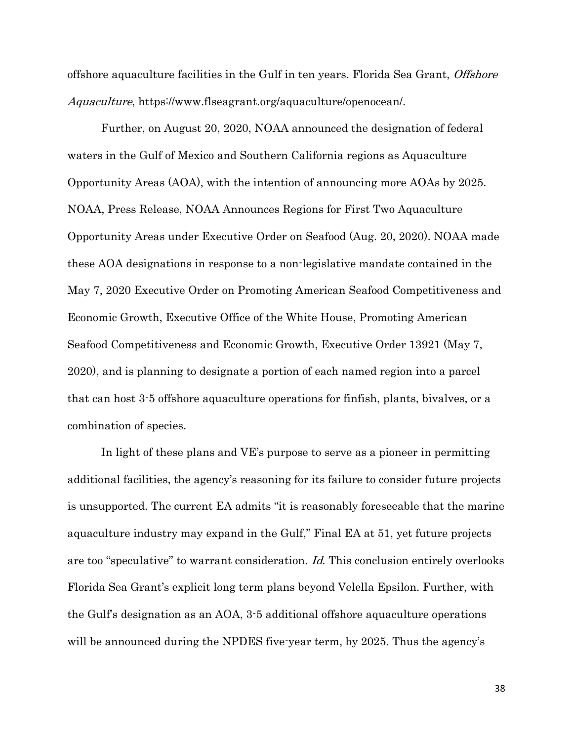offshore aquaculture facilities in the Gulf in ten years. Florida Sea Grant, *Offshore Aquaculture*, https://www.flseagrant.org/aquaculture/openocean/.

Further, on August 20, 2020, NOAA announced the designation of federal waters in the Gulf of Mexico and Southern California regions as Aquaculture Opportunity Areas (AOA), with the intention of announcing more AOAs by 2025. NOAA, Press Release, NOAA Announces Regions for First Two Aquaculture Opportunity Areas under Executive Order on Seafood (Aug. 20, 2020). NOAA made these AOA designations in response to a non-legislative mandate contained in the May 7, 2020 Executive Order on Promoting American Seafood Competitiveness and Economic Growth, Executive Office of the White House, Promoting American Seafood Competitiveness and Economic Growth, Executive Order 13921 (May 7, 2020), and is planning to designate a portion of each named region into a parcel that can host 3-5 offshore aquaculture operations for finfish, plants, bivalves, or a combination of species.

In light of these plans and VE's purpose to serve as a pioneer in permitting additional facilities, the agency's reasoning for its failure to consider future projects is unsupported. The current EA admits "it is reasonably foreseeable that the marine aquaculture industry may expand in the Gulf," Final EA at 51, yet future projects are too "speculative" to warrant consideration. *Id*. This conclusion entirely overlooks Florida Sea Grant's explicit long term plans beyond Velella Epsilon. Further, with the Gulf's designation as an AOA, 3-5 additional offshore aquaculture operations will be announced during the NPDES five-year term, by 2025. Thus the agency's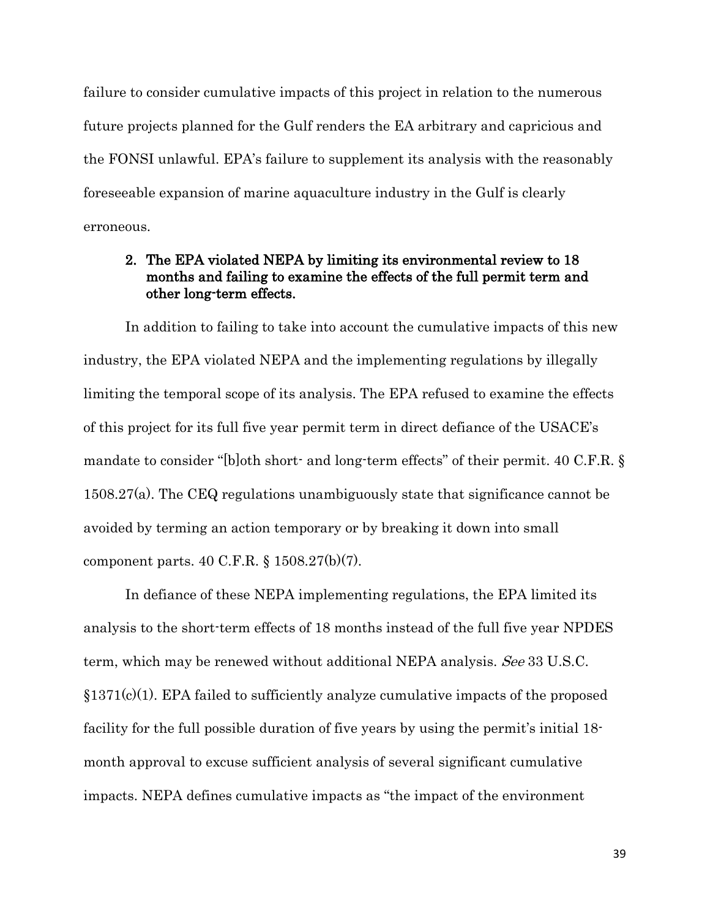failure to consider cumulative impacts of this project in relation to the numerous future projects planned for the Gulf renders the EA arbitrary and capricious and the FONSI unlawful. EPA's failure to supplement its analysis with the reasonably foreseeable expansion of marine aquaculture industry in the Gulf is clearly erroneous.

### 2. The EPA violated NEPA by limiting its environmental review to 18 months and failing to examine the effects of the full permit term and other long-term effects.

In addition to failing to take into account the cumulative impacts of this new industry, the EPA violated NEPA and the implementing regulations by illegally limiting the temporal scope of its analysis. The EPA refused to examine the effects of this project for its full five year permit term in direct defiance of the USACE's mandate to consider "[b]oth short- and long-term effects" of their permit. 40 C.F.R. § 1508.27(a). The CEQ regulations unambiguously state that significance cannot be avoided by terming an action temporary or by breaking it down into small component parts. 40 C.F.R. § 1508.27(b)(7).

In defiance of these NEPA implementing regulations, the EPA limited its analysis to the short-term effects of 18 months instead of the full five year NPDES term, which may be renewed without additional NEPA analysis. *See* 33 U.S.C. §1371(c)(1). EPA failed to sufficiently analyze cumulative impacts of the proposed facility for the full possible duration of five years by using the permit's initial 18-month approval to excuse sufficient analysis of several significant cumulative impacts. NEPA defines cumulative impacts as "the impact of the environment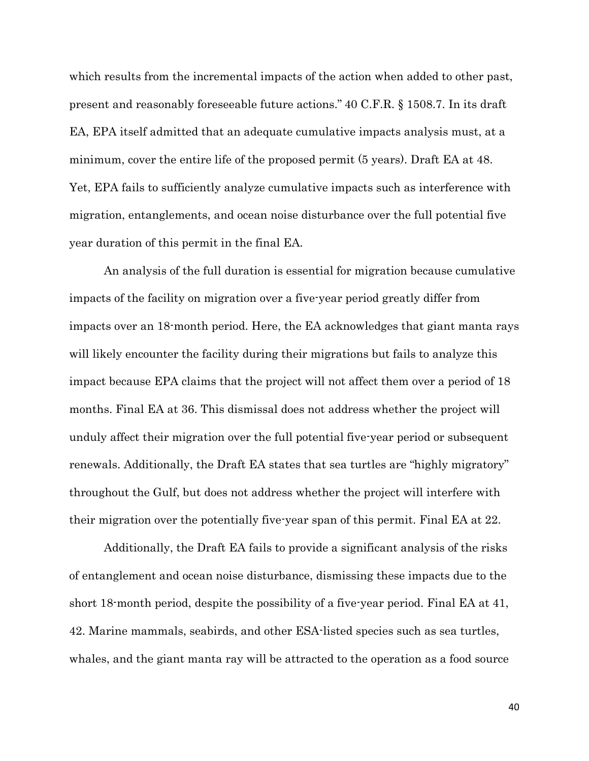which results from the incremental impacts of the action when added to other past, present and reasonably foreseeable future actions." 40 C.F.R. § 1508.7. In its draft EA, EPA itself admitted that an adequate cumulative impacts analysis must, at a minimum, cover the entire life of the proposed permit (5 years). Draft EA at 48. Yet, EPA fails to sufficiently analyze cumulative impacts such as interference with migration, entanglements, and ocean noise disturbance over the full potential five year duration of this permit in the final EA.

An analysis of the full duration is essential for migration because cumulative impacts of the facility on migration over a five-year period greatly differ from impacts over an 18-month period. Here, the EA acknowledges that giant manta rays will likely encounter the facility during their migrations but fails to analyze this impact because EPA claims that the project will not affect them over a period of 18 months. Final EA at 36. This dismissal does not address whether the project will unduly affect their migration over the full potential five-year period or subsequent renewals. Additionally, the Draft EA states that sea turtles are "highly migratory" throughout the Gulf, but does not address whether the project will interfere with their migration over the potentially five-year span of this permit. Final EA at 22.

Additionally, the Draft EA fails to provide a significant analysis of the risks of entanglement and ocean noise disturbance, dismissing these impacts due to the short 18-month period, despite the possibility of a five-year period. Final EA at 41, 42. Marine mammals, seabirds, and other ESA-listed species such as sea turtles, whales, and the giant manta ray will be attracted to the operation as a food source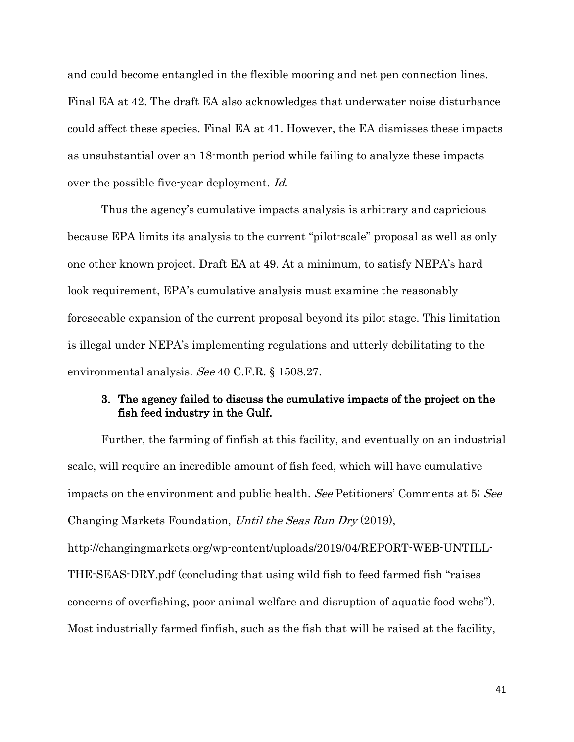and could become entangled in the flexible mooring and net pen connection lines. Final EA at 42. The draft EA also acknowledges that underwater noise disturbance could affect these species. Final EA at 41. However, the EA dismisses these impacts as unsubstantial over an 18-month period while failing to analyze these impacts over the possible five-year deployment. *Id.*

Thus the agency's cumulative impacts analysis is arbitrary and capricious because EPA limits its analysis to the current "pilot-scale" proposal as well as only one other known project. Draft EA at 49. At a minimum, to satisfy NEPA's hard look requirement, EPA's cumulative analysis must examine the reasonably foreseeable expansion of the current proposal beyond its pilot stage. This limitation is illegal under NEPA's implementing regulations and utterly debilitating to the environmental analysis. *See* 40 C.F.R. § 1508.27.

### 3. The agency failed to discuss the cumulative impacts of the project on the fish feed industry in the Gulf.

Further, the farming of finfish at this facility, and eventually on an industrial scale, will require an incredible amount of fish feed, which will have cumulative impacts on the environment and public health. *See* Petitioners' Comments at 5; *See* Changing Markets Foundation, *Until the Seas Run Dry* (2019), http://changingmarkets.org/wp-content/uploads/2019/04/REPORT-WEB-UNTILL-THE-SEAS-DRY.pdf (concluding that using wild fish to feed farmed fish "raises concerns of overfishing, poor animal welfare and disruption of aquatic food webs"). Most industrially farmed finfish, such as the fish that will be raised at the facility,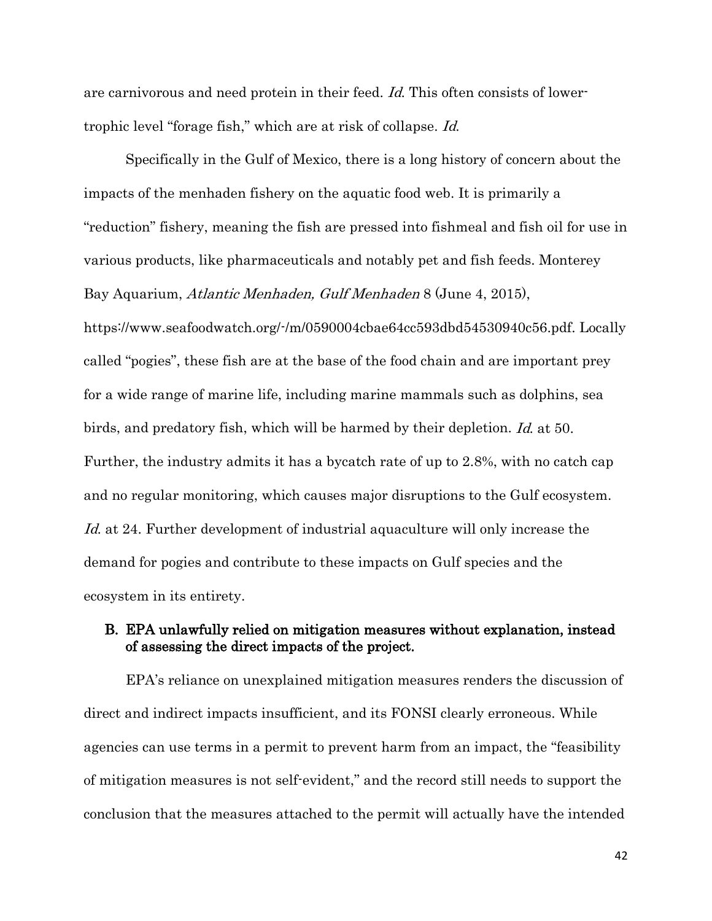are carnivorous and need protein in their feed. *Id.* This often consists of lower-trophic level "forage fish," which are at risk of collapse. *Id.*

Specifically in the Gulf of Mexico, there is a long history of concern about the impacts of the menhaden fishery on the aquatic food web. It is primarily a "reduction" fishery, meaning the fish are pressed into fishmeal and fish oil for use in various products, like pharmaceuticals and notably pet and fish feeds. Monterey Bay Aquarium, *Atlantic Menhaden, Gulf Menhaden* 8 (June 4, 2015), https://www.seafoodwatch.org/-/m/0590004cbae64cc593dbd54530940c56.pdf. Locally called "pogies", these fish are at the base of the food chain and are important prey for a wide range of marine life, including marine mammals such as dolphins, sea birds, and predatory fish, which will be harmed by their depletion. *Id.* at 50. Further, the industry admits it has a bycatch rate of up to 2.8%, with no catch cap and no regular monitoring, which causes major disruptions to the Gulf ecosystem. *Id.* at 24. Further development of industrial aquaculture will only increase the demand for pogies and contribute to these impacts on Gulf species and the ecosystem in its entirety.

### B. EPA unlawfully relied on mitigation measures without explanation, instead of assessing the direct impacts of the project.

EPA's reliance on unexplained mitigation measures renders the discussion of direct and indirect impacts insufficient, and its FONSI clearly erroneous. While agencies can use terms in a permit to prevent harm from an impact, the "feasibility of mitigation measures is not self-evident," and the record still needs to support the conclusion that the measures attached to the permit will actually have the intended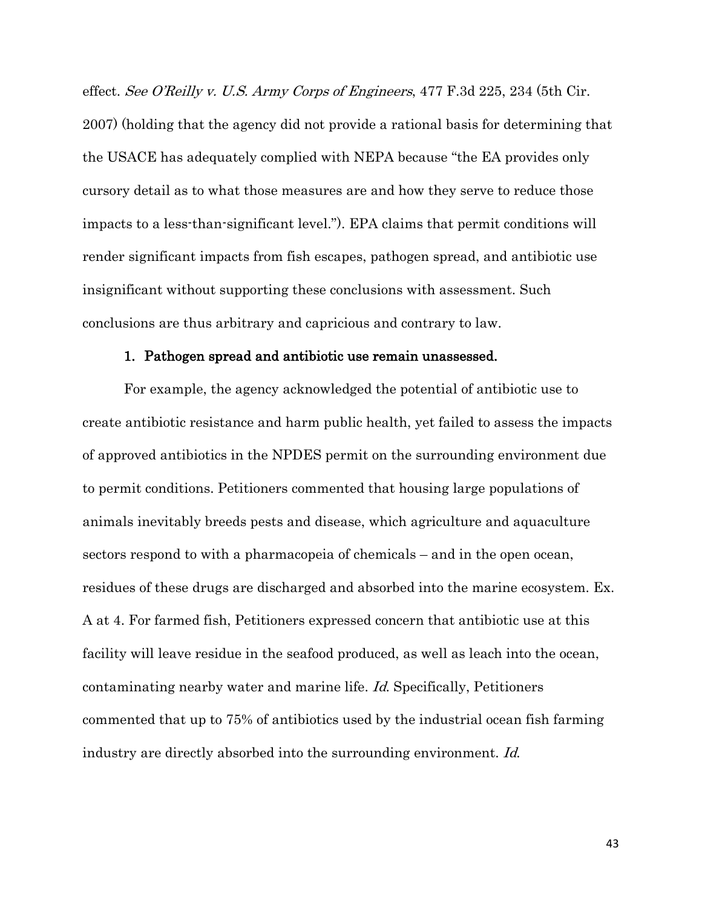effect. *See O'Reilly v. U.S. Army Corps of Engineers*, 477 F.3d 225, 234 (5th Cir. 2007) (holding that the agency did not provide a rational basis for determining that the USACE has adequately complied with NEPA because "the EA provides only cursory detail as to what those measures are and how they serve to reduce those impacts to a less-than-significant level."). EPA claims that permit conditions will render significant impacts from fish escapes, pathogen spread, and antibiotic use insignificant without supporting these conclusions with assessment. Such conclusions are thus arbitrary and capricious and contrary to law.

#### 1. Pathogen spread and antibiotic use remain unassessed.

For example, the agency acknowledged the potential of antibiotic use to create antibiotic resistance and harm public health, yet failed to assess the impacts of approved antibiotics in the NPDES permit on the surrounding environment due to permit conditions. Petitioners commented that housing large populations of animals inevitably breeds pests and disease, which agriculture and aquaculture sectors respond to with a pharmacopeia of chemicals – and in the open ocean, residues of these drugs are discharged and absorbed into the marine ecosystem. Ex. A at 4. For farmed fish, Petitioners expressed concern that antibiotic use at this facility will leave residue in the seafood produced, as well as leach into the ocean, contaminating nearby water and marine life. *Id.* Specifically, Petitioners commented that up to 75% of antibiotics used by the industrial ocean fish farming industry are directly absorbed into the surrounding environment. *Id.*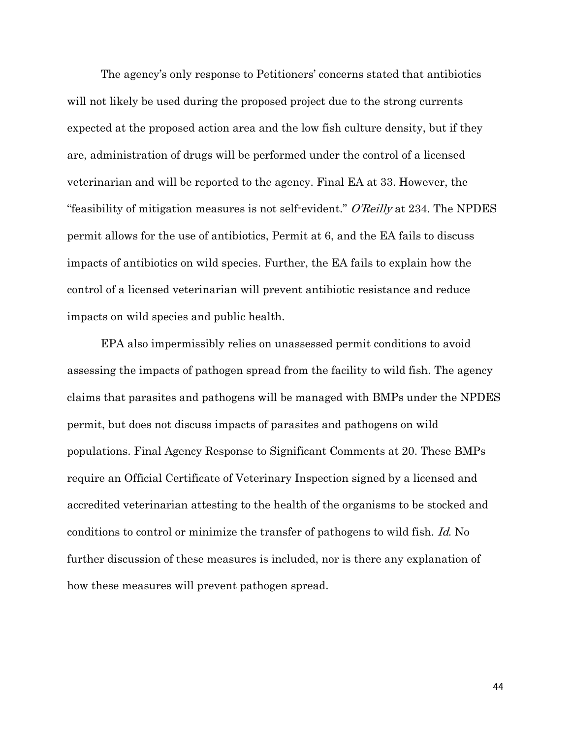The agency's only response to Petitioners' concerns stated that antibiotics will not likely be used during the proposed project due to the strong currents expected at the proposed action area and the low fish culture density, but if they are, administration of drugs will be performed under the control of a licensed veterinarian and will be reported to the agency. Final EA at 33. However, the "feasibility of mitigation measures is not self-evident." *O'Reilly* at 234. The NPDES permit allows for the use of antibiotics, Permit at 6, and the EA fails to discuss impacts of antibiotics on wild species. Further, the EA fails to explain how the control of a licensed veterinarian will prevent antibiotic resistance and reduce impacts on wild species and public health.

EPA also impermissibly relies on unassessed permit conditions to avoid assessing the impacts of pathogen spread from the facility to wild fish. The agency claims that parasites and pathogens will be managed with BMPs under the NPDES permit, but does not discuss impacts of parasites and pathogens on wild populations. Final Agency Response to Significant Comments at 20. These BMPs require an Official Certificate of Veterinary Inspection signed by a licensed and accredited veterinarian attesting to the health of the organisms to be stocked and conditions to control or minimize the transfer of pathogens to wild fish. *Id.* No further discussion of these measures is included, nor is there any explanation of how these measures will prevent pathogen spread.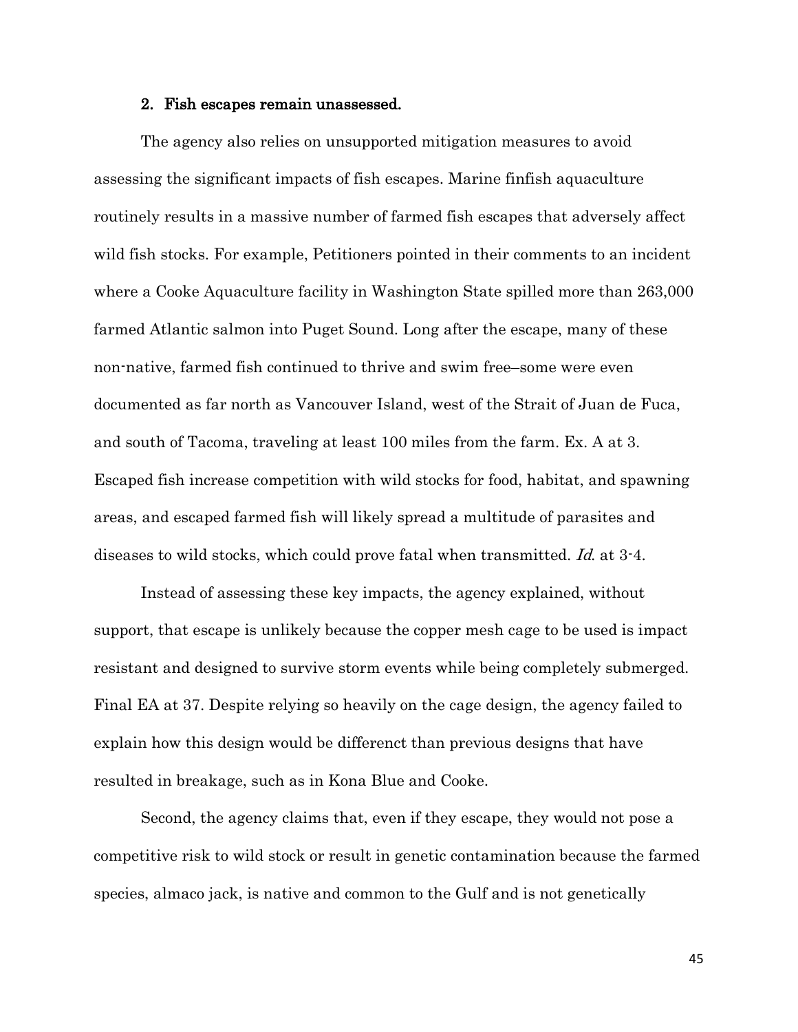### 2. Fish escapes remain unassessed.

The agency also relies on unsupported mitigation measures to avoid assessing the significant impacts of fish escapes. Marine finfish aquaculture routinely results in a massive number of farmed fish escapes that adversely affect wild fish stocks. For example, Petitioners pointed in their comments to an incident where a Cooke Aquaculture facility in Washington State spilled more than 263,000 farmed Atlantic salmon into Puget Sound. Long after the escape, many of these non-native, farmed fish continued to thrive and swim free–some were even documented as far north as Vancouver Island, west of the Strait of Juan de Fuca, and south of Tacoma, traveling at least 100 miles from the farm. Ex. A at 3. Escaped fish increase competition with wild stocks for food, habitat, and spawning areas, and escaped farmed fish will likely spread a multitude of parasites and diseases to wild stocks, which could prove fatal when transmitted. *Id.* at 3-4.

Instead of assessing these key impacts, the agency explained, without support, that escape is unlikely because the copper mesh cage to be used is impact resistant and designed to survive storm events while being completely submerged. Final EA at 37. Despite relying so heavily on the cage design, the agency failed to explain how this design would be differenct than previous designs that have resulted in breakage, such as in Kona Blue and Cooke.

Second, the agency claims that, even if they escape, they would not pose a competitive risk to wild stock or result in genetic contamination because the farmed species, almaco jack, is native and common to the Gulf and is not genetically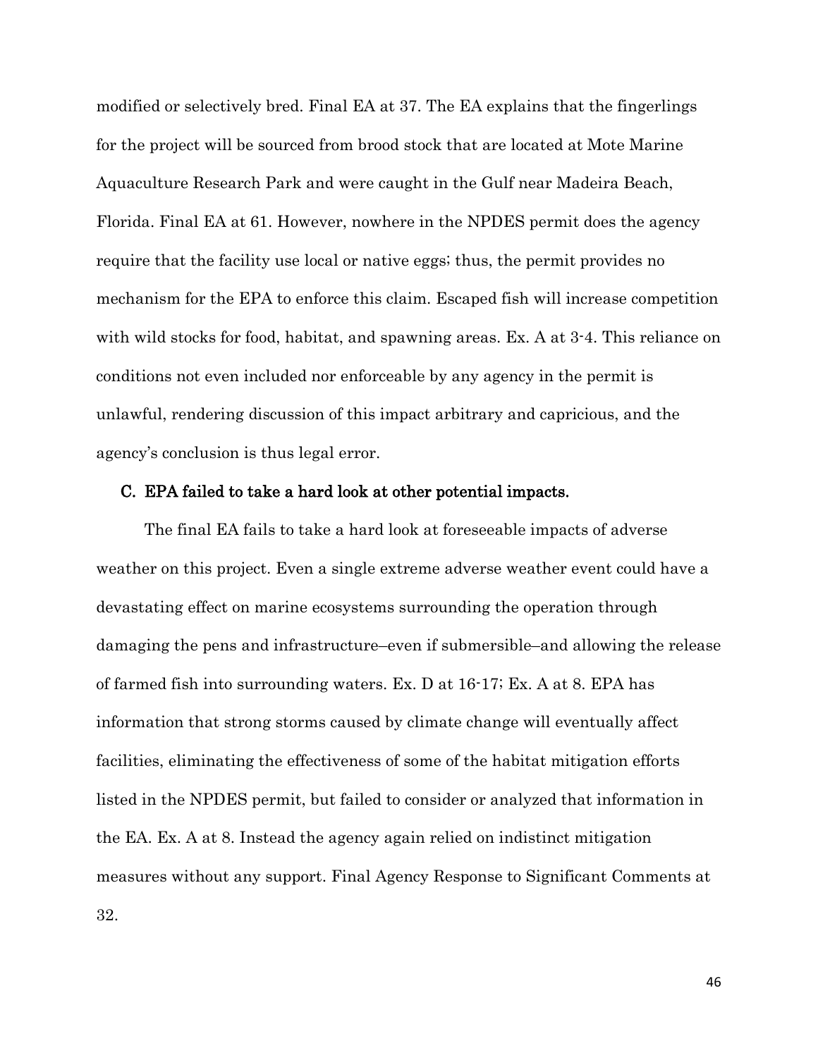modified or selectively bred. Final EA at 37. The EA explains that the fingerlings for the project will be sourced from brood stock that are located at Mote Marine Aquaculture Research Park and were caught in the Gulf near Madeira Beach, Florida. Final EA at 61. However, nowhere in the NPDES permit does the agency require that the facility use local or native eggs; thus, the permit provides no mechanism for the EPA to enforce this claim. Escaped fish will increase competition with wild stocks for food, habitat, and spawning areas. Ex. A at 3-4. This reliance on conditions not even included nor enforceable by any agency in the permit is unlawful, rendering discussion of this impact arbitrary and capricious, and the agency's conclusion is thus legal error.

### C. EPA failed to take a hard look at other potential impacts.

The final EA fails to take a hard look at foreseeable impacts of adverse weather on this project. Even a single extreme adverse weather event could have a devastating effect on marine ecosystems surrounding the operation through damaging the pens and infrastructure–even if submersible–and allowing the release of farmed fish into surrounding waters. Ex. D at 16-17; Ex. A at 8. EPA has information that strong storms caused by climate change will eventually affect facilities, eliminating the effectiveness of some of the habitat mitigation efforts listed in the NPDES permit, but failed to consider or analyzed that information in the EA. Ex. A at 8. Instead the agency again relied on indistinct mitigation measures without any support. Final Agency Response to Significant Comments at 32.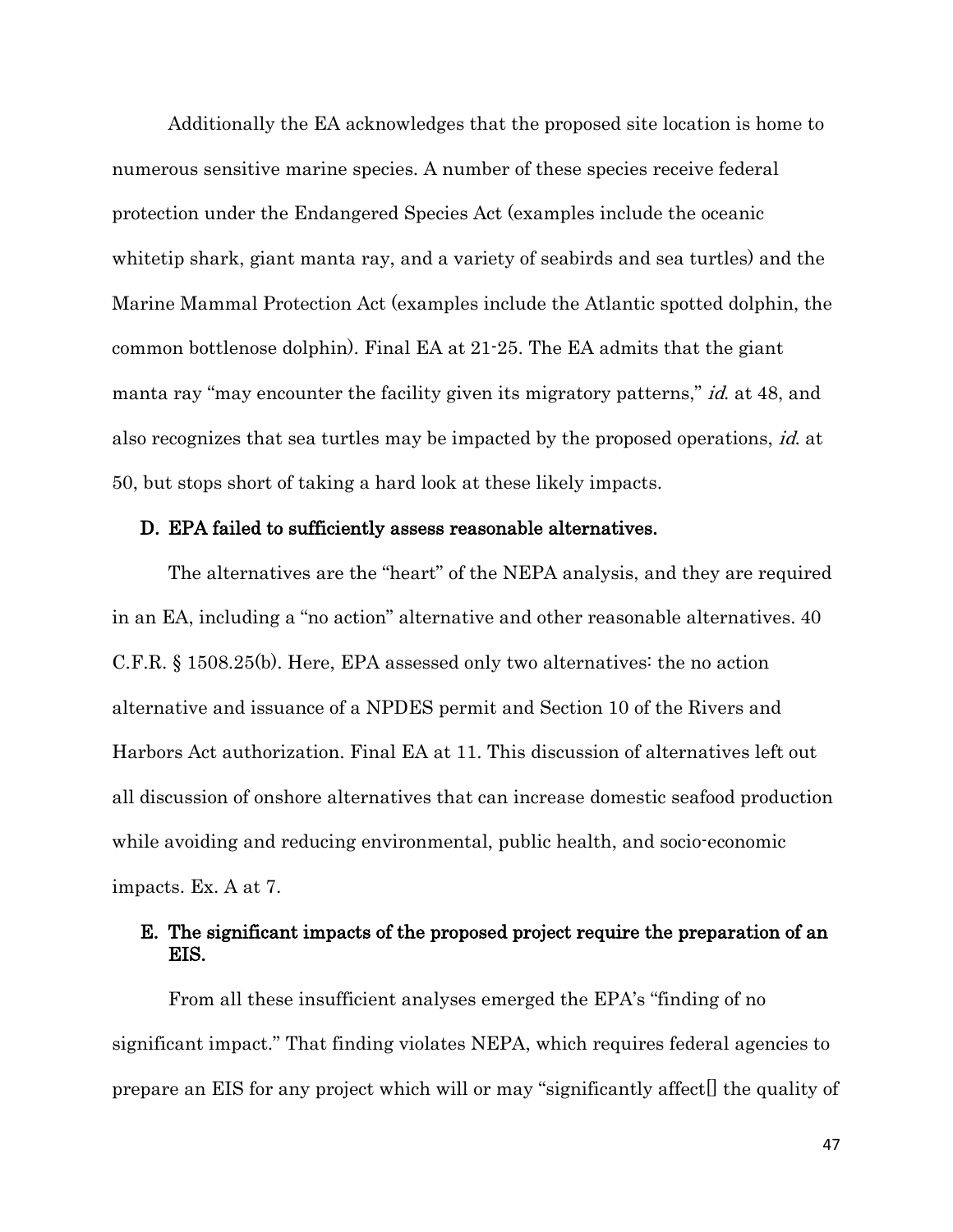Additionally the EA acknowledges that the proposed site location is home to numerous sensitive marine species. A number of these species receive federal protection under the Endangered Species Act (examples include the oceanic whitetip shark, giant manta ray, and a variety of seabirds and sea turtles) and the Marine Mammal Protection Act (examples include the Atlantic spotted dolphin, the common bottlenose dolphin). Final EA at 21-25. The EA admits that the giant manta ray "may encounter the facility given its migratory patterns," *id.* at 48, and also recognizes that sea turtles may be impacted by the proposed operations, *id.* at 50, but stops short of taking a hard look at these likely impacts.

### D. EPA failed to sufficiently assess reasonable alternatives.

The alternatives are the "heart" of the NEPA analysis, and they are required in an EA, including a "no action" alternative and other reasonable alternatives. 40 C.F.R. § 1508.25(b). Here, EPA assessed only two alternatives: the no action alternative and issuance of a NPDES permit and Section 10 of the Rivers and Harbors Act authorization. Final EA at 11. This discussion of alternatives left out all discussion of onshore alternatives that can increase domestic seafood production while avoiding and reducing environmental, public health, and socio-economic impacts. Ex. A at 7.

### E. The significant impacts of the proposed project require the preparation of an EIS.

From all these insufficient analyses emerged the EPA's "finding of no significant impact." That finding violates NEPA, which requires federal agencies to prepare an EIS for any project which will or may "significantly affect[] the quality of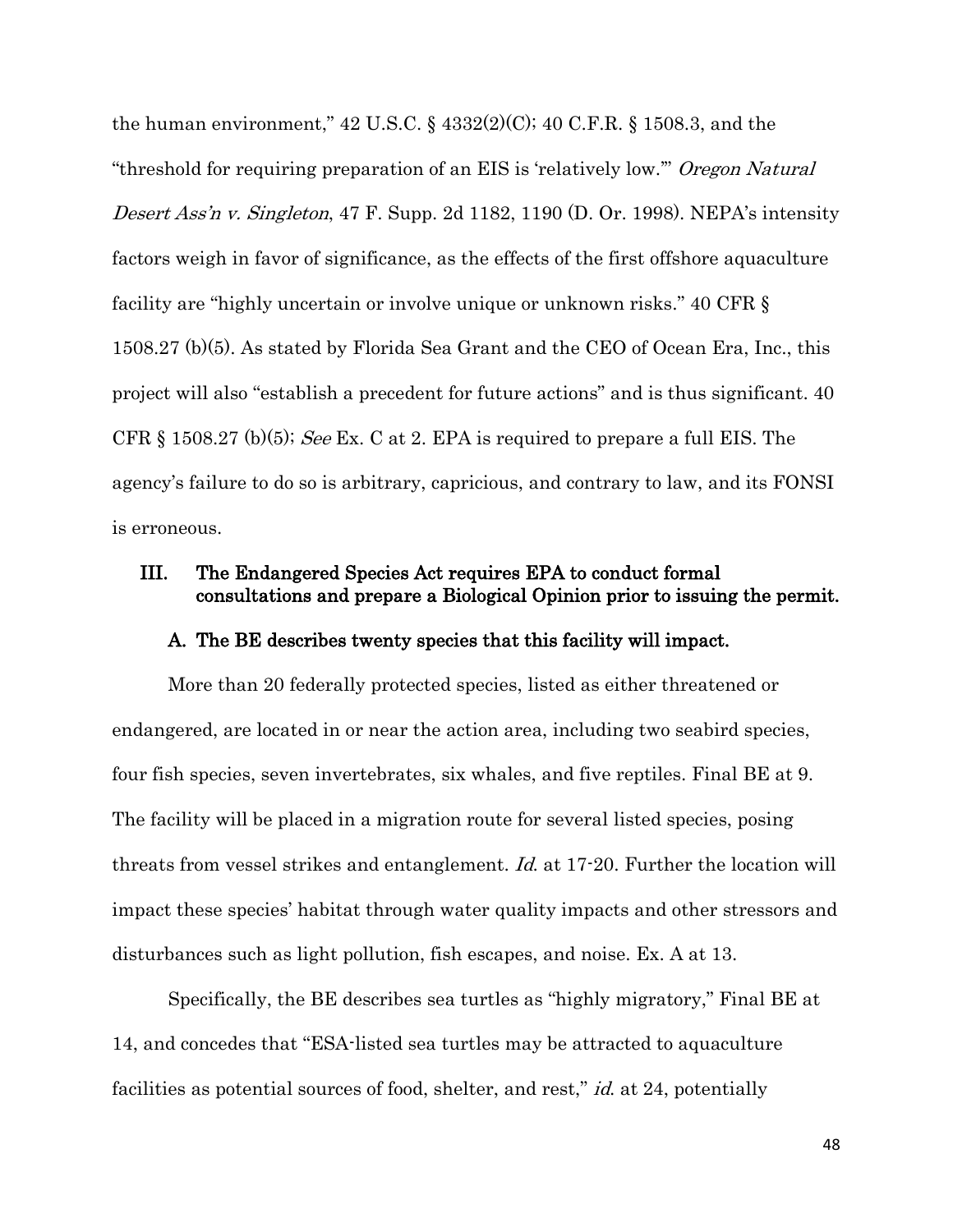the human environment," 42 U.S.C. § 4332(2)(C); 40 C.F.R. § 1508.3, and the "threshold for requiring preparation of an EIS is 'relatively low.'" *Oregon Natural Desert Ass'n v. Singleton*, 47 F. Supp. 2d 1182, 1190 (D. Or. 1998). NEPA's intensity factors weigh in favor of significance, as the effects of the first offshore aquaculture facility are "highly uncertain or involve unique or unknown risks." 40 CFR § 1508.27 (b)(5). As stated by Florida Sea Grant and the CEO of Ocean Era, Inc., this project will also "establish a precedent for future actions" and is thus significant. 40 CFR § 1508.27 (b)(5); *See* Ex. C at 2. EPA is required to prepare a full EIS. The agency's failure to do so is arbitrary, capricious, and contrary to law, and its FONSI is erroneous.

## III. The Endangered Species Act requires EPA to conduct formal consultations and prepare a Biological Opinion prior to issuing the permit.

### A. The BE describes twenty species that this facility will impact.

More than 20 federally protected species, listed as either threatened or endangered, are located in or near the action area, including two seabird species, four fish species, seven invertebrates, six whales, and five reptiles. Final BE at 9. The facility will be placed in a migration route for several listed species, posing threats from vessel strikes and entanglement. *Id.* at 17-20. Further the location will impact these species' habitat through water quality impacts and other stressors and disturbances such as light pollution, fish escapes, and noise. Ex. A at 13.

Specifically, the BE describes sea turtles as "highly migratory," Final BE at 14, and concedes that "ESA-listed sea turtles may be attracted to aquaculture facilities as potential sources of food, shelter, and rest," *id.* at 24, potentially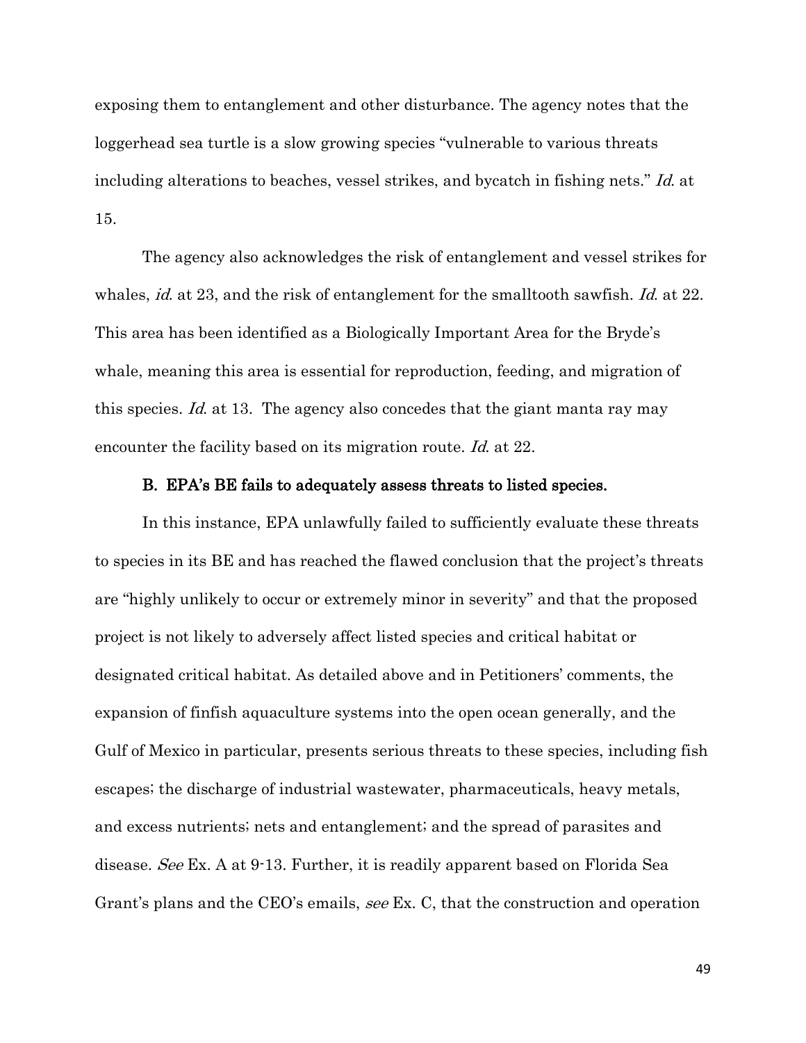exposing them to entanglement and other disturbance. The agency notes that the loggerhead sea turtle is a slow growing species "vulnerable to various threats including alterations to beaches, vessel strikes, and bycatch in fishing nets." *Id.* at 15.

The agency also acknowledges the risk of entanglement and vessel strikes for whales, *id.* at 23, and the risk of entanglement for the smalltooth sawfish. *Id.* at 22. This area has been identified as a Biologically Important Area for the Bryde's whale, meaning this area is essential for reproduction, feeding, and migration of this species. *Id.* at 13. The agency also concedes that the giant manta ray may encounter the facility based on its migration route. *Id.* at 22.

### B. EPA's BE fails to adequately assess threats to listed species.

In this instance, EPA unlawfully failed to sufficiently evaluate these threats to species in its BE and has reached the flawed conclusion that the project's threats are "highly unlikely to occur or extremely minor in severity" and that the proposed project is not likely to adversely affect listed species and critical habitat or designated critical habitat. As detailed above and in Petitioners' comments, the expansion of finfish aquaculture systems into the open ocean generally, and the Gulf of Mexico in particular, presents serious threats to these species, including fish escapes; the discharge of industrial wastewater, pharmaceuticals, heavy metals, and excess nutrients; nets and entanglement; and the spread of parasites and disease. *See* Ex. A at 9-13. Further, it is readily apparent based on Florida Sea Grant's plans and the CEO's emails, *see* Ex. C, that the construction and operation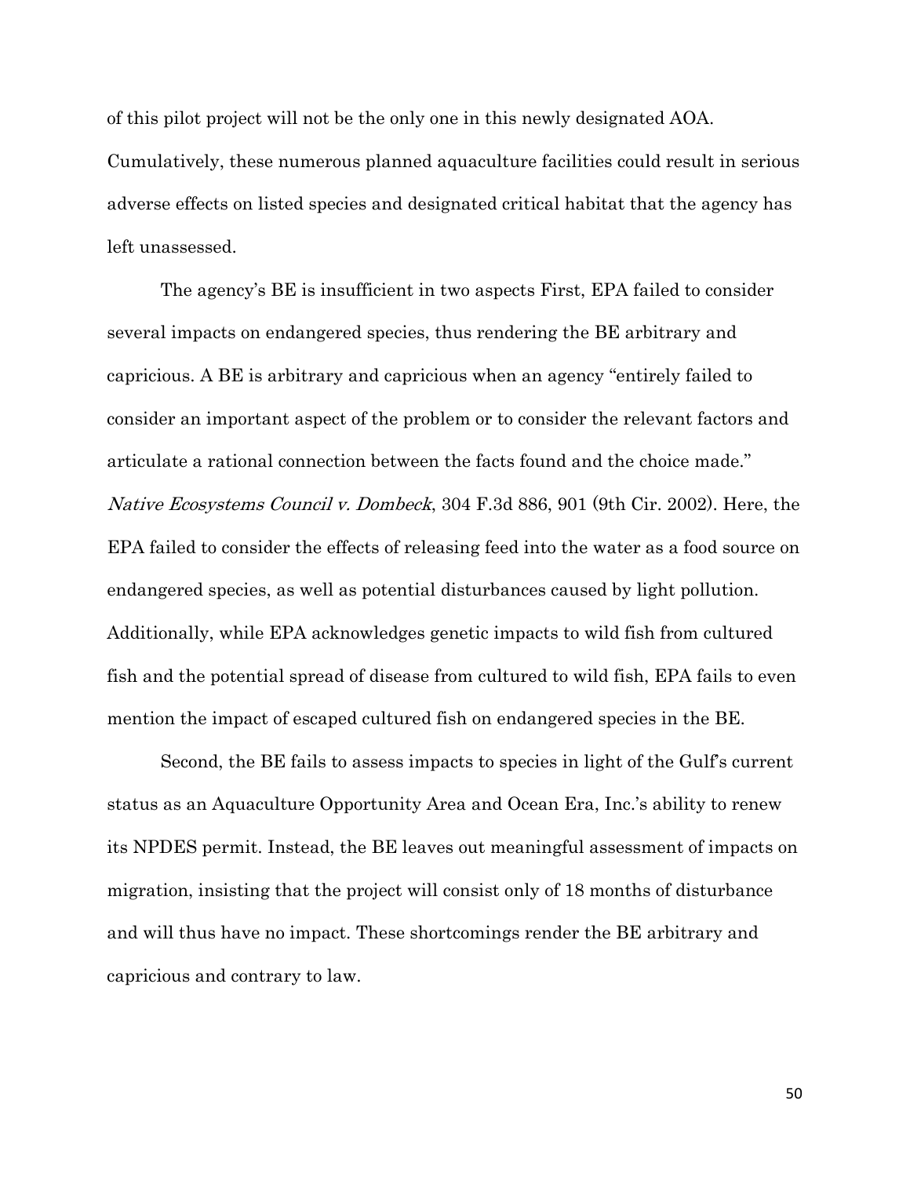of this pilot project will not be the only one in this newly designated AOA. Cumulatively, these numerous planned aquaculture facilities could result in serious adverse effects on listed species and designated critical habitat that the agency has left unassessed.

The agency's BE is insufficient in two aspects First, EPA failed to consider several impacts on endangered species, thus rendering the BE arbitrary and capricious. A BE is arbitrary and capricious when an agency "entirely failed to consider an important aspect of the problem or to consider the relevant factors and articulate a rational connection between the facts found and the choice made." *Native Ecosystems Council v. Dombeck*, 304 F.3d 886, 901 (9th Cir. 2002). Here, the EPA failed to consider the effects of releasing feed into the water as a food source on endangered species, as well as potential disturbances caused by light pollution. Additionally, while EPA acknowledges genetic impacts to wild fish from cultured fish and the potential spread of disease from cultured to wild fish, EPA fails to even mention the impact of escaped cultured fish on endangered species in the BE.

Second, the BE fails to assess impacts to species in light of the Gulf's current status as an Aquaculture Opportunity Area and Ocean Era, Inc.'s ability to renew its NPDES permit. Instead, the BE leaves out meaningful assessment of impacts on migration, insisting that the project will consist only of 18 months of disturbance and will thus have no impact. These shortcomings render the BE arbitrary and capricious and contrary to law.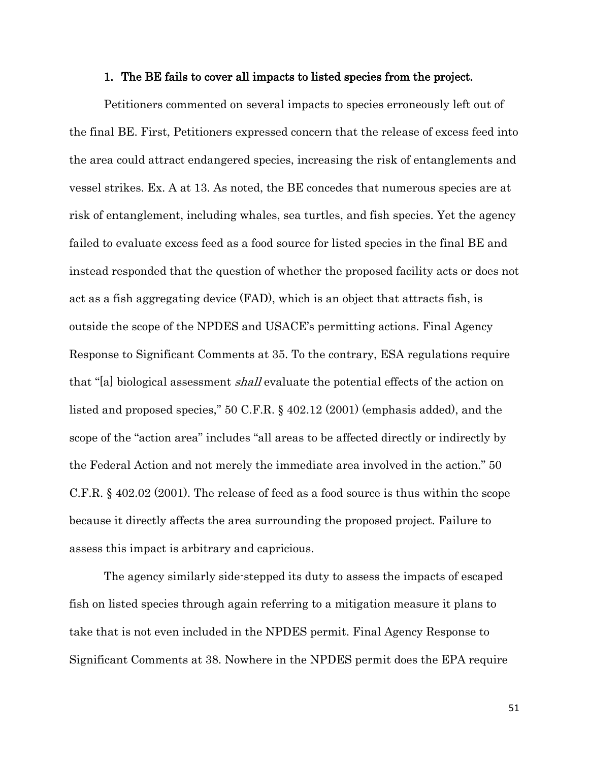### 1. The BE fails to cover all impacts to listed species from the project.

Petitioners commented on several impacts to species erroneously left out of the final BE. First, Petitioners expressed concern that the release of excess feed into the area could attract endangered species, increasing the risk of entanglements and vessel strikes. Ex. A at 13. As noted, the BE concedes that numerous species are at risk of entanglement, including whales, sea turtles, and fish species. Yet the agency failed to evaluate excess feed as a food source for listed species in the final BE and instead responded that the question of whether the proposed facility acts or does not act as a fish aggregating device (FAD), which is an object that attracts fish, is outside the scope of the NPDES and USACE's permitting actions. Final Agency Response to Significant Comments at 35. To the contrary, ESA regulations require that "[a] biological assessment *shall* evaluate the potential effects of the action on listed and proposed species," 50 C.F.R. § 402.12 (2001) (emphasis added), and the scope of the "action area" includes "all areas to be affected directly or indirectly by the Federal Action and not merely the immediate area involved in the action." 50 C.F.R. § 402.02 (2001). The release of feed as a food source is thus within the scope because it directly affects the area surrounding the proposed project. Failure to assess this impact is arbitrary and capricious.

The agency similarly side-stepped its duty to assess the impacts of escaped fish on listed species through again referring to a mitigation measure it plans to take that is not even included in the NPDES permit. Final Agency Response to Significant Comments at 38. Nowhere in the NPDES permit does the EPA require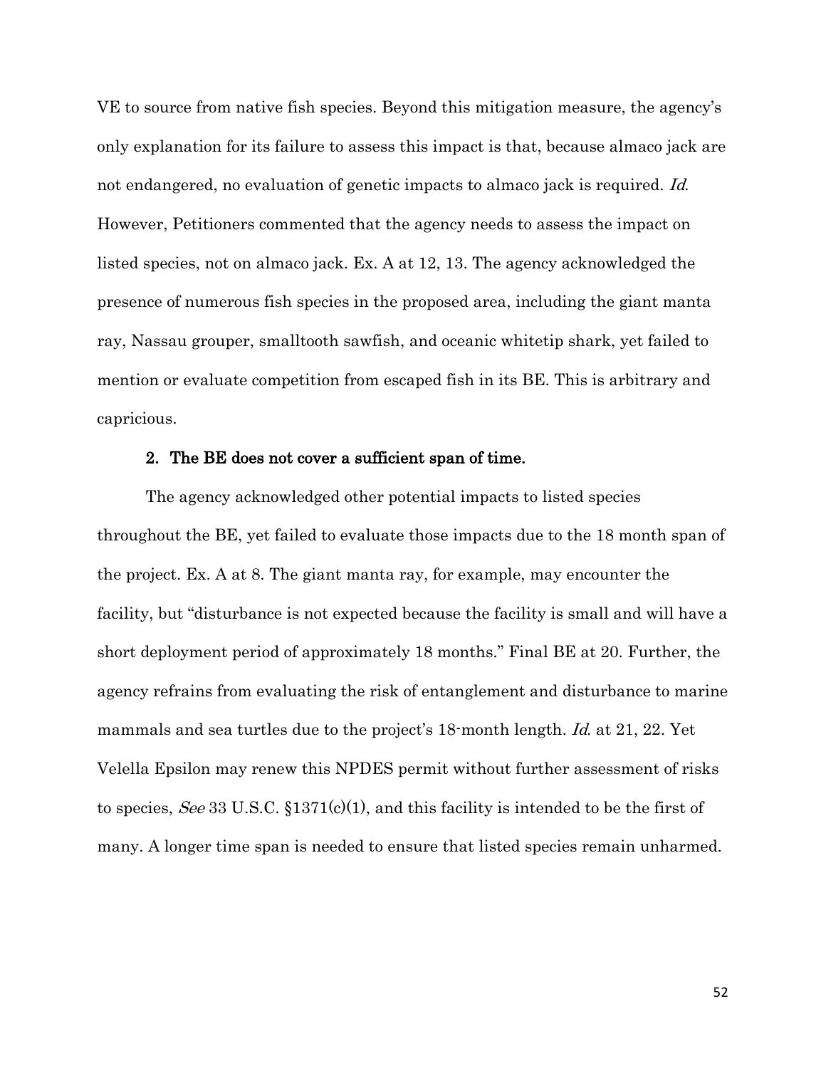VE to source from native fish species. Beyond this mitigation measure, the agency's only explanation for its failure to assess this impact is that, because almaco jack are not endangered, no evaluation of genetic impacts to almaco jack is required. *Id.* However, Petitioners commented that the agency needs to assess the impact on listed species, not on almaco jack. Ex. A at 12, 13. The agency acknowledged the presence of numerous fish species in the proposed area, including the giant manta ray, Nassau grouper, smalltooth sawfish, and oceanic whitetip shark, yet failed to mention or evaluate competition from escaped fish in its BE. This is arbitrary and capricious.

#### 2. The BE does not cover a sufficient span of time.

The agency acknowledged other potential impacts to listed species throughout the BE, yet failed to evaluate those impacts due to the 18 month span of the project. Ex. A at 8. The giant manta ray, for example, may encounter the facility, but "disturbance is not expected because the facility is small and will have a short deployment period of approximately 18 months." Final BE at 20. Further, the agency refrains from evaluating the risk of entanglement and disturbance to marine mammals and sea turtles due to the project's 18-month length. *Id.* at 21, 22. Yet Velella Epsilon may renew this NPDES permit without further assessment of risks to species, *See* 33 U.S.C. §1371(c)(1), and this facility is intended to be the first of many. A longer time span is needed to ensure that listed species remain unharmed.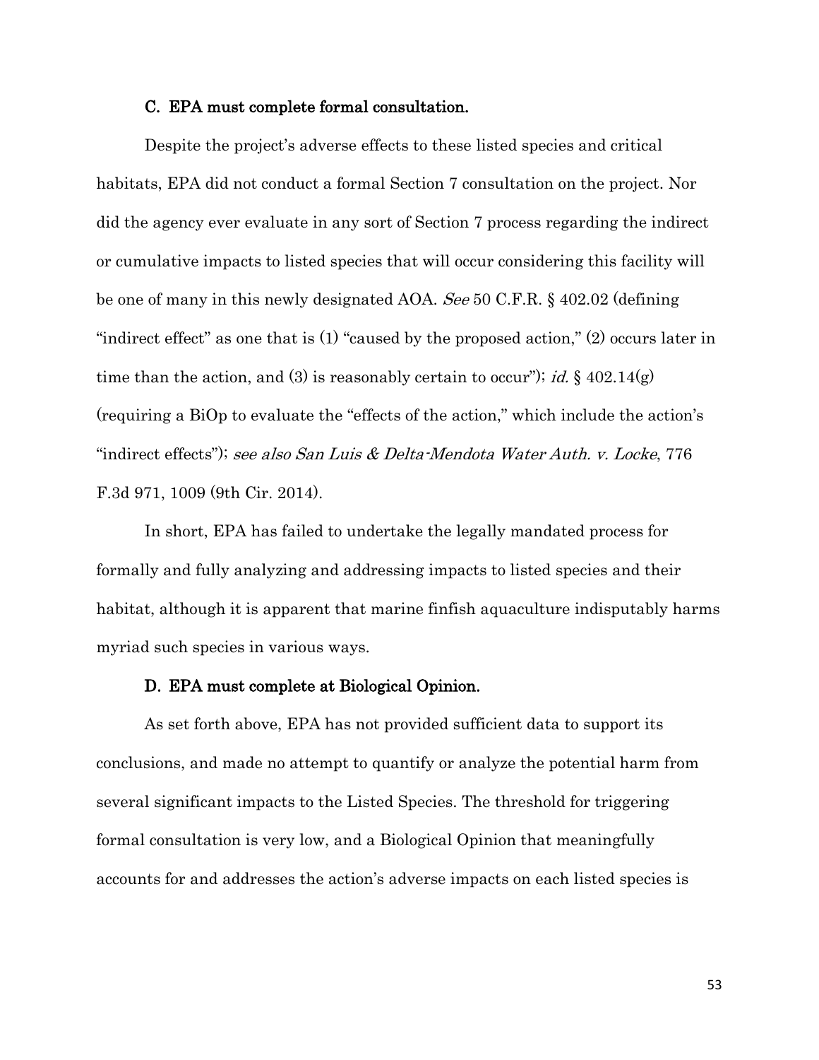### C. EPA must complete formal consultation.

Despite the project's adverse effects to these listed species and critical habitats, EPA did not conduct a formal Section 7 consultation on the project. Nor did the agency ever evaluate in any sort of Section 7 process regarding the indirect or cumulative impacts to listed species that will occur considering this facility will be one of many in this newly designated AOA. *See* 50 C.F.R. § 402.02 (defining "indirect effect" as one that is (1) "caused by the proposed action," (2) occurs later in time than the action, and (3) is reasonably certain to occur"); *id.* § 402.14(g) (requiring a BiOp to evaluate the "effects of the action," which include the action's "indirect effects"); *see also San Luis & Delta-Mendota Water Auth. v. Locke*, 776 F.3d 971, 1009 (9th Cir. 2014).

In short, EPA has failed to undertake the legally mandated process for formally and fully analyzing and addressing impacts to listed species and their habitat, although it is apparent that marine finfish aquaculture indisputably harms myriad such species in various ways.

### D. EPA must complete at Biological Opinion.

As set forth above, EPA has not provided sufficient data to support its conclusions, and made no attempt to quantify or analyze the potential harm from several significant impacts to the Listed Species. The threshold for triggering formal consultation is very low, and a Biological Opinion that meaningfully accounts for and addresses the action's adverse impacts on each listed species is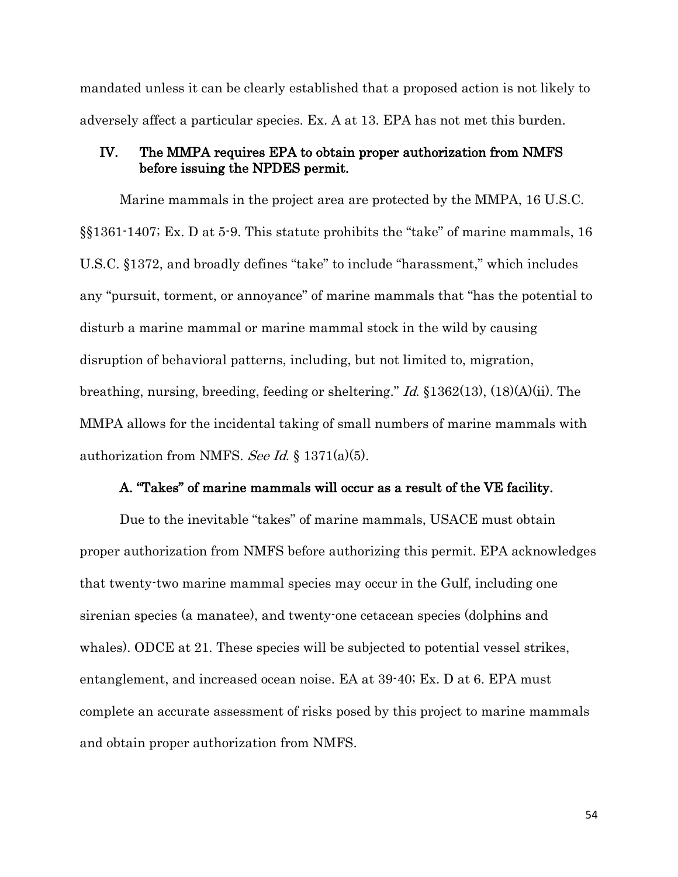mandated unless it can be clearly established that a proposed action is not likely to adversely affect a particular species. Ex. A at 13. EPA has not met this burden.

## IV. The MMPA requires EPA to obtain proper authorization from NMFS before issuing the NPDES permit.

Marine mammals in the project area are protected by the MMPA, 16 U.S.C. §§1361-1407; Ex. D at 5-9. This statute prohibits the "take" of marine mammals, 16 U.S.C. §1372, and broadly defines "take" to include "harassment," which includes any "pursuit, torment, or annoyance" of marine mammals that "has the potential to disturb a marine mammal or marine mammal stock in the wild by causing disruption of behavioral patterns, including, but not limited to, migration, breathing, nursing, breeding, feeding or sheltering." *Id.* §1362(13), (18)(A)(ii). The MMPA allows for the incidental taking of small numbers of marine mammals with authorization from NMFS. *See Id.* § 1371(a)(5).

### A. "Takes" of marine mammals will occur as a result of the VE facility.

Due to the inevitable "takes" of marine mammals, USACE must obtain proper authorization from NMFS before authorizing this permit. EPA acknowledges that twenty-two marine mammal species may occur in the Gulf, including one sirenian species (a manatee), and twenty-one cetacean species (dolphins and whales). ODCE at 21. These species will be subjected to potential vessel strikes, entanglement, and increased ocean noise. EA at 39-40; Ex. D at 6. EPA must complete an accurate assessment of risks posed by this project to marine mammals and obtain proper authorization from NMFS.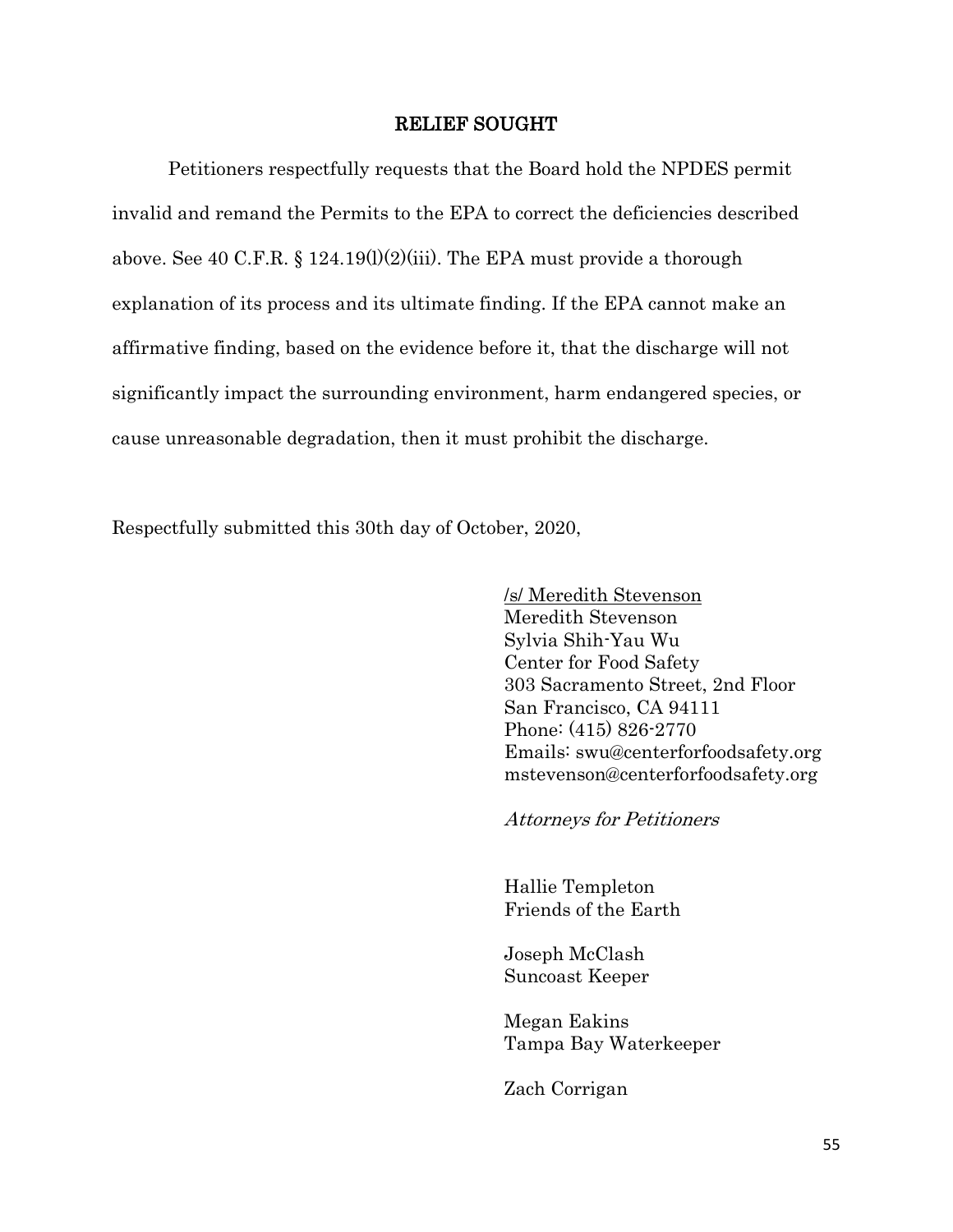## RELIEF SOUGHT

Petitioners respectfully requests that the Board hold the NPDES permit invalid and remand the Permits to the EPA to correct the deficiencies described above. See 40 C.F.R. § 124.19(l)(2)(iii). The EPA must provide a thorough explanation of its process and its ultimate finding. If the EPA cannot make an affirmative finding, based on the evidence before it, that the discharge will not significantly impact the surrounding environment, harm endangered species, or cause unreasonable degradation, then it must prohibit the discharge.

Respectfully submitted this 30th day of October, 2020,

/s/ Meredith Stevenson
Meredith Stevenson
Sylvia Shih-Yau Wu
Center for Food Safety
303 Sacramento Street, 2nd Floor
San Francisco, CA 94111
Phone: (415) 826-2770
Emails: swu@centerforfoodsafety.org
mstevenson@centerforfoodsafety.org

*Attorneys for Petitioners*

Hallie Templeton
Friends of the Earth

Joseph McClash
Suncoast Keeper

Megan Eakins
Tampa Bay Waterkeeper

Zach Corrigan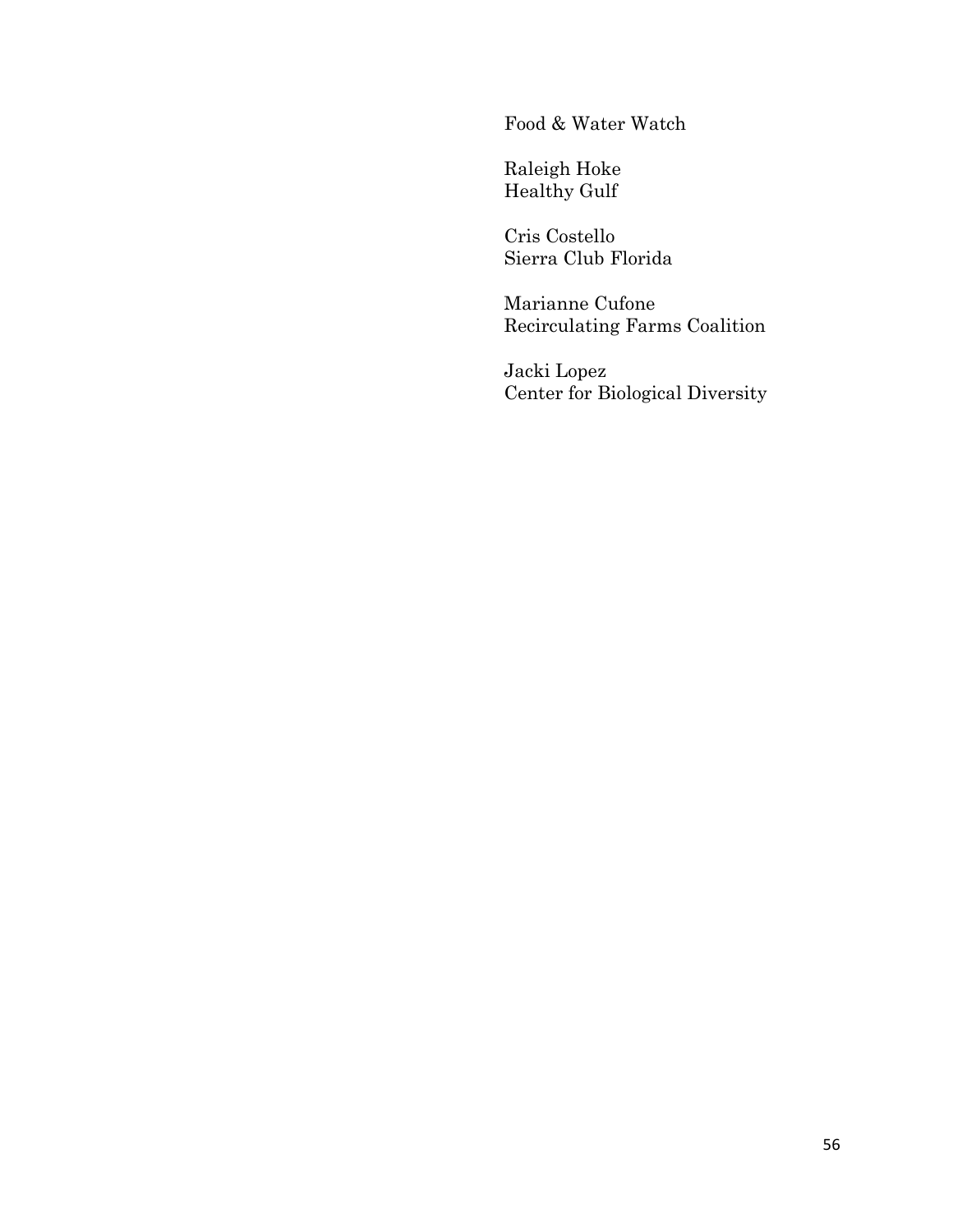Food & Water Watch

Raleigh Hoke  
Healthy Gulf

Cris Costello  
Sierra Club Florida

Marianne Cufone  
Recirculating Farms Coalition

Jacki Lopez  
Center for Biological Diversity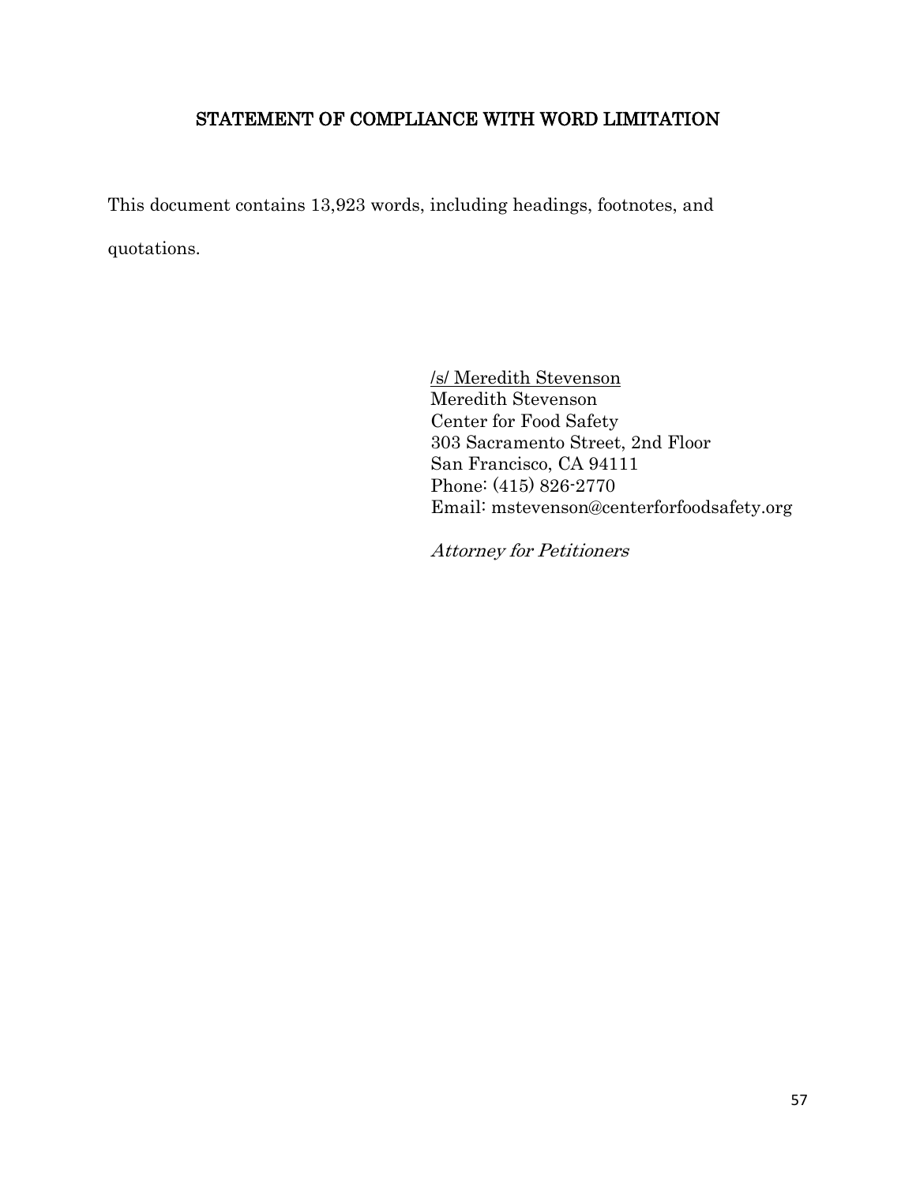## STATEMENT OF COMPLIANCE WITH WORD LIMITATION

This document contains 13,923 words, including headings, footnotes, and quotations.

/s/ Meredith Stevenson
Meredith Stevenson
Center for Food Safety
303 Sacramento Street, 2nd Floor
San Francisco, CA 94111
Phone: (415) 826-2770
Email: mstevenson@centerforfoodsafety.org

*Attorney for Petitioners*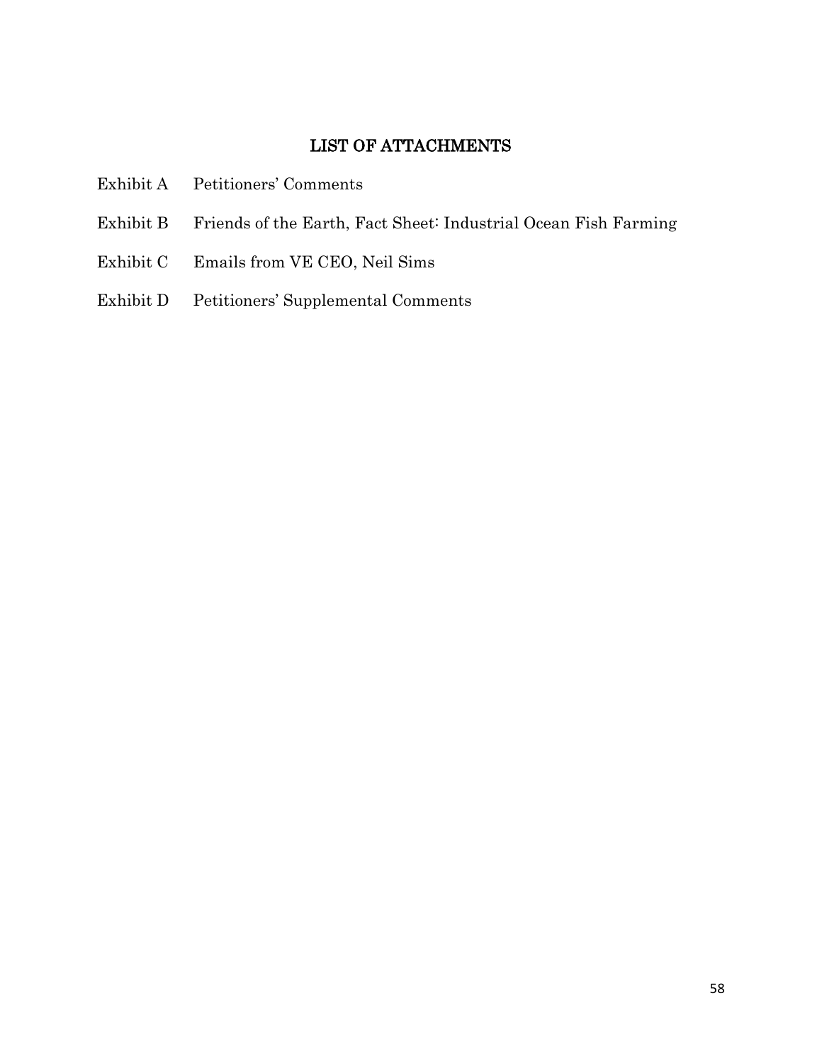# LIST OF ATTACHMENTS

| | |
|---|---|
| Exhibit A | Petitioners' Comments |
| Exhibit B | Friends of the Earth, Fact Sheet: Industrial Ocean Fish Farming |
| Exhibit C | Emails from VE CEO, Neil Sims |
| Exhibit D | Petitioners' Supplemental Comments |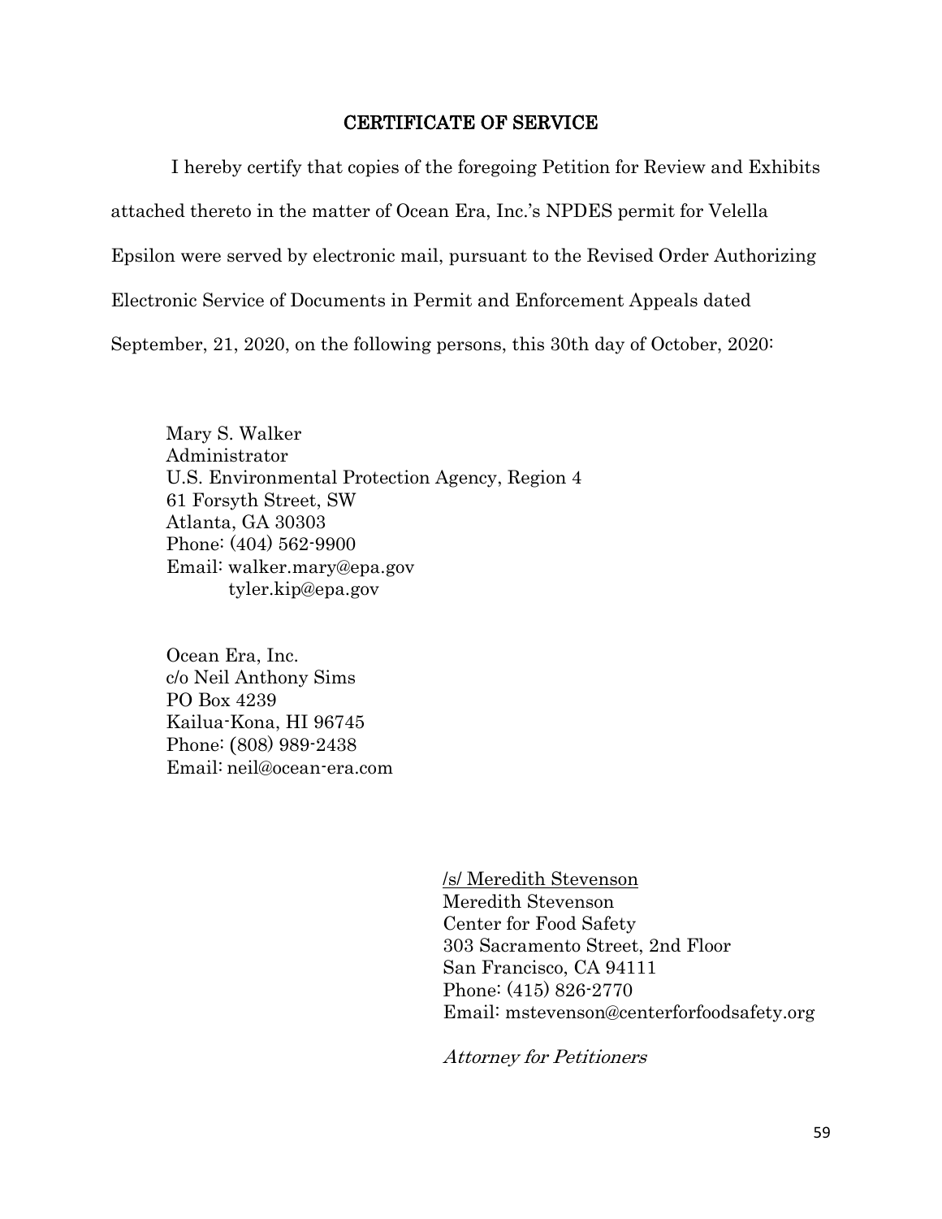## CERTIFICATE OF SERVICE

I hereby certify that copies of the foregoing Petition for Review and Exhibits attached thereto in the matter of Ocean Era, Inc.'s NPDES permit for Velella Epsilon were served by electronic mail, pursuant to the Revised Order Authorizing Electronic Service of Documents in Permit and Enforcement Appeals dated September, 21, 2020, on the following persons, this 30th day of October, 2020:

Mary S. Walker  
Administrator  
U.S. Environmental Protection Agency, Region 4  
61 Forsyth Street, SW  
Atlanta, GA 30303  
Phone: (404) 562-9900  
Email: walker.mary@epa.gov  
tyler.kip@epa.gov

Ocean Era, Inc.  
c/o Neil Anthony Sims  
PO Box 4239  
Kailua-Kona, HI 96745  
Phone: (808) 989-2438  
Email: neil@ocean-era.com

/s/ Meredith Stevenson  
Meredith Stevenson  
Center for Food Safety  
303 Sacramento Street, 2nd Floor  
San Francisco, CA 94111  
Phone: (415) 826-2770  
Email: mstevenson@centerforfoodsafety.org

*Attorney for Petitioners*